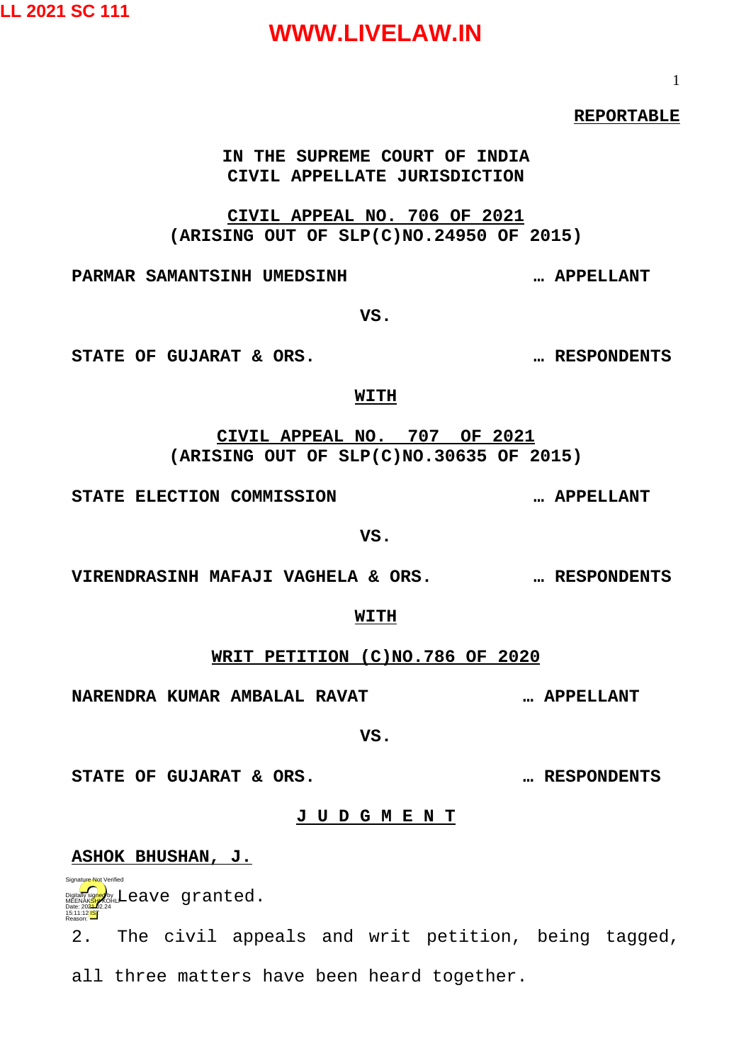**REPORTABLE**

**IN THE SUPREME COURT OF INDIA**
**CIVIL APPELLATE JURISDICTION**

**CIVIL APPEAL NO. 706 OF 2021**
**(ARISING OUT OF SLP(C)NO.24950 OF 2015)**

**PARMAR SAMANTSINH UMEDSINH … APPELLANT**

**VS.**

**STATE OF GUJARAT & ORS. … RESPONDENTS**

**WITH**

**CIVIL APPEAL NO. 707 OF 2021**
**(ARISING OUT OF SLP(C)NO.30635 OF 2015)**

**STATE ELECTION COMMISSION … APPELLANT**

**VS.**

**VIRENDRASINH MAFAJI VAGHELA & ORS. … RESPONDENTS**

**WITH**

**WRIT PETITION (C)NO.786 OF 2020**

**NARENDRA KUMAR AMBALAL RAVAT … APPELLANT**

**VS.**

**STATE OF GUJARAT & ORS. … RESPONDENTS**

**J U D G M E N T**

**ASHOK BHUSHAN, J.**

Leave granted.

2. The civil appeals and writ petition, being tagged, all three matters have been heard together.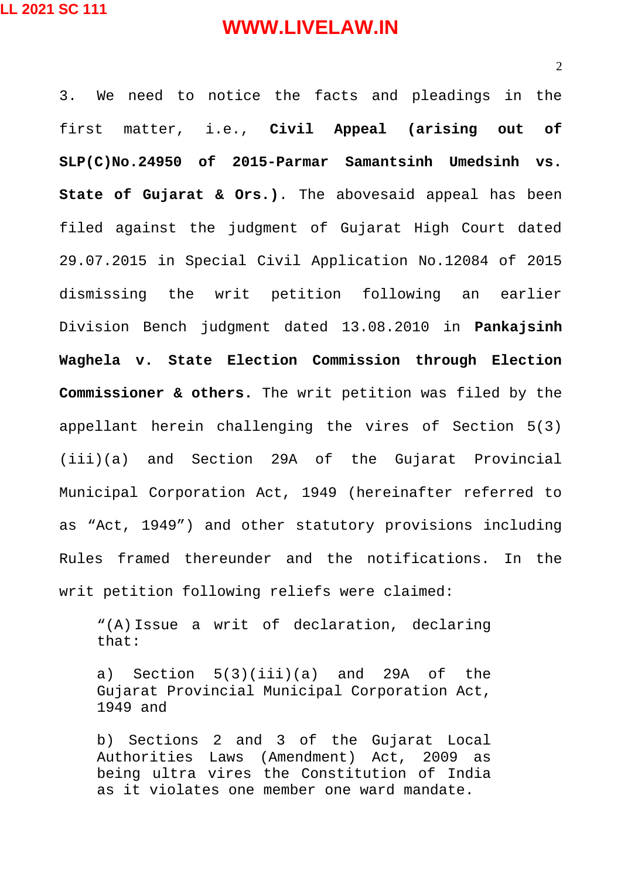3. We need to notice the facts and pleadings in the first matter, i.e., **Civil Appeal (arising out of SLP(C)No.24950 of 2015-Parmar Samantsinh Umedsinh vs. State of Gujarat & Ors.)**. The abovesaid appeal has been filed against the judgment of Gujarat High Court dated 29.07.2015 in Special Civil Application No.12084 of 2015 dismissing the writ petition following an earlier Division Bench judgment dated 13.08.2010 in **Pankajsinh Waghela v. State Election Commission through Election Commissioner & others.** The writ petition was filed by the appellant herein challenging the vires of Section 5(3)(iii)(a) and Section 29A of the Gujarat Provincial Municipal Corporation Act, 1949 (hereinafter referred to as "Act, 1949") and other statutory provisions including Rules framed thereunder and the notifications. In the writ petition following reliefs were claimed:

> "(A) Issue a writ of declaration, declaring that:
>
> a) Section 5(3)(iii)(a) and 29A of the Gujarat Provincial Municipal Corporation Act, 1949 and
>
> b) Sections 2 and 3 of the Gujarat Local Authorities Laws (Amendment) Act, 2009 as being ultra vires the Constitution of India as it violates one member one ward mandate.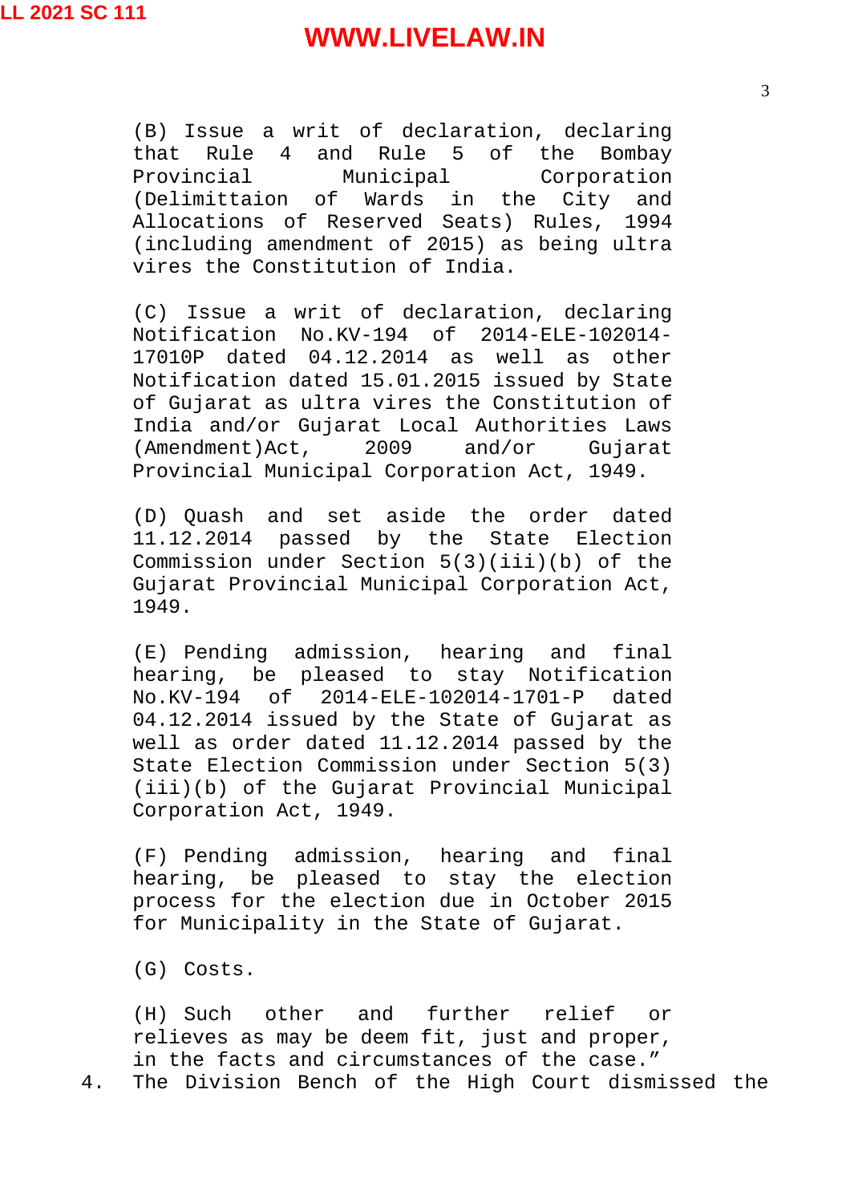(B) Issue a writ of declaration, declaring that Rule 4 and Rule 5 of the Bombay Provincial Municipal Corporation (Delimittaion of Wards in the City and Allocations of Reserved Seats) Rules, 1994 (including amendment of 2015) as being ultra vires the Constitution of India.

(C) Issue a writ of declaration, declaring Notification No.KV-194 of 2014-ELE-102014-17010P dated 04.12.2014 as well as other Notification dated 15.01.2015 issued by State of Gujarat as ultra vires the Constitution of India and/or Gujarat Local Authorities Laws (Amendment)Act, 2009 and/or Gujarat Provincial Municipal Corporation Act, 1949.

(D) Quash and set aside the order dated 11.12.2014 passed by the State Election Commission under Section 5(3)(iii)(b) of the Gujarat Provincial Municipal Corporation Act, 1949.

(E) Pending admission, hearing and final hearing, be pleased to stay Notification No.KV-194 of 2014-ELE-102014-1701-P dated 04.12.2014 issued by the State of Gujarat as well as order dated 11.12.2014 passed by the State Election Commission under Section 5(3)(iii)(b) of the Gujarat Provincial Municipal Corporation Act, 1949.

(F) Pending admission, hearing and final hearing, be pleased to stay the election process for the election due in October 2015 for Municipality in the State of Gujarat.

(G) Costs.

(H) Such other and further relief or relieves as may be deem fit, just and proper, in the facts and circumstances of the case."

4. The Division Bench of the High Court dismissed the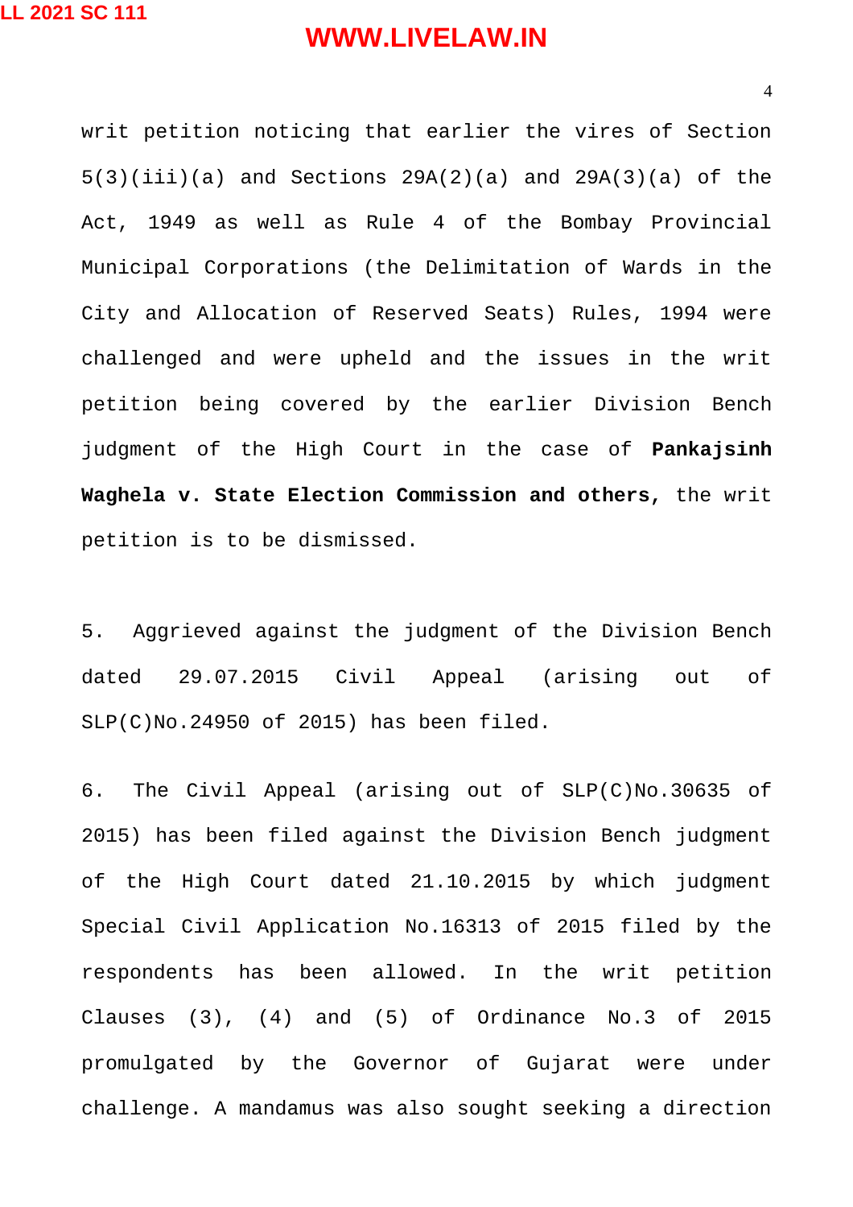writ petition noticing that earlier the vires of Section 5(3)(iii)(a) and Sections 29A(2)(a) and 29A(3)(a) of the Act, 1949 as well as Rule 4 of the Bombay Provincial Municipal Corporations (the Delimitation of Wards in the City and Allocation of Reserved Seats) Rules, 1994 were challenged and were upheld and the issues in the writ petition being covered by the earlier Division Bench judgment of the High Court in the case of **Pankajsinh Waghela v. State Election Commission and others**, the writ petition is to be dismissed.

5. Aggrieved against the judgment of the Division Bench dated 29.07.2015 Civil Appeal (arising out of SLP(C)No.24950 of 2015) has been filed.

6. The Civil Appeal (arising out of SLP(C)No.30635 of 2015) has been filed against the Division Bench judgment of the High Court dated 21.10.2015 by which judgment Special Civil Application No.16313 of 2015 filed by the respondents has been allowed. In the writ petition Clauses (3), (4) and (5) of Ordinance No.3 of 2015 promulgated by the Governor of Gujarat were under challenge. A mandamus was also sought seeking a direction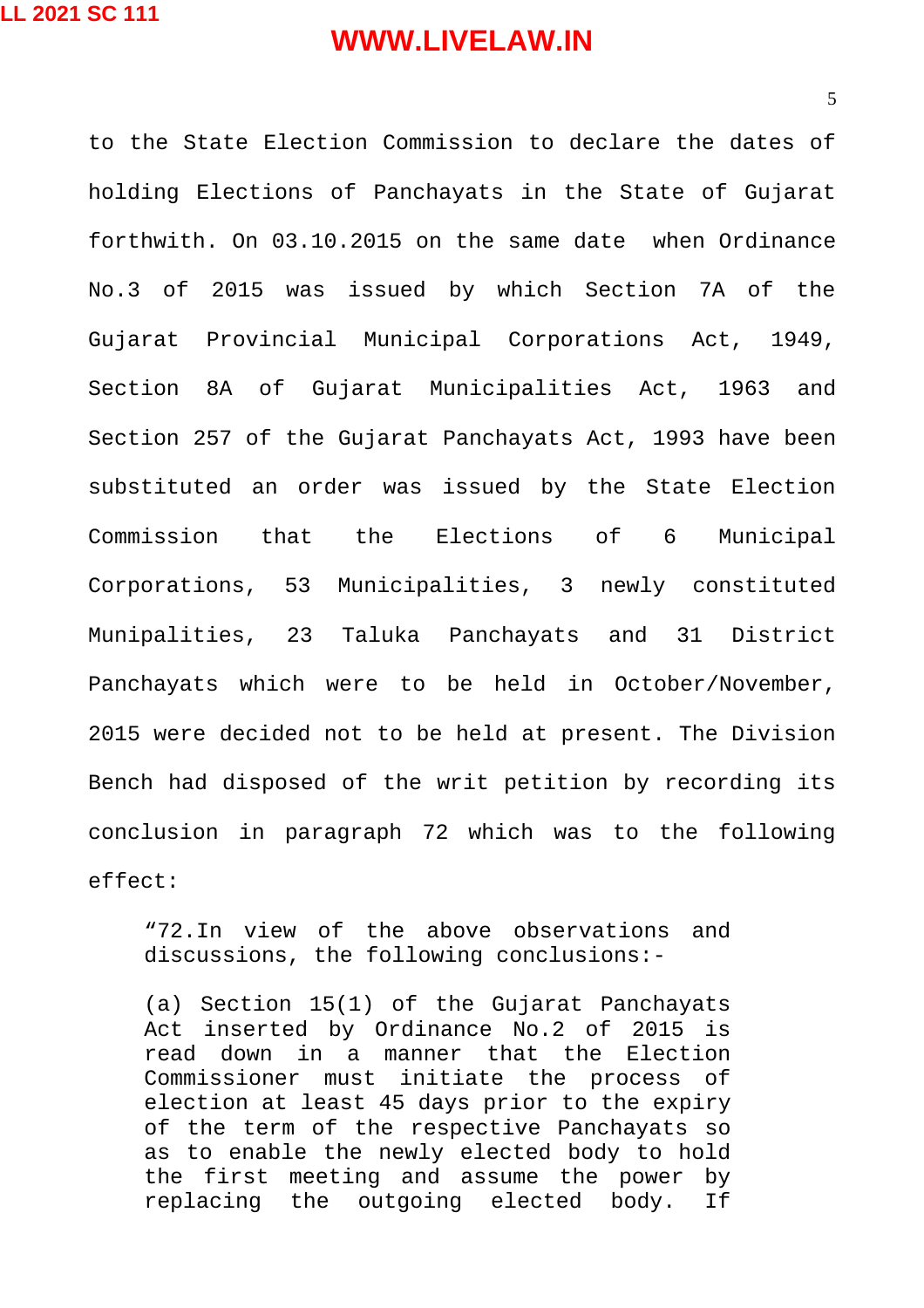to the State Election Commission to declare the dates of holding Elections of Panchayats in the State of Gujarat forthwith. On 03.10.2015 on the same date when Ordinance No.3 of 2015 was issued by which Section 7A of the Gujarat Provincial Municipal Corporations Act, 1949, Section 8A of Gujarat Municipalities Act, 1963 and Section 257 of the Gujarat Panchayats Act, 1993 have been substituted an order was issued by the State Election Commission that the Elections of 6 Municipal Corporations, 53 Municipalities, 3 newly constituted Munipalities, 23 Taluka Panchayats and 31 District Panchayats which were to be held in October/November, 2015 were decided not to be held at present. The Division Bench had disposed of the writ petition by recording its conclusion in paragraph 72 which was to the following effect:

> "72.In view of the above observations and discussions, the following conclusions:-
>
> (a) Section 15(1) of the Gujarat Panchayats Act inserted by Ordinance No.2 of 2015 is read down in a manner that the Election Commissioner must initiate the process of election at least 45 days prior to the expiry of the term of the respective Panchayats so as to enable the newly elected body to hold the first meeting and assume the power by replacing the outgoing elected body. If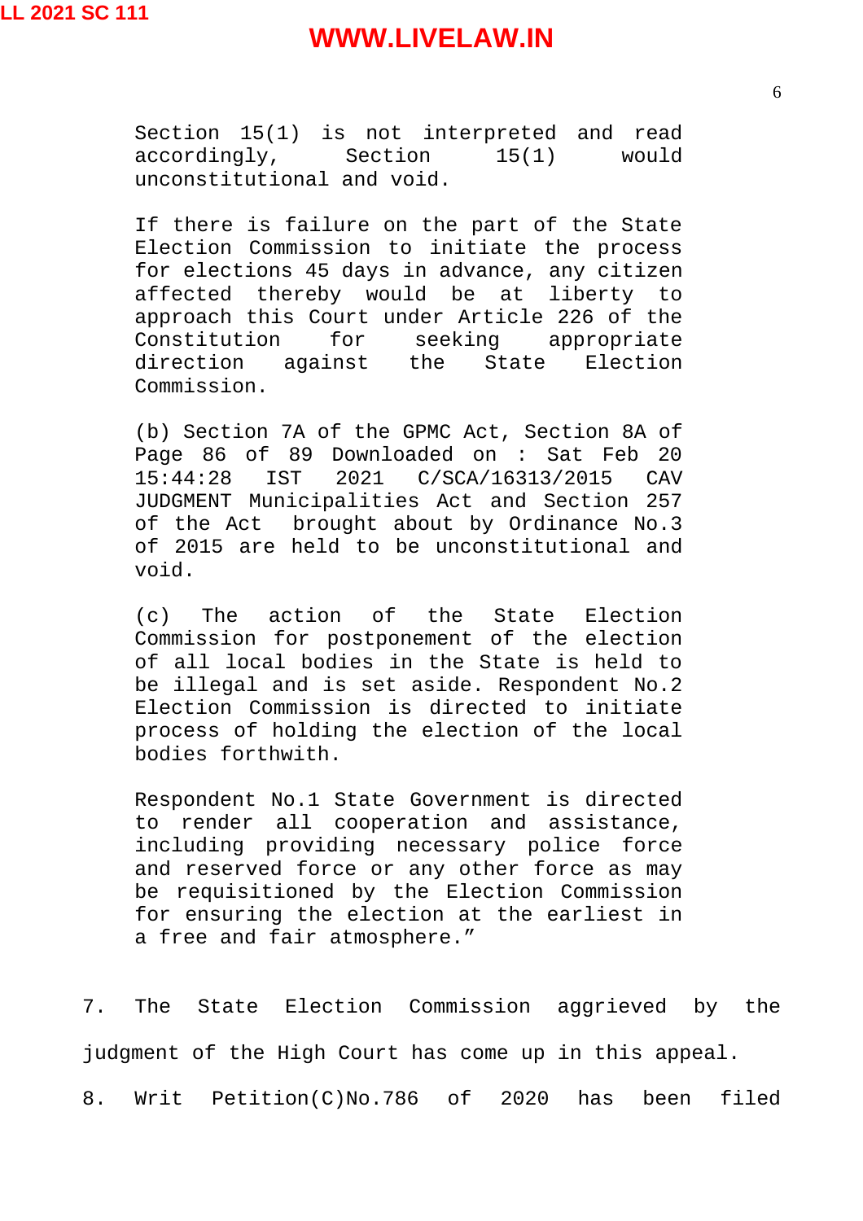> Section 15(1) is not interpreted and read accordingly, Section 15(1) would unconstitutional and void.
>
> If there is failure on the part of the State Election Commission to initiate the process for elections 45 days in advance, any citizen affected thereby would be at liberty to approach this Court under Article 226 of the Constitution for seeking appropriate direction against the State Election Commission.
>
> (b) Section 7A of the GPMC Act, Section 8A of Page 86 of 89 Downloaded on : Sat Feb 20 15:44:28 IST 2021 C/SCA/16313/2015 CAV JUDGMENT Municipalities Act and Section 257 of the Act brought about by Ordinance No.3 of 2015 are held to be unconstitutional and void.
>
> (c) The action of the State Election Commission for postponement of the election of all local bodies in the State is held to be illegal and is set aside. Respondent No.2 Election Commission is directed to initiate process of holding the election of the local bodies forthwith.
>
> Respondent No.1 State Government is directed to render all cooperation and assistance, including providing necessary police force and reserved force or any other force as may be requisitioned by the Election Commission for ensuring the election at the earliest in a free and fair atmosphere."

7. The State Election Commission aggrieved by the judgment of the High Court has come up in this appeal.

8. Writ Petition(C)No.786 of 2020 has been filed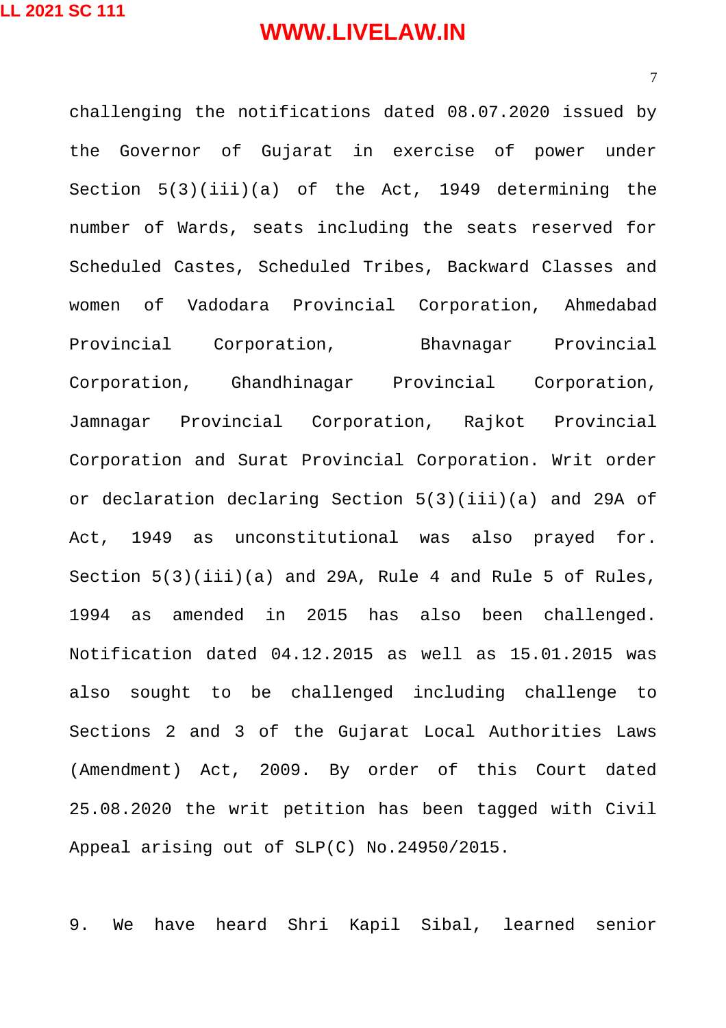challenging the notifications dated 08.07.2020 issued by the Governor of Gujarat in exercise of power under Section 5(3)(iii)(a) of the Act, 1949 determining the number of Wards, seats including the seats reserved for Scheduled Castes, Scheduled Tribes, Backward Classes and women of Vadodara Provincial Corporation, Ahmedabad Provincial Corporation, Bhavnagar Provincial Corporation, Ghandhinagar Provincial Corporation, Jamnagar Provincial Corporation, Rajkot Provincial Corporation and Surat Provincial Corporation. Writ order or declaration declaring Section 5(3)(iii)(a) and 29A of Act, 1949 as unconstitutional was also prayed for. Section 5(3)(iii)(a) and 29A, Rule 4 and Rule 5 of Rules, 1994 as amended in 2015 has also been challenged. Notification dated 04.12.2015 as well as 15.01.2015 was also sought to be challenged including challenge to Sections 2 and 3 of the Gujarat Local Authorities Laws (Amendment) Act, 2009. By order of this Court dated 25.08.2020 the writ petition has been tagged with Civil Appeal arising out of SLP(C) No.24950/2015.

9. We have heard Shri Kapil Sibal, learned senior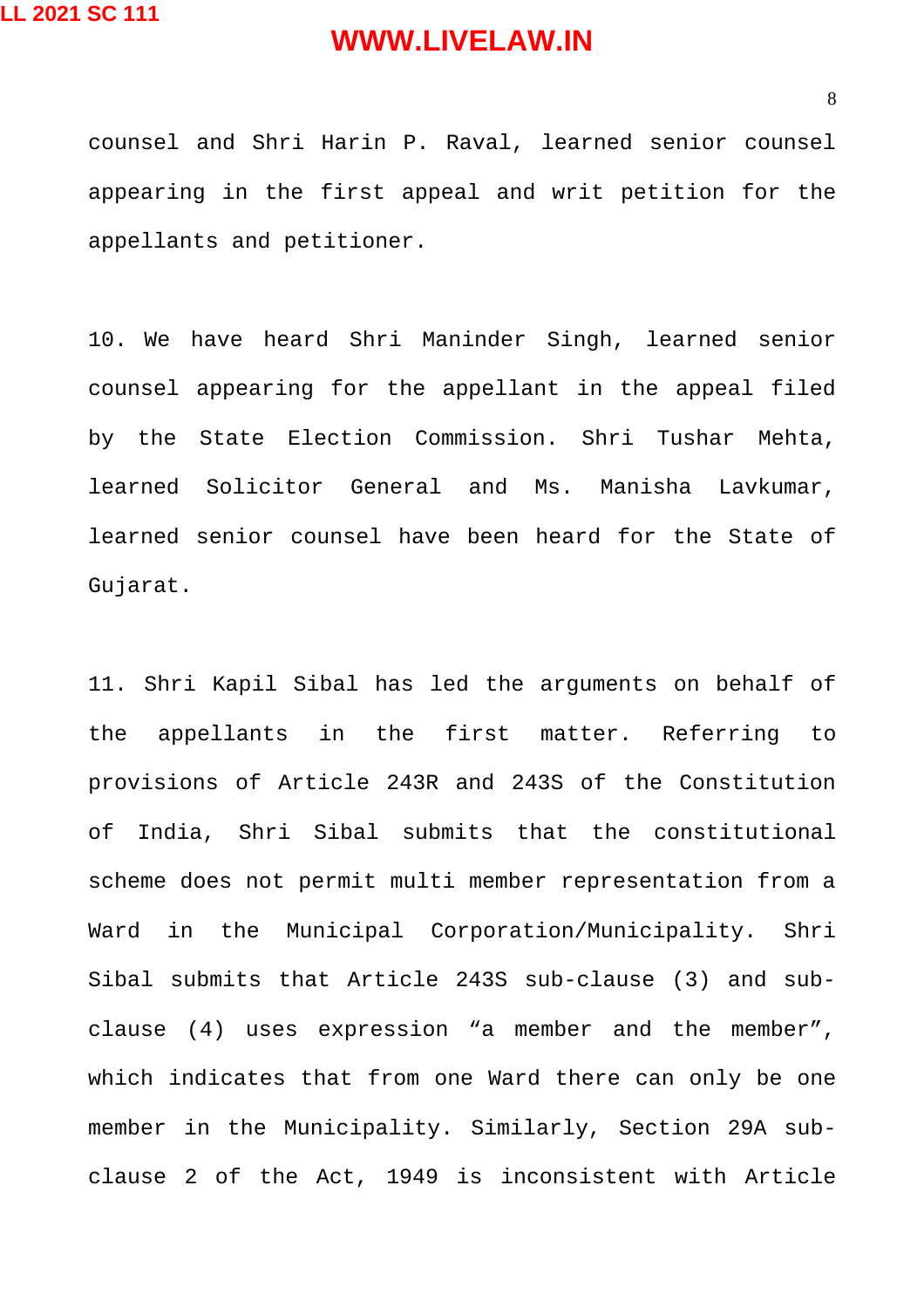counsel and Shri Harin P. Raval, learned senior counsel appearing in the first appeal and writ petition for the appellants and petitioner.

10. We have heard Shri Maninder Singh, learned senior counsel appearing for the appellant in the appeal filed by the State Election Commission. Shri Tushar Mehta, learned Solicitor General and Ms. Manisha Lavkumar, learned senior counsel have been heard for the State of Gujarat.

11. Shri Kapil Sibal has led the arguments on behalf of the appellants in the first matter. Referring to provisions of Article 243R and 243S of the Constitution of India, Shri Sibal submits that the constitutional scheme does not permit multi member representation from a Ward in the Municipal Corporation/Municipality. Shri Sibal submits that Article 243S sub-clause (3) and sub-clause (4) uses expression “a member and the member”, which indicates that from one Ward there can only be one member in the Municipality. Similarly, Section 29A sub-clause 2 of the Act, 1949 is inconsistent with Article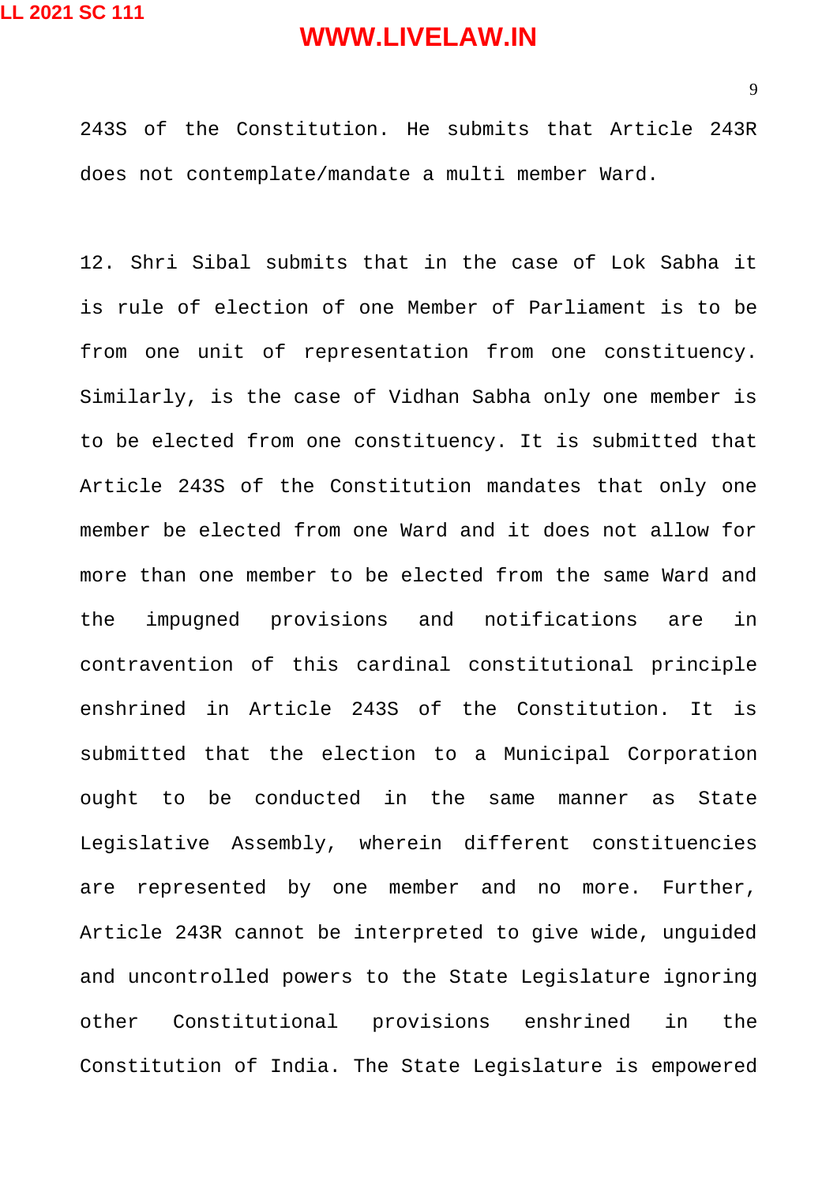243S of the Constitution. He submits that Article 243R does not contemplate/mandate a multi member Ward.

12. Shri Sibal submits that in the case of Lok Sabha it is rule of election of one Member of Parliament is to be from one unit of representation from one constituency. Similarly, is the case of Vidhan Sabha only one member is to be elected from one constituency. It is submitted that Article 243S of the Constitution mandates that only one member be elected from one Ward and it does not allow for more than one member to be elected from the same Ward and the impugned provisions and notifications are in contravention of this cardinal constitutional principle enshrined in Article 243S of the Constitution. It is submitted that the election to a Municipal Corporation ought to be conducted in the same manner as State Legislative Assembly, wherein different constituencies are represented by one member and no more. Further, Article 243R cannot be interpreted to give wide, unguided and uncontrolled powers to the State Legislature ignoring other Constitutional provisions enshrined in the Constitution of India. The State Legislature is empowered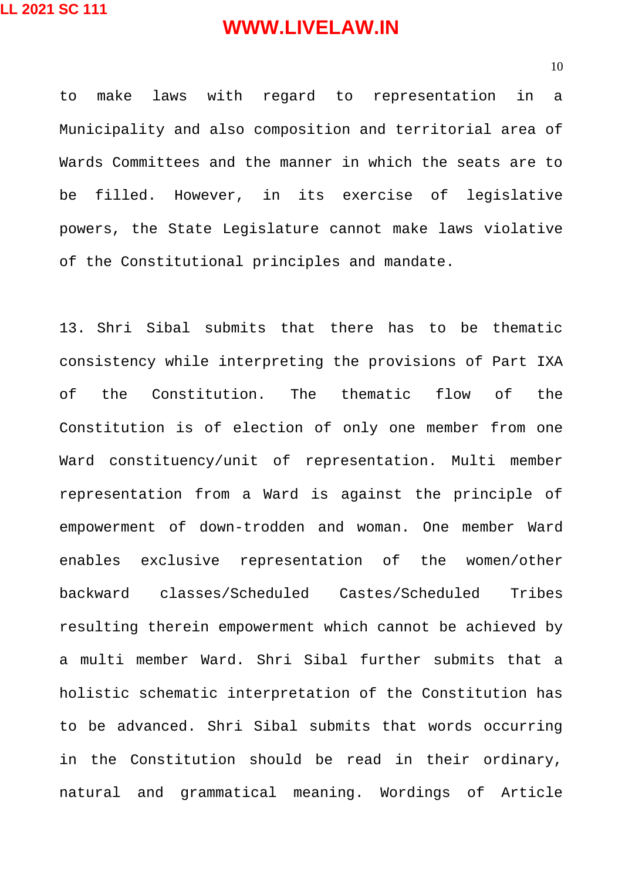to make laws with regard to representation in a Municipality and also composition and territorial area of Wards Committees and the manner in which the seats are to be filled. However, in its exercise of legislative powers, the State Legislature cannot make laws violative of the Constitutional principles and mandate.

13. Shri Sibal submits that there has to be thematic consistency while interpreting the provisions of Part IXA of the Constitution. The thematic flow of the Constitution is of election of only one member from one Ward constituency/unit of representation. Multi member representation from a Ward is against the principle of empowerment of down-trodden and woman. One member Ward enables exclusive representation of the women/other backward classes/Scheduled Castes/Scheduled Tribes resulting therein empowerment which cannot be achieved by a multi member Ward. Shri Sibal further submits that a holistic schematic interpretation of the Constitution has to be advanced. Shri Sibal submits that words occurring in the Constitution should be read in their ordinary, natural and grammatical meaning. Wordings of Article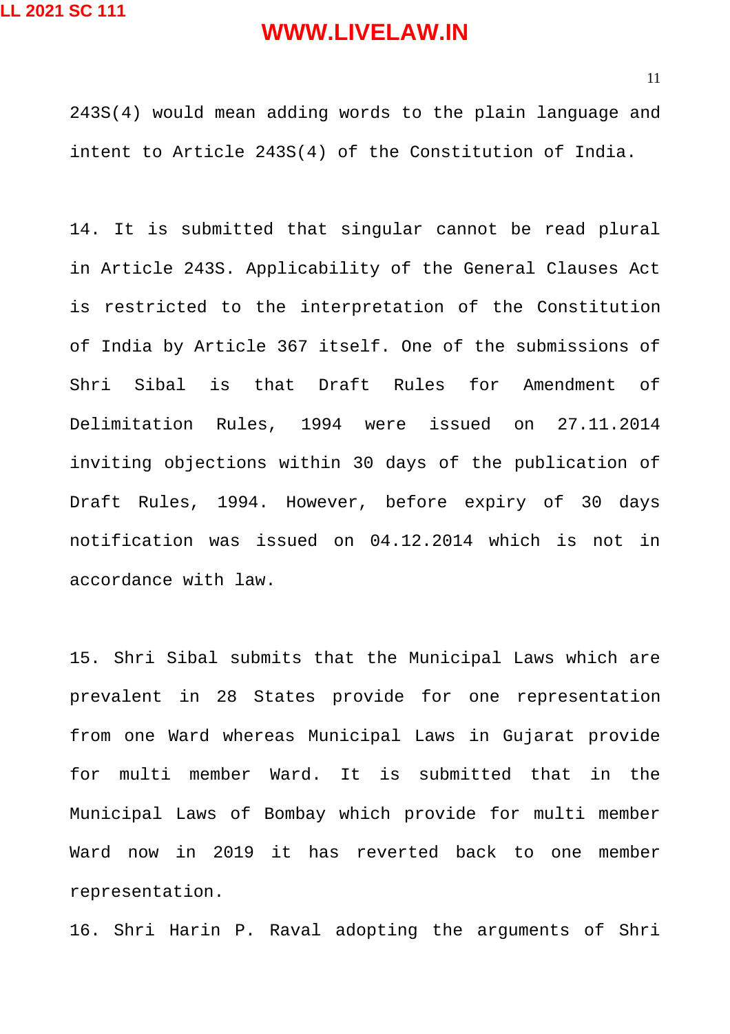243S(4) would mean adding words to the plain language and intent to Article 243S(4) of the Constitution of India.

14. It is submitted that singular cannot be read plural in Article 243S. Applicability of the General Clauses Act is restricted to the interpretation of the Constitution of India by Article 367 itself. One of the submissions of Shri Sibal is that Draft Rules for Amendment of Delimitation Rules, 1994 were issued on 27.11.2014 inviting objections within 30 days of the publication of Draft Rules, 1994. However, before expiry of 30 days notification was issued on 04.12.2014 which is not in accordance with law.

15. Shri Sibal submits that the Municipal Laws which are prevalent in 28 States provide for one representation from one Ward whereas Municipal Laws in Gujarat provide for multi member Ward. It is submitted that in the Municipal Laws of Bombay which provide for multi member Ward now in 2019 it has reverted back to one member representation.

16. Shri Harin P. Raval adopting the arguments of Shri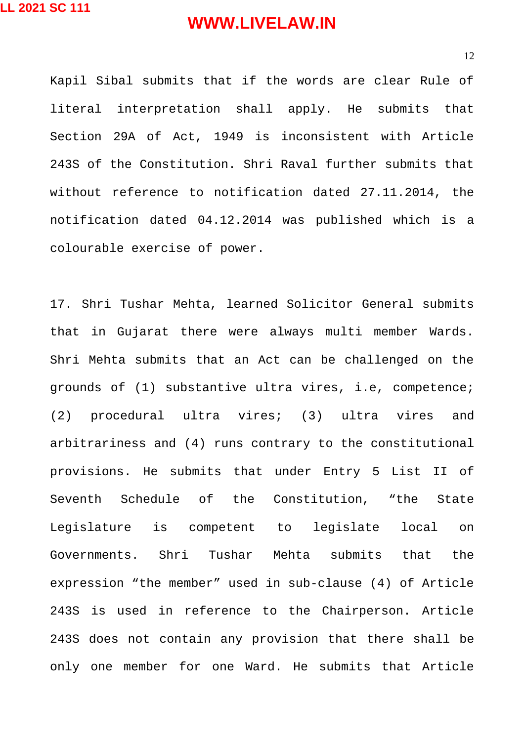Kapil Sibal submits that if the words are clear Rule of literal interpretation shall apply. He submits that Section 29A of Act, 1949 is inconsistent with Article 243S of the Constitution. Shri Raval further submits that without reference to notification dated 27.11.2014, the notification dated 04.12.2014 was published which is a colourable exercise of power.

17. Shri Tushar Mehta, learned Solicitor General submits that in Gujarat there were always multi member Wards. Shri Mehta submits that an Act can be challenged on the grounds of (1) substantive ultra vires, i.e, competence; (2) procedural ultra vires; (3) ultra vires and arbitrariness and (4) runs contrary to the constitutional provisions. He submits that under Entry 5 List II of Seventh Schedule of the Constitution, "the State Legislature is competent to legislate local on Governments. Shri Tushar Mehta submits that the expression "the member" used in sub-clause (4) of Article 243S is used in reference to the Chairperson. Article 243S does not contain any provision that there shall be only one member for one Ward. He submits that Article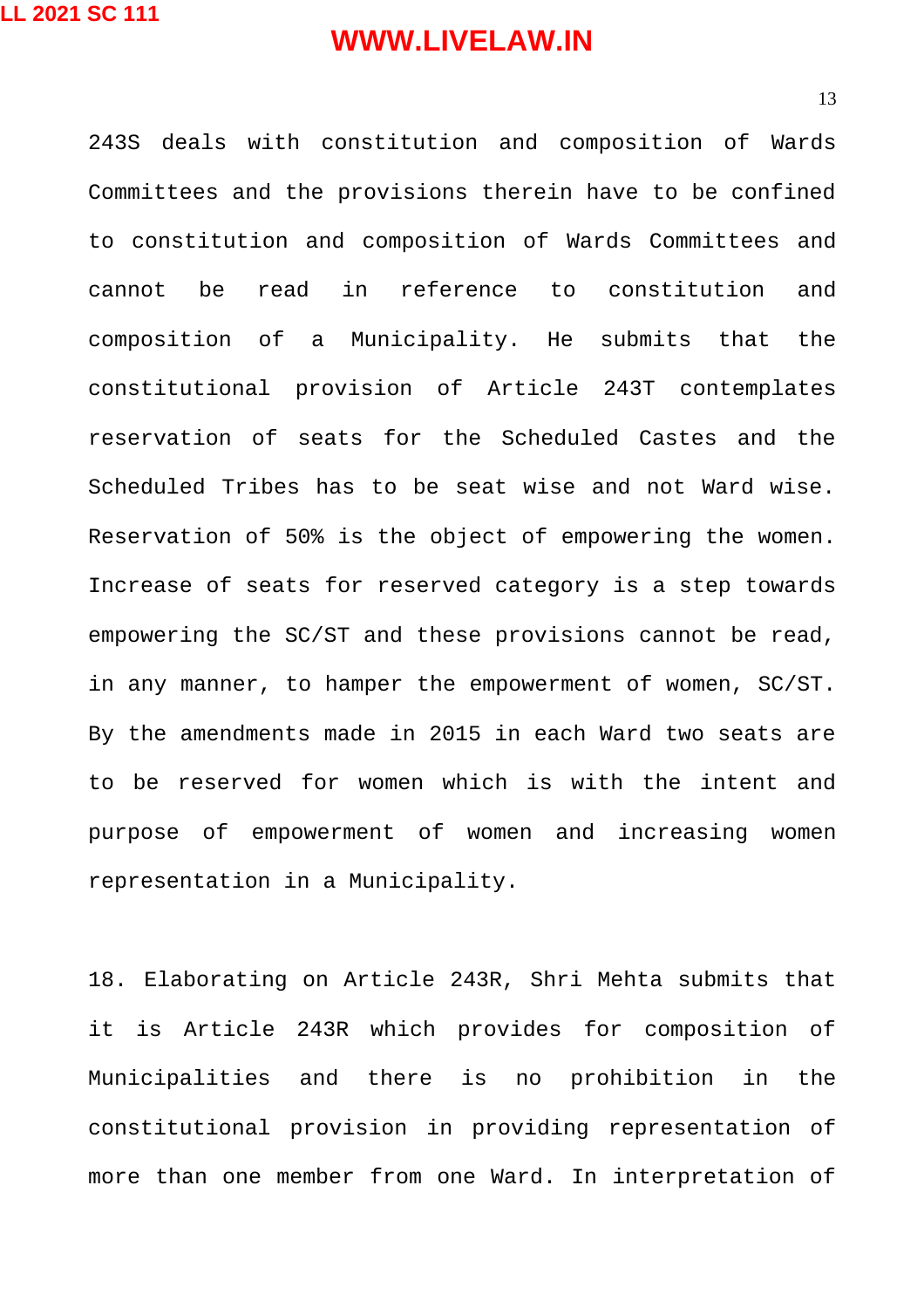243S deals with constitution and composition of Wards Committees and the provisions therein have to be confined to constitution and composition of Wards Committees and cannot be read in reference to constitution and composition of a Municipality. He submits that the constitutional provision of Article 243T contemplates reservation of seats for the Scheduled Castes and the Scheduled Tribes has to be seat wise and not Ward wise. Reservation of 50% is the object of empowering the women. Increase of seats for reserved category is a step towards empowering the SC/ST and these provisions cannot be read, in any manner, to hamper the empowerment of women, SC/ST. By the amendments made in 2015 in each Ward two seats are to be reserved for women which is with the intent and purpose of empowerment of women and increasing women representation in a Municipality.

18. Elaborating on Article 243R, Shri Mehta submits that it is Article 243R which provides for composition of Municipalities and there is no prohibition in the constitutional provision in providing representation of more than one member from one Ward. In interpretation of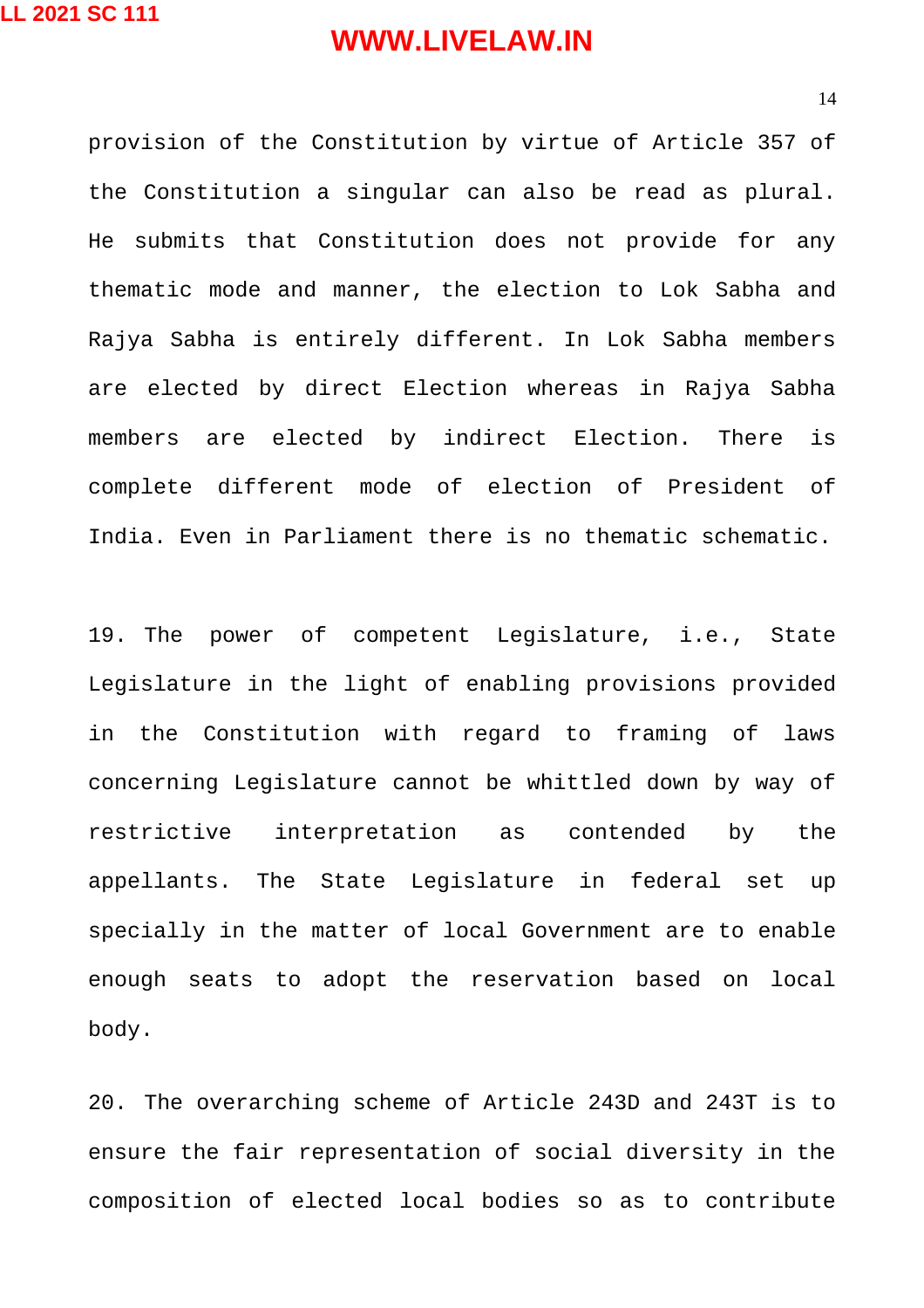provision of the Constitution by virtue of Article 357 of the Constitution a singular can also be read as plural. He submits that Constitution does not provide for any thematic mode and manner, the election to Lok Sabha and Rajya Sabha is entirely different. In Lok Sabha members are elected by direct Election whereas in Rajya Sabha members are elected by indirect Election. There is complete different mode of election of President of India. Even in Parliament there is no thematic schematic.

19. The power of competent Legislature, i.e., State Legislature in the light of enabling provisions provided in the Constitution with regard to framing of laws concerning Legislature cannot be whittled down by way of restrictive interpretation as contended by the appellants. The State Legislature in federal set up specially in the matter of local Government are to enable enough seats to adopt the reservation based on local body.

20. The overarching scheme of Article 243D and 243T is to ensure the fair representation of social diversity in the composition of elected local bodies so as to contribute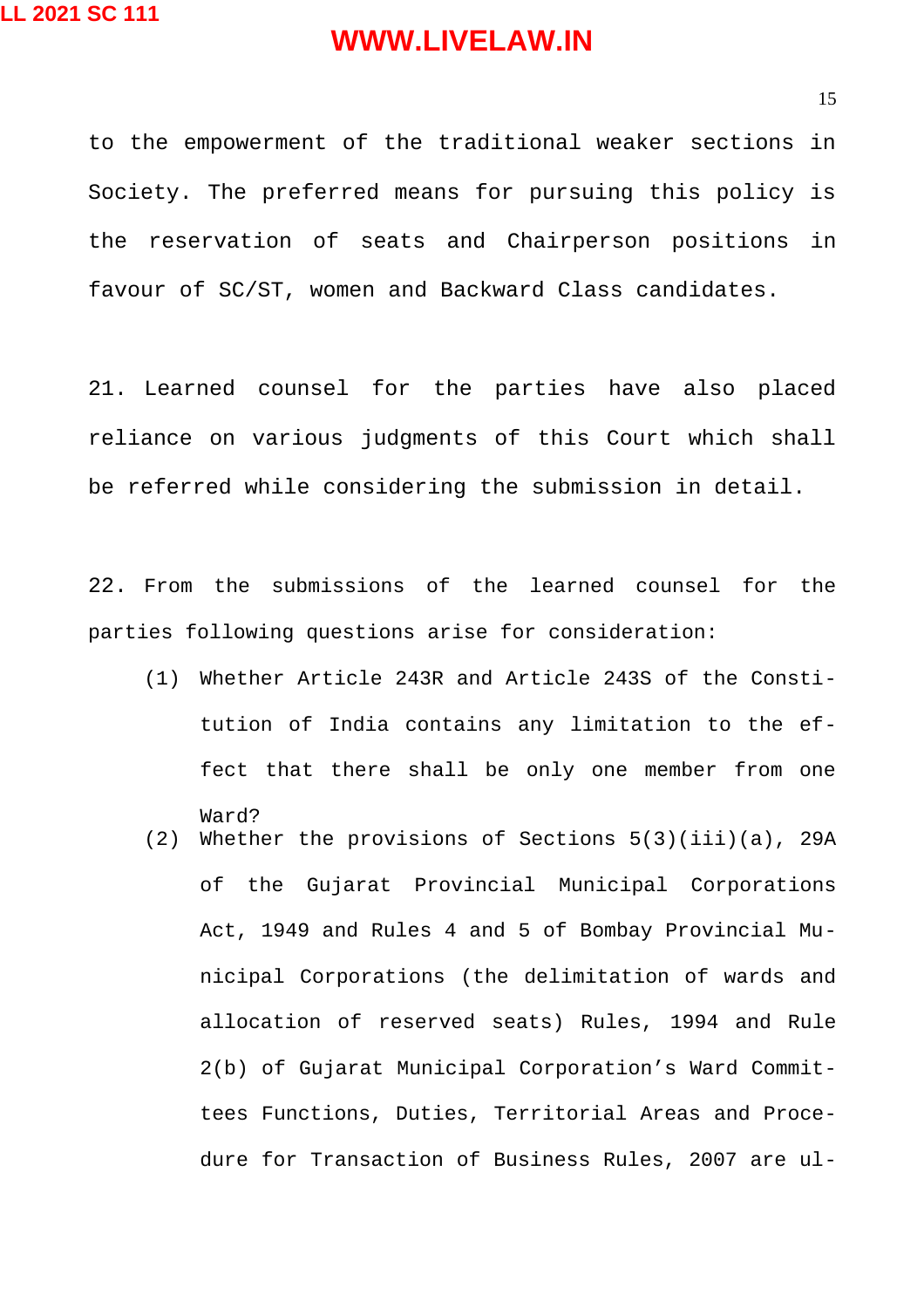to the empowerment of the traditional weaker sections in Society. The preferred means for pursuing this policy is the reservation of seats and Chairperson positions in favour of SC/ST, women and Backward Class candidates.

21. Learned counsel for the parties have also placed reliance on various judgments of this Court which shall be referred while considering the submission in detail.

22. From the submissions of the learned counsel for the parties following questions arise for consideration:

(1) Whether Article 243R and Article 243S of the Constitution of India contains any limitation to the effect that there shall be only one member from one Ward?

(2) Whether the provisions of Sections 5(3)(iii)(a), 29A of the Gujarat Provincial Municipal Corporations Act, 1949 and Rules 4 and 5 of Bombay Provincial Municipal Corporations (the delimitation of wards and allocation of reserved seats) Rules, 1994 and Rule 2(b) of Gujarat Municipal Corporation's Ward Committees Functions, Duties, Territorial Areas and Procedure for Transaction of Business Rules, 2007 are ul-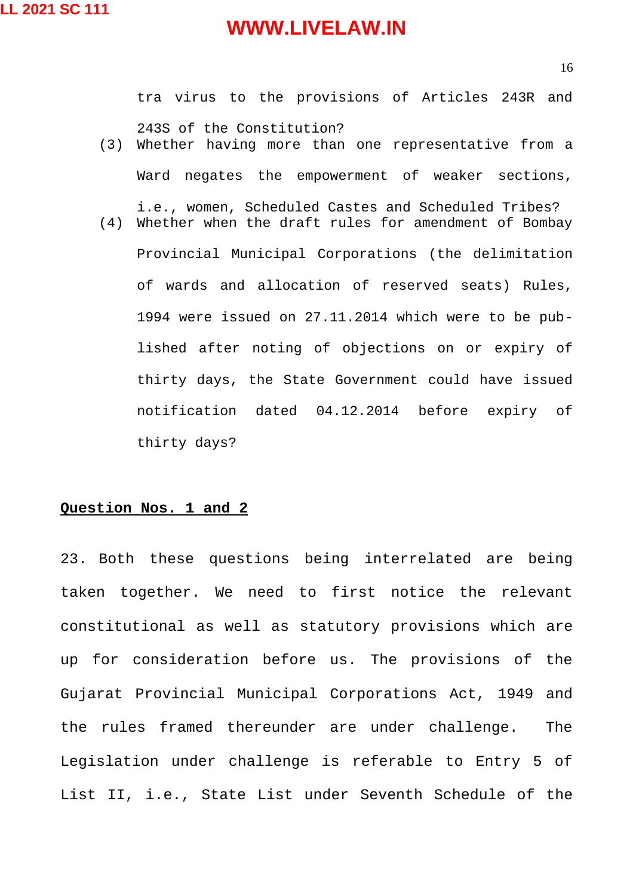tra virus to the provisions of Articles 243R and 243S of the Constitution?

(3) Whether having more than one representative from a Ward negates the empowerment of weaker sections, i.e., women, Scheduled Castes and Scheduled Tribes?

(4) Whether when the draft rules for amendment of Bombay Provincial Municipal Corporations (the delimitation of wards and allocation of reserved seats) Rules, 1994 were issued on 27.11.2014 which were to be published after noting of objections on or expiry of thirty days, the State Government could have issued notification dated 04.12.2014 before expiry of thirty days?

**Question Nos. 1 and 2**

23. Both these questions being interrelated are being taken together. We need to first notice the relevant constitutional as well as statutory provisions which are up for consideration before us. The provisions of the Gujarat Provincial Municipal Corporations Act, 1949 and the rules framed thereunder are under challenge. The Legislation under challenge is referable to Entry 5 of List II, i.e., State List under Seventh Schedule of the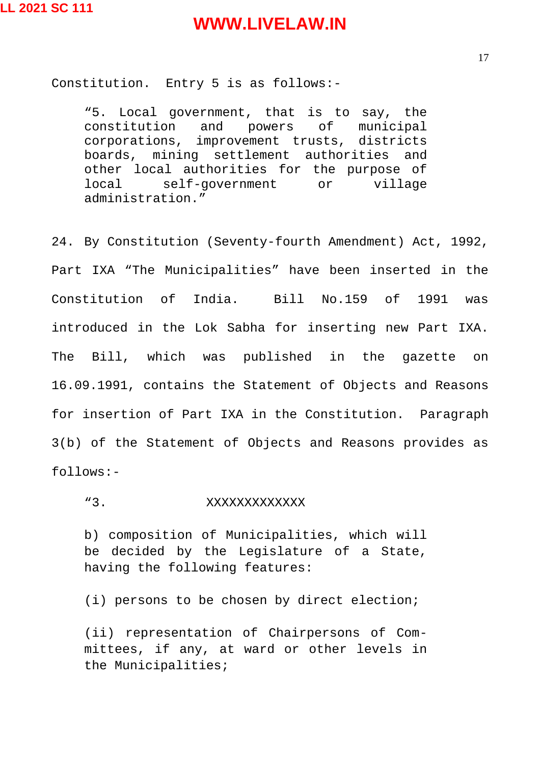Constitution. Entry 5 is as follows:-

> "5. Local government, that is to say, the constitution and powers of municipal corporations, improvement trusts, districts boards, mining settlement authorities and other local authorities for the purpose of local self-government or village administration."

24. By Constitution (Seventy-fourth Amendment) Act, 1992, Part IXA "The Municipalities" have been inserted in the Constitution of India. Bill No.159 of 1991 was introduced in the Lok Sabha for inserting new Part IXA. The Bill, which was published in the gazette on 16.09.1991, contains the Statement of Objects and Reasons for insertion of Part IXA in the Constitution. Paragraph 3(b) of the Statement of Objects and Reasons provides as follows:-

> "3. XXXXXXXXXXXXX
>
> b) composition of Municipalities, which will be decided by the Legislature of a State, having the following features:
>
> (i) persons to be chosen by direct election;
>
> (ii) representation of Chairpersons of Committees, if any, at ward or other levels in the Municipalities;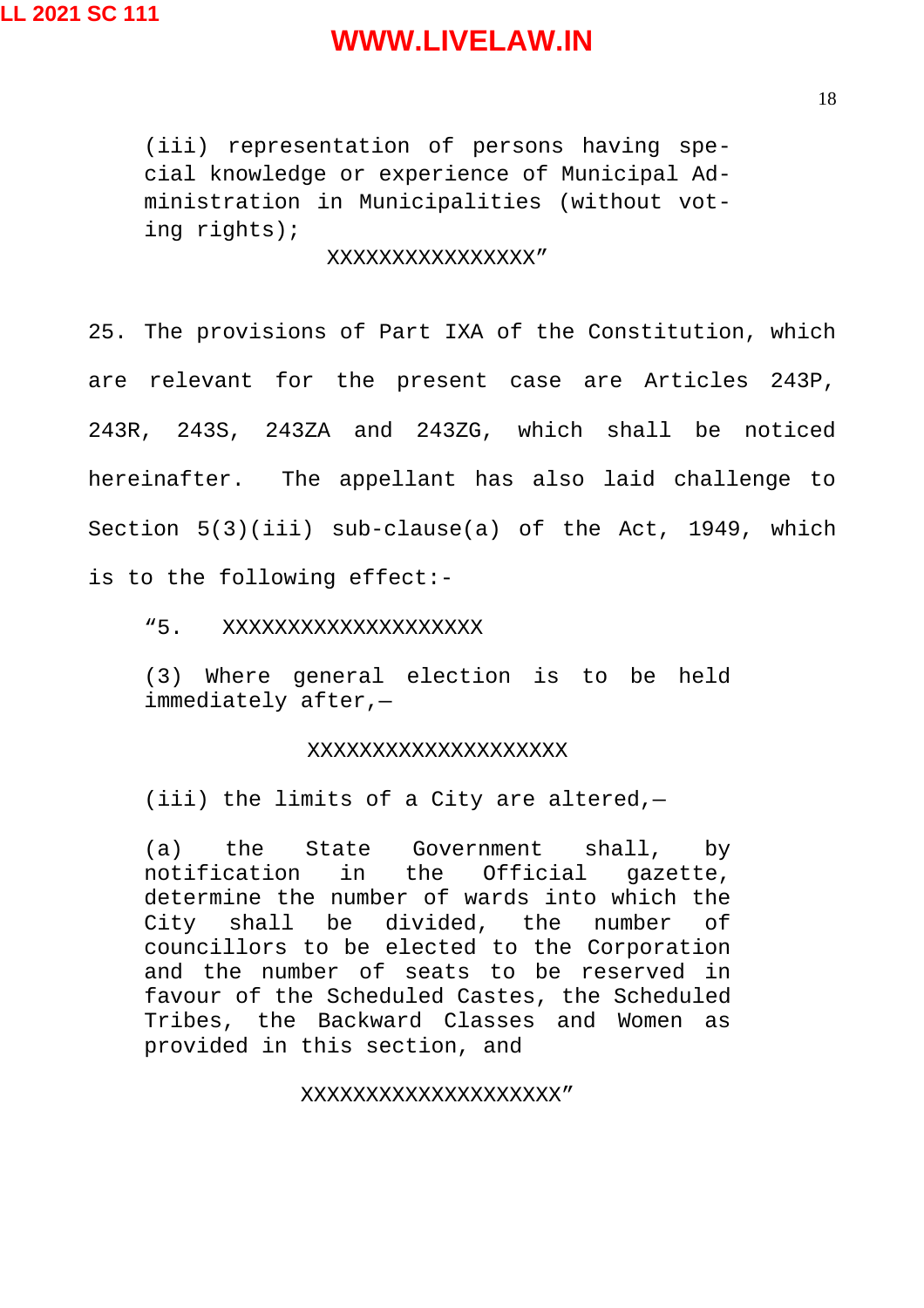> (iii) representation of persons having special knowledge or experience of Municipal Administration in Municipalities (without voting rights);
>
> XXXXXXXXXXXXXXXX”

25. The provisions of Part IXA of the Constitution, which are relevant for the present case are Articles 243P, 243R, 243S, 243ZA and 243ZG, which shall be noticed hereinafter. The appellant has also laid challenge to Section 5(3)(iii) sub-clause(a) of the Act, 1949, which is to the following effect:-

> “5. XXXXXXXXXXXXXXXXXXXX
>
> (3) Where general election is to be held immediately after,—
>
> XXXXXXXXXXXXXXXXXXXX
>
> (iii) the limits of a City are altered,—
>
> (a) the State Government shall, by notification in the Official gazette, determine the number of wards into which the City shall be divided, the number of councillors to be elected to the Corporation and the number of seats to be reserved in favour of the Scheduled Castes, the Scheduled Tribes, the Backward Classes and Women as provided in this section, and
>
> XXXXXXXXXXXXXXXXXXXX”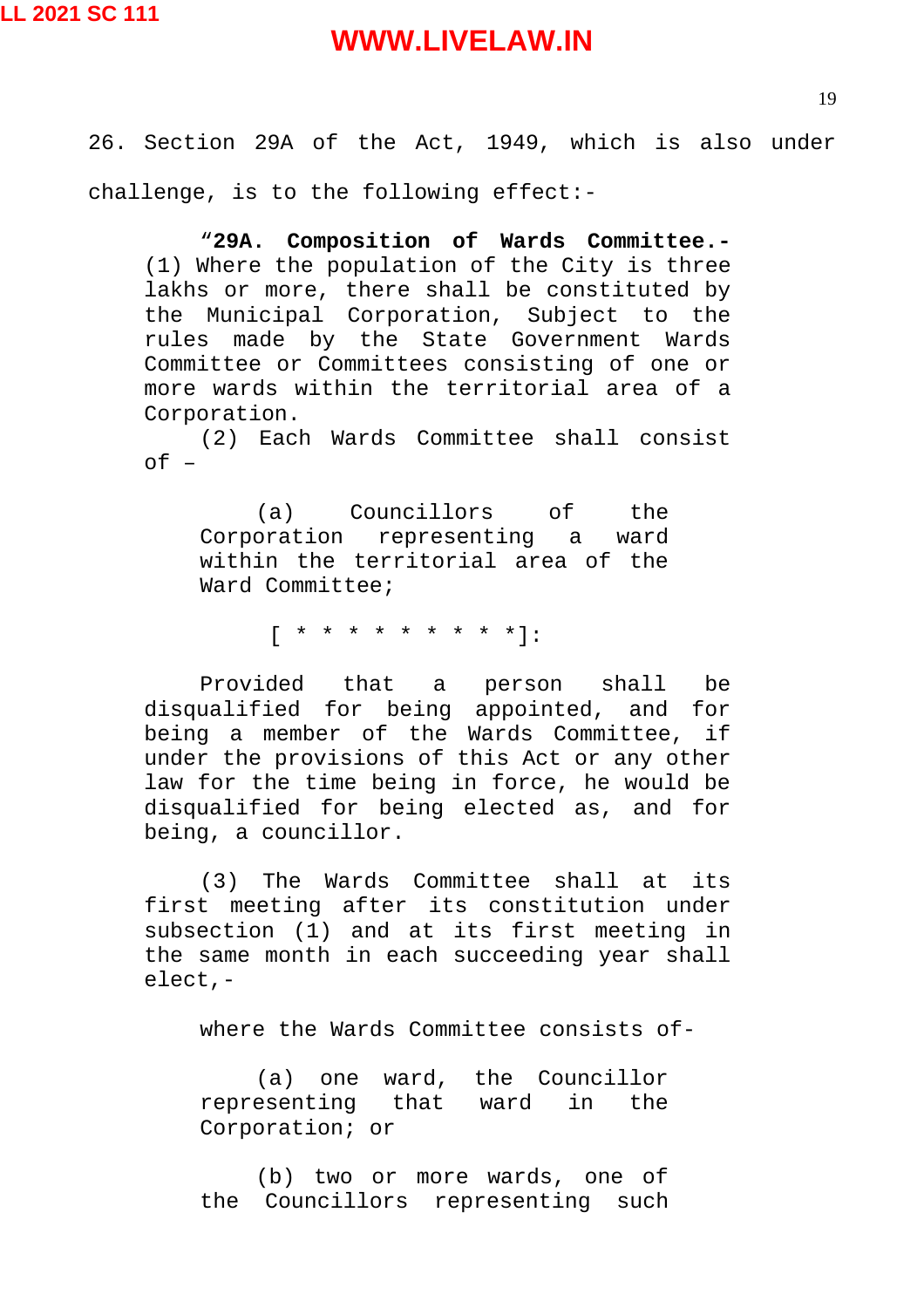26. Section 29A of the Act, 1949, which is also under challenge, is to the following effect:-

> "**29A. Composition of Wards Committee.-** (1) Where the population of the City is three lakhs or more, there shall be constituted by the Municipal Corporation, Subject to the rules made by the State Government Wards Committee or Committees consisting of one or more wards within the territorial area of a Corporation.
>
> (2) Each Wards Committee shall consist of –
>
> > (a) Councillors of the Corporation representing a ward within the territorial area of the Ward Committee;
> >
> > [ * * * * * * * * * ]:
>
> Provided that a person shall be disqualified for being appointed, and for being a member of the Wards Committee, if under the provisions of this Act or any other law for the time being in force, he would be disqualified for being elected as, and for being, a councillor.
>
> (3) The Wards Committee shall at its first meeting after its constitution under subsection (1) and at its first meeting in the same month in each succeeding year shall elect,-
>
> where the Wards Committee consists of-
>
> > (a) one ward, the Councillor representing that ward in the Corporation; or
> >
> > (b) two or more wards, one of the Councillors representing such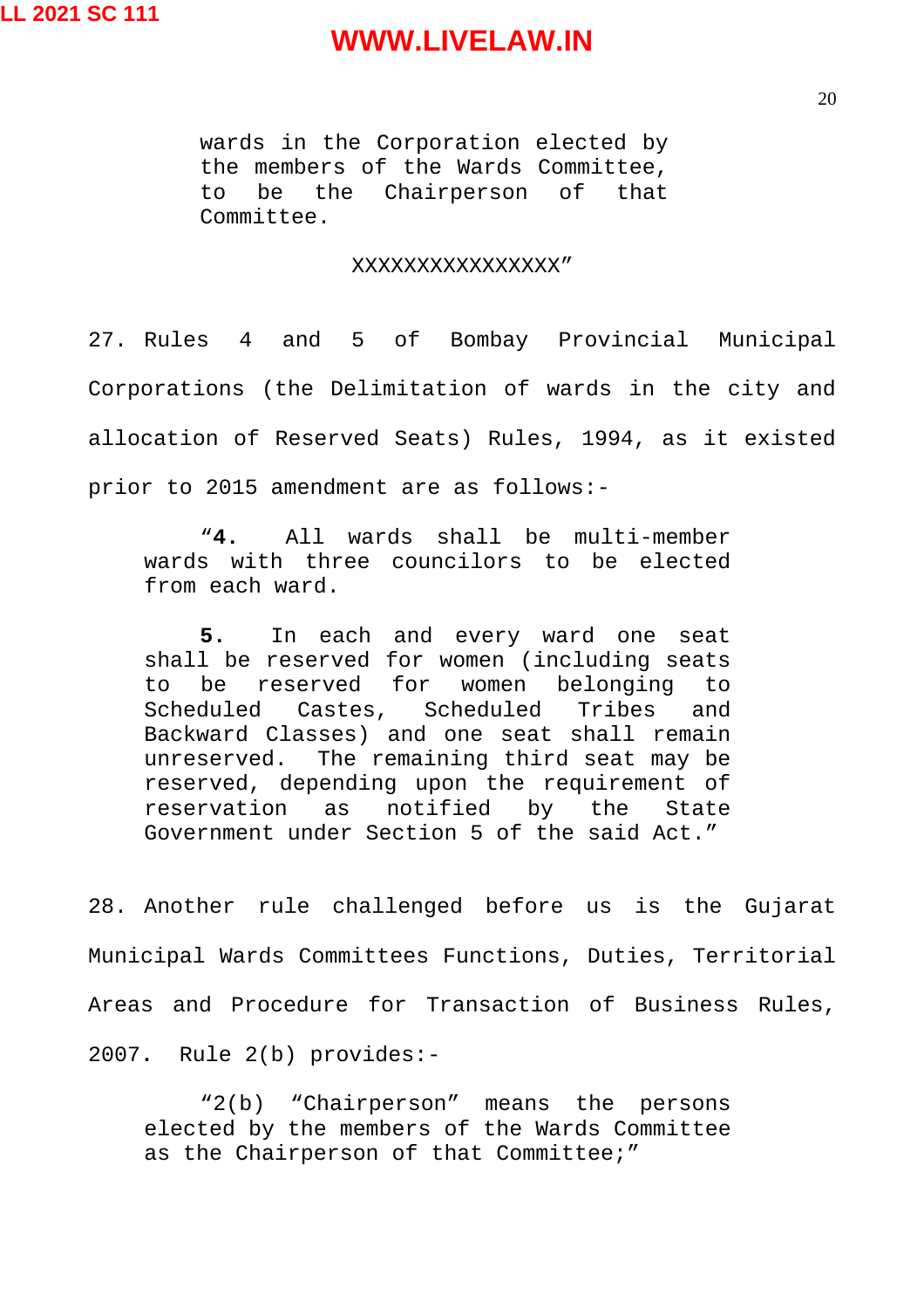> wards in the Corporation elected by the members of the Wards Committee, to be the Chairperson of that Committee.
>
> XXXXXXXXXXXXXXXX"

27. Rules 4 and 5 of Bombay Provincial Municipal Corporations (the Delimitation of wards in the city and allocation of Reserved Seats) Rules, 1994, as it existed prior to 2015 amendment are as follows:-

> "**4.** All wards shall be multi-member wards with three councilors to be elected from each ward.
>
> **5.** In each and every ward one seat shall be reserved for women (including seats to be reserved for women belonging to Scheduled Castes, Scheduled Tribes and Backward Classes) and one seat shall remain unreserved. The remaining third seat may be reserved, depending upon the requirement of reservation as notified by the State Government under Section 5 of the said Act."

28. Another rule challenged before us is the Gujarat Municipal Wards Committees Functions, Duties, Territorial Areas and Procedure for Transaction of Business Rules, 2007. Rule 2(b) provides:-

> "2(b) "Chairperson" means the persons elected by the members of the Wards Committee as the Chairperson of that Committee;"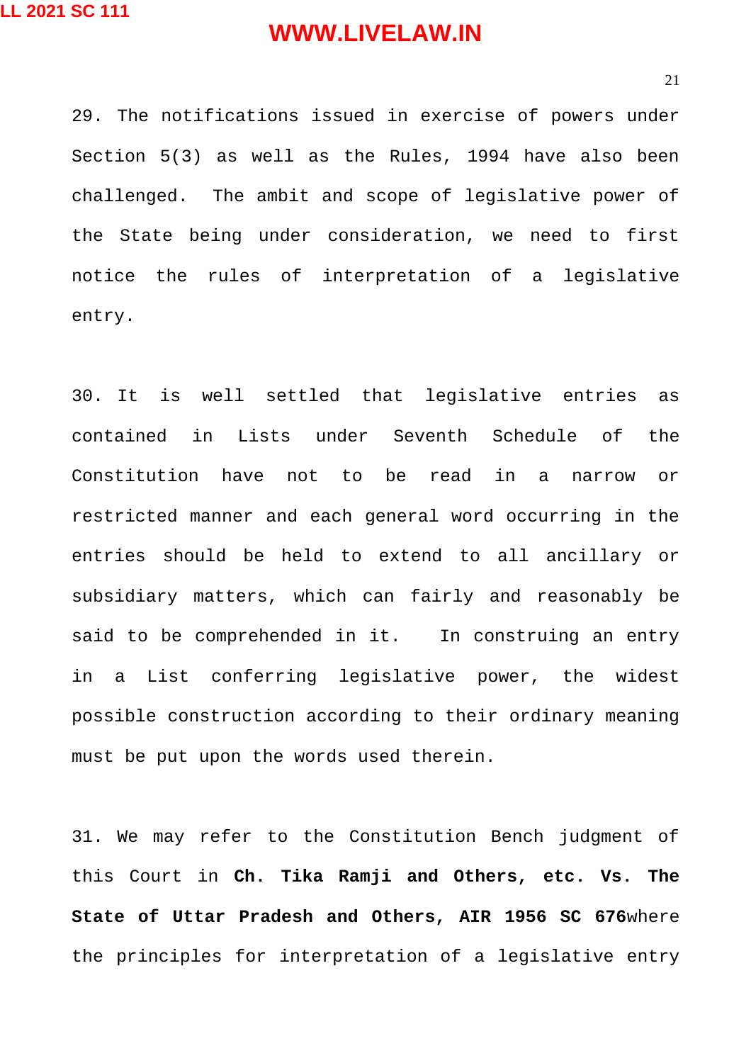29. The notifications issued in exercise of powers under Section 5(3) as well as the Rules, 1994 have also been challenged. The ambit and scope of legislative power of the State being under consideration, we need to first notice the rules of interpretation of a legislative entry.

30. It is well settled that legislative entries as contained in Lists under Seventh Schedule of the Constitution have not to be read in a narrow or restricted manner and each general word occurring in the entries should be held to extend to all ancillary or subsidiary matters, which can fairly and reasonably be said to be comprehended in it. In construing an entry in a List conferring legislative power, the widest possible construction according to their ordinary meaning must be put upon the words used therein.

31. We may refer to the Constitution Bench judgment of this Court in **Ch. Tika Ramji and Others, etc. Vs. The State of Uttar Pradesh and Others, AIR 1956 SC 676** where the principles for interpretation of a legislative entry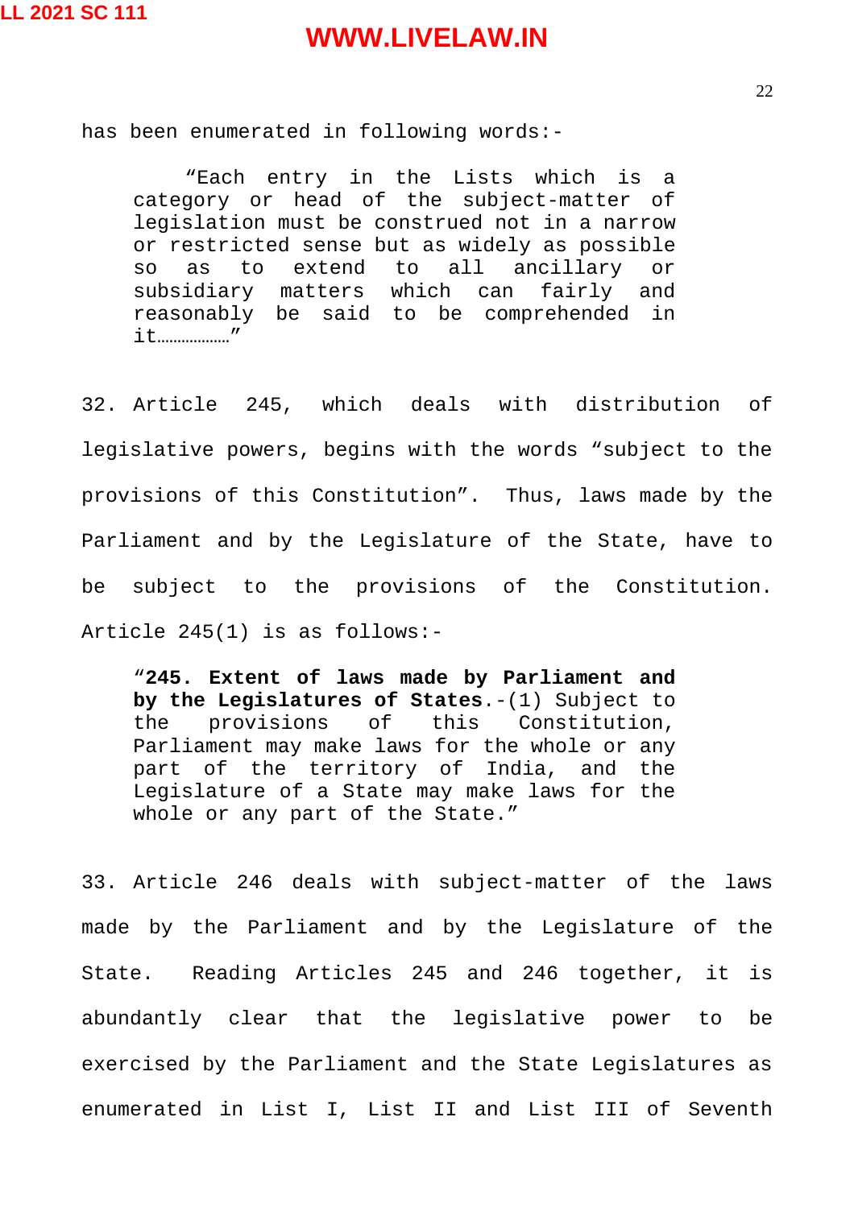has been enumerated in following words:-

> "Each entry in the Lists which is a category or head of the subject-matter of legislation must be construed not in a narrow or restricted sense but as widely as possible so as to extend to all ancillary or subsidiary matters which can fairly and reasonably be said to be comprehended in it………………"

32. Article 245, which deals with distribution of legislative powers, begins with the words "subject to the provisions of this Constitution". Thus, laws made by the Parliament and by the Legislature of the State, have to be subject to the provisions of the Constitution. Article 245(1) is as follows:-

> "**245. Extent of laws made by Parliament and by the Legislatures of States**.-(1) Subject to the provisions of this Constitution, Parliament may make laws for the whole or any part of the territory of India, and the Legislature of a State may make laws for the whole or any part of the State."

33. Article 246 deals with subject-matter of the laws made by the Parliament and by the Legislature of the State. Reading Articles 245 and 246 together, it is abundantly clear that the legislative power to be exercised by the Parliament and the State Legislatures as enumerated in List I, List II and List III of Seventh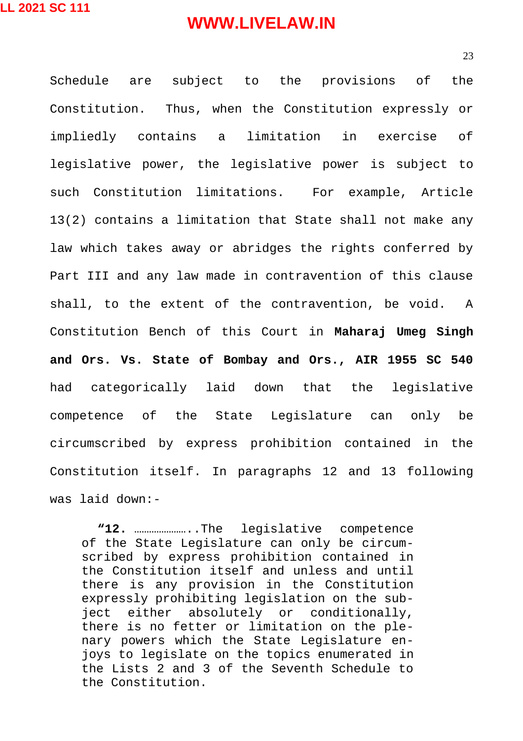Schedule are subject to the provisions of the Constitution. Thus, when the Constitution expressly or impliedly contains a limitation in exercise of legislative power, the legislative power is subject to such Constitution limitations. For example, Article 13(2) contains a limitation that State shall not make any law which takes away or abridges the rights conferred by Part III and any law made in contravention of this clause shall, to the extent of the contravention, be void. A Constitution Bench of this Court in **Maharaj Umeg Singh and Ors. Vs. State of Bombay and Ors., AIR 1955 SC 540** had categorically laid down that the legislative competence of the State Legislature can only be circumscribed by express prohibition contained in the Constitution itself. In paragraphs 12 and 13 following was laid down:-

> **"12.** …………………..The legislative competence of the State Legislature can only be circumscribed by express prohibition contained in the Constitution itself and unless and until there is any provision in the Constitution expressly prohibiting legislation on the subject either absolutely or conditionally, there is no fetter or limitation on the plenary powers which the State Legislature enjoys to legislate on the topics enumerated in the Lists 2 and 3 of the Seventh Schedule to the Constitution.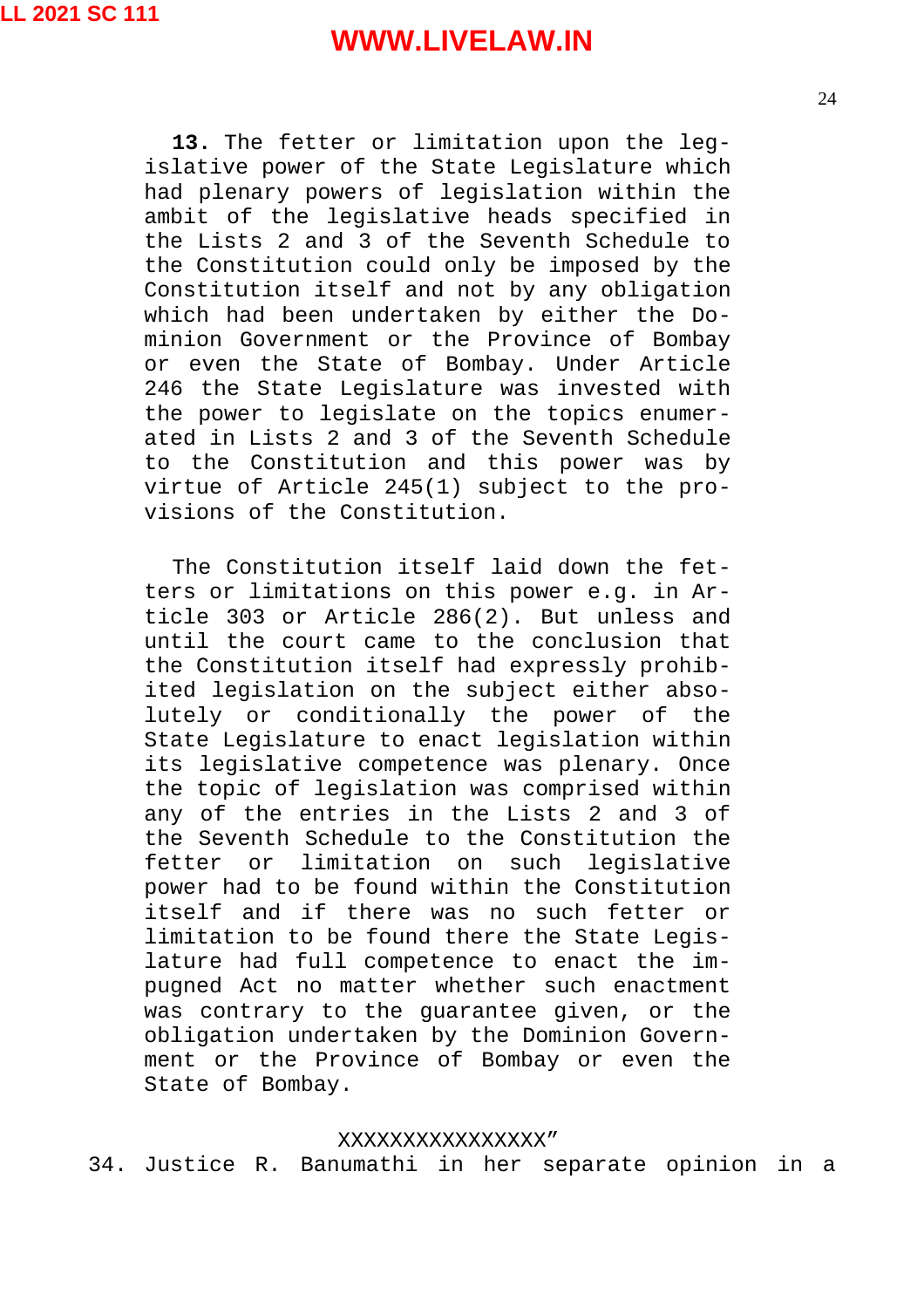**13.** The fetter or limitation upon the legislative power of the State Legislature which had plenary powers of legislation within the ambit of the legislative heads specified in the Lists 2 and 3 of the Seventh Schedule to the Constitution could only be imposed by the Constitution itself and not by any obligation which had been undertaken by either the Dominion Government or the Province of Bombay or even the State of Bombay. Under Article 246 the State Legislature was invested with the power to legislate on the topics enumerated in Lists 2 and 3 of the Seventh Schedule to the Constitution and this power was by virtue of Article 245(1) subject to the provisions of the Constitution.

The Constitution itself laid down the fetters or limitations on this power e.g. in Article 303 or Article 286(2). But unless and until the court came to the conclusion that the Constitution itself had expressly prohibited legislation on the subject either absolutely or conditionally the power of the State Legislature to enact legislation within its legislative competence was plenary. Once the topic of legislation was comprised within any of the entries in the Lists 2 and 3 of the Seventh Schedule to the Constitution the fetter or limitation on such legislative power had to be found within the Constitution itself and if there was no such fetter or limitation to be found there the State Legislature had full competence to enact the impugned Act no matter whether such enactment was contrary to the guarantee given, or the obligation undertaken by the Dominion Government or the Province of Bombay or even the State of Bombay.

XXXXXXXXXXXXXXXX"

34. Justice R. Banumathi in her separate opinion in a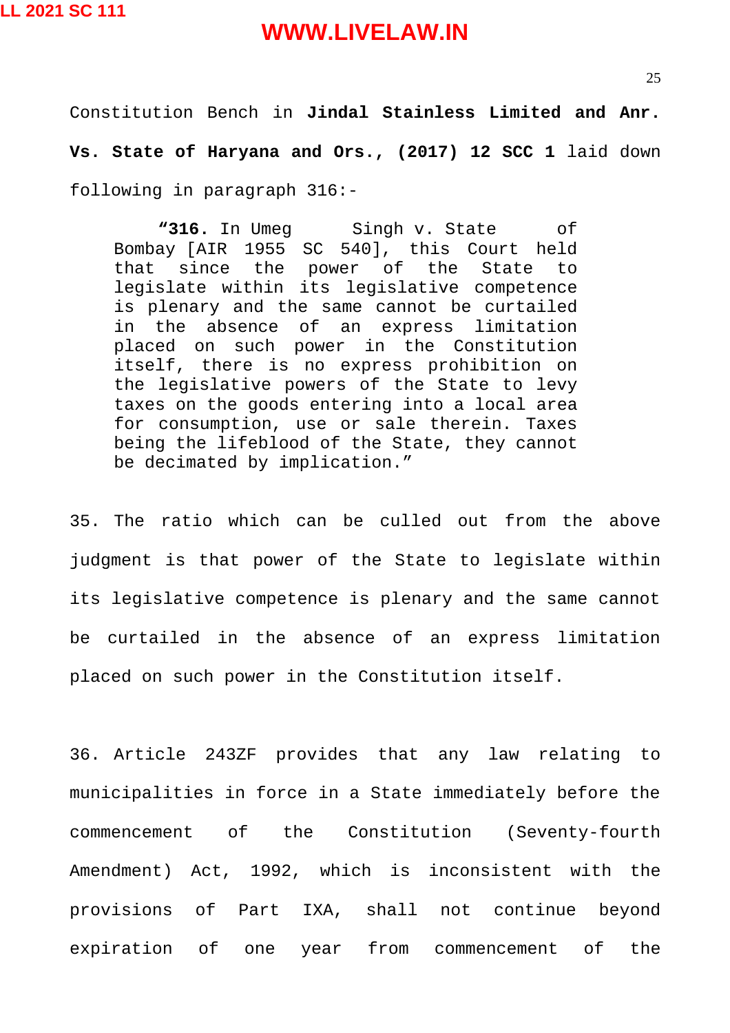Constitution Bench in **Jindal Stainless Limited and Anr. Vs. State of Haryana and Ors., (2017) 12 SCC 1** laid down following in paragraph 316:-

> "**316.** In Umeg Singh v. State of Bombay [AIR 1955 SC 540], this Court held that since the power of the State to legislate within its legislative competence is plenary and the same cannot be curtailed in the absence of an express limitation placed on such power in the Constitution itself, there is no express prohibition on the legislative powers of the State to levy taxes on the goods entering into a local area for consumption, use or sale therein. Taxes being the lifeblood of the State, they cannot be decimated by implication."

35. The ratio which can be culled out from the above judgment is that power of the State to legislate within its legislative competence is plenary and the same cannot be curtailed in the absence of an express limitation placed on such power in the Constitution itself.

36. Article 243ZF provides that any law relating to municipalities in force in a State immediately before the commencement of the Constitution (Seventy-fourth Amendment) Act, 1992, which is inconsistent with the provisions of Part IXA, shall not continue beyond expiration of one year from commencement of the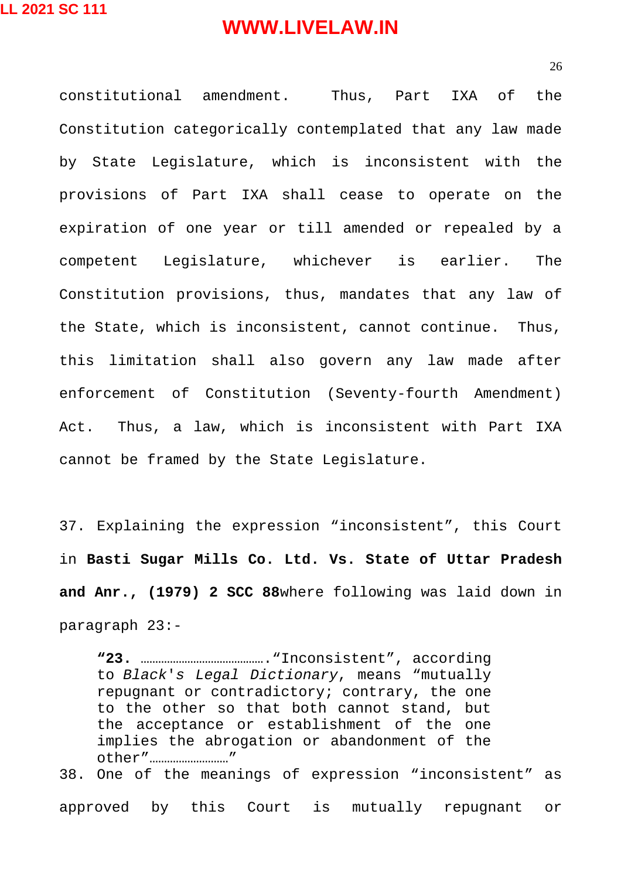constitutional amendment. Thus, Part IXA of the Constitution categorically contemplated that any law made by State Legislature, which is inconsistent with the provisions of Part IXA shall cease to operate on the expiration of one year or till amended or repealed by a competent Legislature, whichever is earlier. The Constitution provisions, thus, mandates that any law of the State, which is inconsistent, cannot continue. Thus, this limitation shall also govern any law made after enforcement of Constitution (Seventy-fourth Amendment) Act. Thus, a law, which is inconsistent with Part IXA cannot be framed by the State Legislature.

37. Explaining the expression "inconsistent", this Court in **Basti Sugar Mills Co. Ltd. Vs. State of Uttar Pradesh and Anr., (1979) 2 SCC 88**where following was laid down in paragraph 23:-

> **"23.** …………………………………."Inconsistent", according to *Black's Legal Dictionary*, means "mutually repugnant or contradictory; contrary, the one to the other so that both cannot stand, but the acceptance or establishment of the one implies the abrogation or abandonment of the other"………………………"

38. One of the meanings of expression "inconsistent" as approved by this Court is mutually repugnant or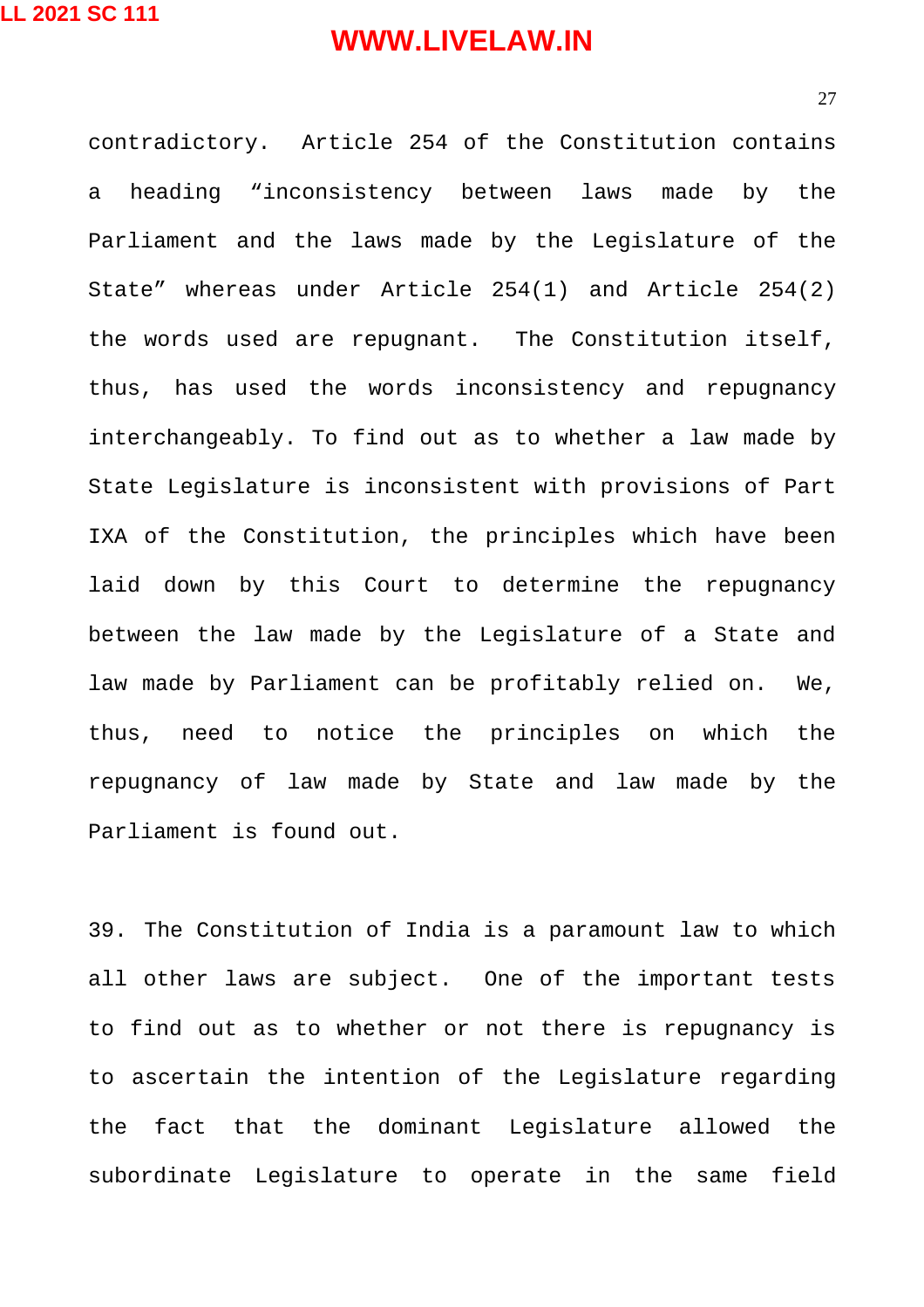contradictory. Article 254 of the Constitution contains a heading "inconsistency between laws made by the Parliament and the laws made by the Legislature of the State" whereas under Article 254(1) and Article 254(2) the words used are repugnant. The Constitution itself, thus, has used the words inconsistency and repugnancy interchangeably. To find out as to whether a law made by State Legislature is inconsistent with provisions of Part IXA of the Constitution, the principles which have been laid down by this Court to determine the repugnancy between the law made by the Legislature of a State and law made by Parliament can be profitably relied on. We, thus, need to notice the principles on which the repugnancy of law made by State and law made by the Parliament is found out.

39. The Constitution of India is a paramount law to which all other laws are subject. One of the important tests to find out as to whether or not there is repugnancy is to ascertain the intention of the Legislature regarding the fact that the dominant Legislature allowed the subordinate Legislature to operate in the same field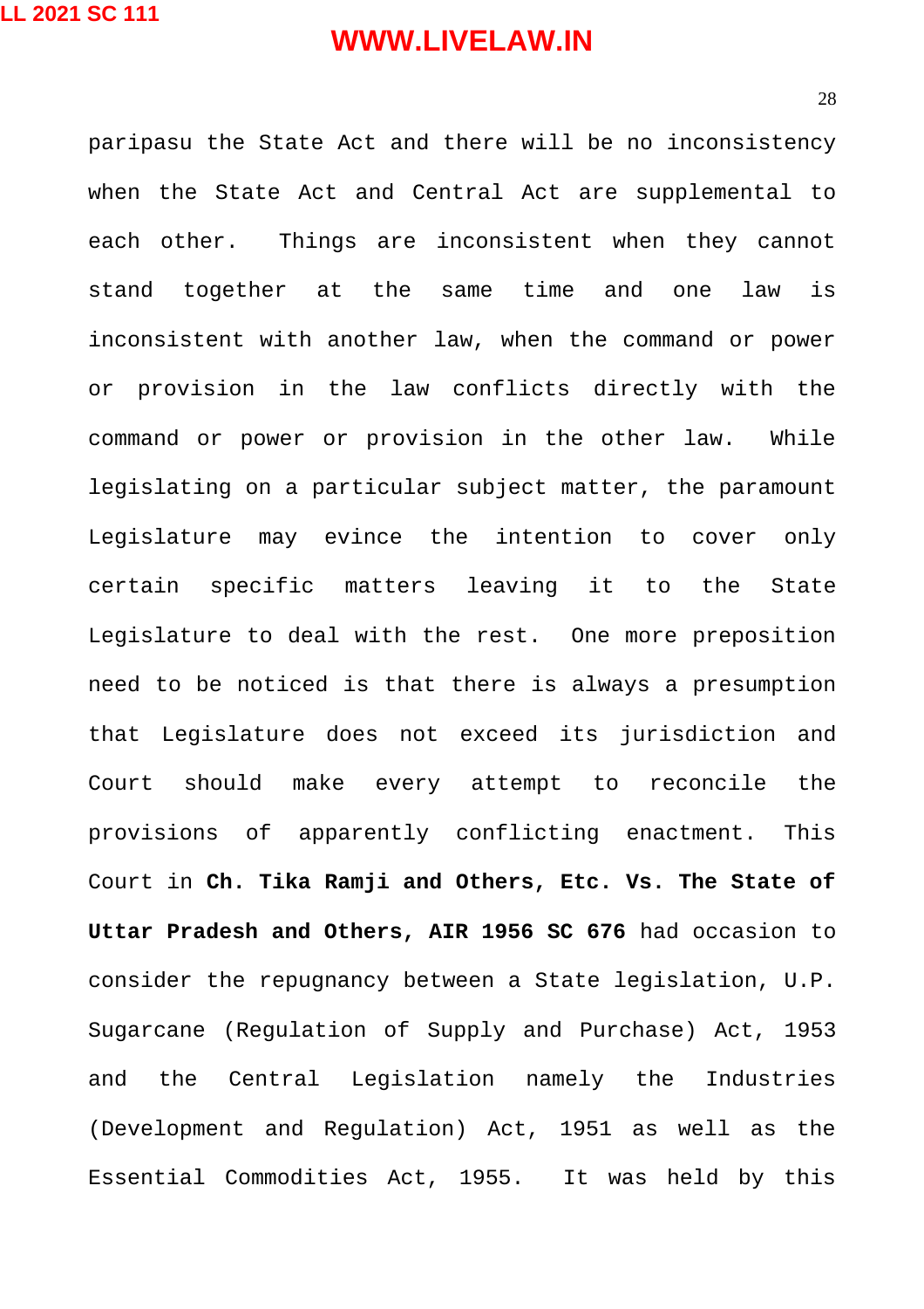paripasu the State Act and there will be no inconsistency when the State Act and Central Act are supplemental to each other. Things are inconsistent when they cannot stand together at the same time and one law is inconsistent with another law, when the command or power or provision in the law conflicts directly with the command or power or provision in the other law. While legislating on a particular subject matter, the paramount Legislature may evince the intention to cover only certain specific matters leaving it to the State Legislature to deal with the rest. One more preposition need to be noticed is that there is always a presumption that Legislature does not exceed its jurisdiction and Court should make every attempt to reconcile the provisions of apparently conflicting enactment. This Court in **Ch. Tika Ramji and Others, Etc. Vs. The State of Uttar Pradesh and Others, AIR 1956 SC 676** had occasion to consider the repugnancy between a State legislation, U.P. Sugarcane (Regulation of Supply and Purchase) Act, 1953 and the Central Legislation namely the Industries (Development and Regulation) Act, 1951 as well as the Essential Commodities Act, 1955. It was held by this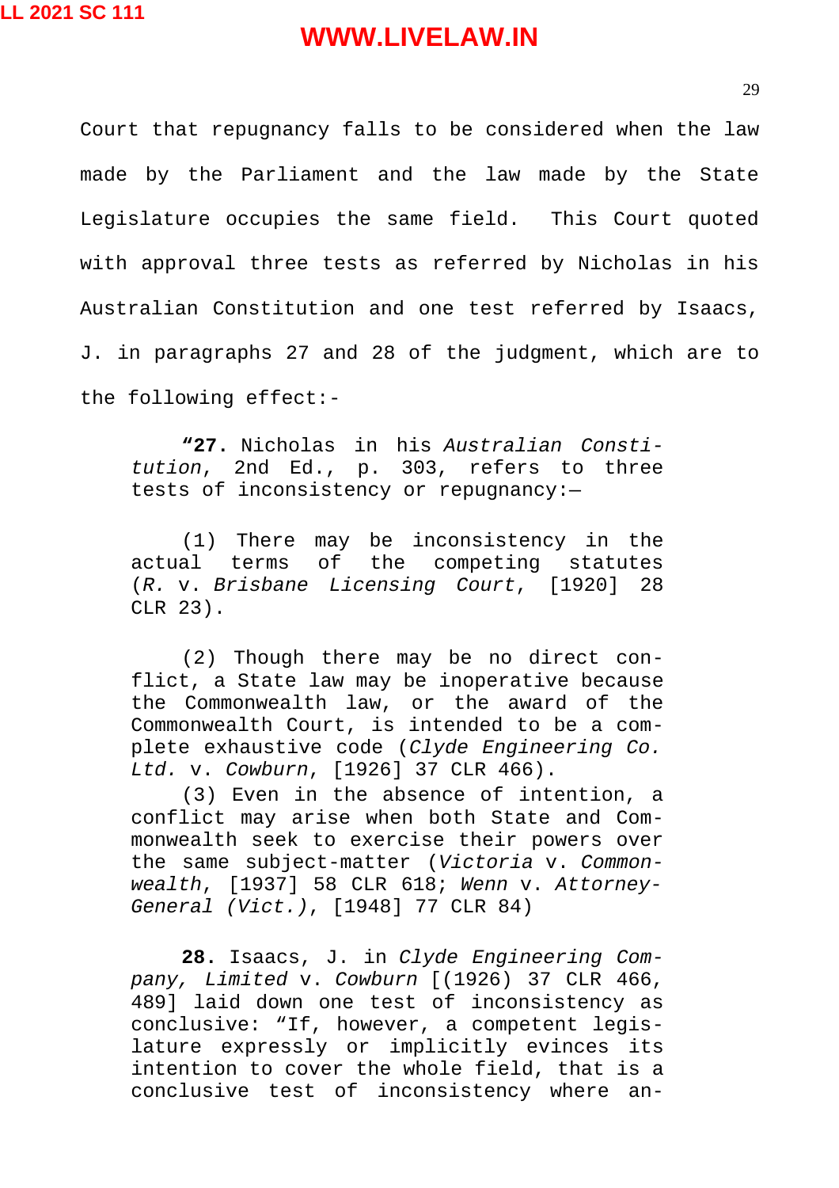Court that repugnancy falls to be considered when the law made by the Parliament and the law made by the State Legislature occupies the same field. This Court quoted with approval three tests as referred by Nicholas in his Australian Constitution and one test referred by Isaacs, J. in paragraphs 27 and 28 of the judgment, which are to the following effect:-

> "**27.** Nicholas in his *Australian Constitution*, 2nd Ed., p. 303, refers to three tests of inconsistency or repugnancy:—
>
> (1) There may be inconsistency in the actual terms of the competing statutes (*R.* v. *Brisbane Licensing Court*, [1920] 28 CLR 23).
>
> (2) Though there may be no direct conflict, a State law may be inoperative because the Commonwealth law, or the award of the Commonwealth Court, is intended to be a complete exhaustive code (*Clyde Engineering Co. Ltd.* v. *Cowburn*, [1926] 37 CLR 466).
>
> (3) Even in the absence of intention, a conflict may arise when both State and Commonwealth seek to exercise their powers over the same subject-matter (*Victoria* v. *Commonwealth*, [1937] 58 CLR 618; *Wenn* v. *Attorney-General (Vict.)*, [1948] 77 CLR 84)
>
> **28.** Isaacs, J. in *Clyde Engineering Company, Limited* v. *Cowburn* [(1926) 37 CLR 466, 489] laid down one test of inconsistency as conclusive: "If, however, a competent legislature expressly or implicitly evinces its intention to cover the whole field, that is a conclusive test of inconsistency where an-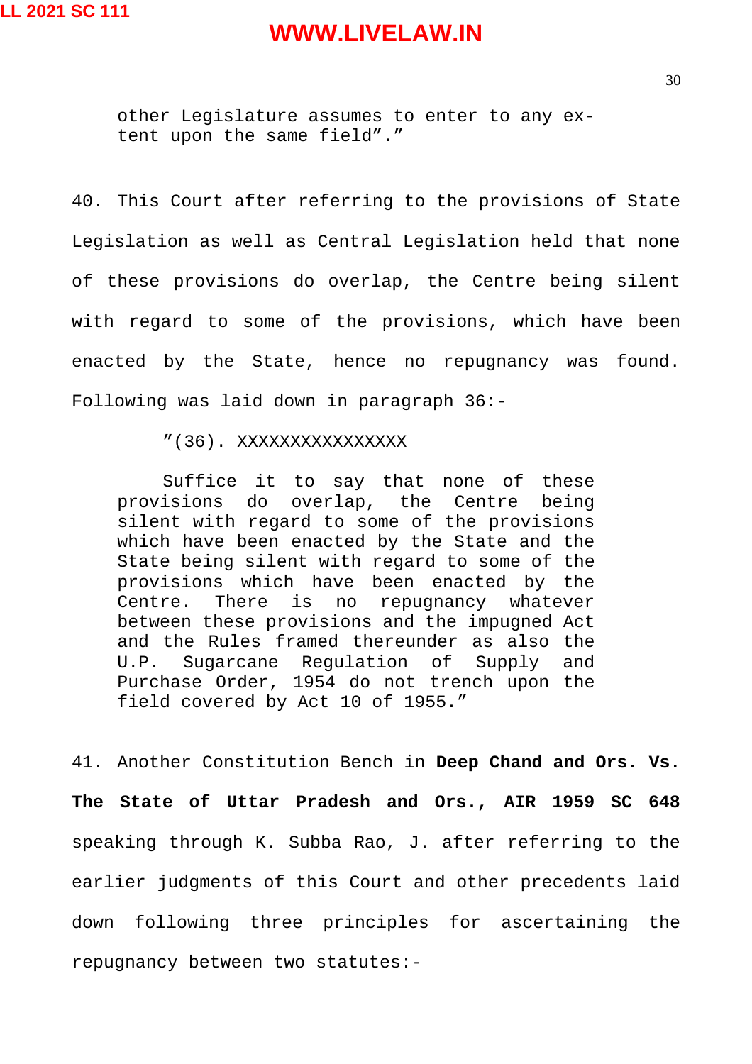> other Legislature assumes to enter to any extent upon the same field”.”

40. This Court after referring to the provisions of State Legislation as well as Central Legislation held that none of these provisions do overlap, the Centre being silent with regard to some of the provisions, which have been enacted by the State, hence no repugnancy was found. Following was laid down in paragraph 36:-

> ”(36). XXXXXXXXXXXXXXXX
>
> Suffice it to say that none of these provisions do overlap, the Centre being silent with regard to some of the provisions which have been enacted by the State and the State being silent with regard to some of the provisions which have been enacted by the Centre. There is no repugnancy whatever between these provisions and the impugned Act and the Rules framed thereunder as also the U.P. Sugarcane Regulation of Supply and Purchase Order, 1954 do not trench upon the field covered by Act 10 of 1955.”

41. Another Constitution Bench in **Deep Chand and Ors. Vs. The State of Uttar Pradesh and Ors., AIR 1959 SC 648** speaking through K. Subba Rao, J. after referring to the earlier judgments of this Court and other precedents laid down following three principles for ascertaining the repugnancy between two statutes:-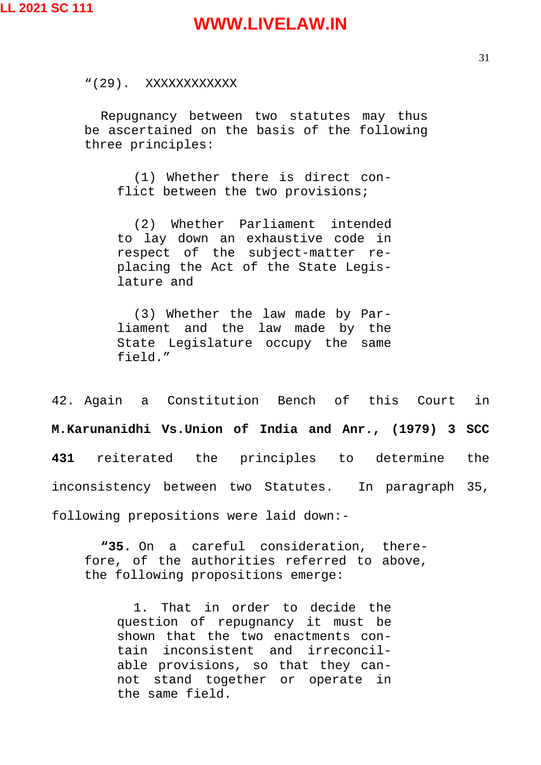> "(29). XXXXXXXXXXXX
>
> Repugnancy between two statutes may thus be ascertained on the basis of the following three principles:
>
> > (1) Whether there is direct conflict between the two provisions;
> >
> > (2) Whether Parliament intended to lay down an exhaustive code in respect of the subject-matter replacing the Act of the State Legislature and
> >
> > (3) Whether the law made by Parliament and the law made by the State Legislature occupy the same field."

42. Again a Constitution Bench of this Court in **M.Karunanidhi Vs.Union of India and Anr., (1979) 3 SCC 431** reiterated the principles to determine the inconsistency between two Statutes. In paragraph 35, following prepositions were laid down:-

> "**35.** On a careful consideration, therefore, of the authorities referred to above, the following propositions emerge:
>
> > 1. That in order to decide the question of repugnancy it must be shown that the two enactments contain inconsistent and irreconcilable provisions, so that they cannot stand together or operate in the same field.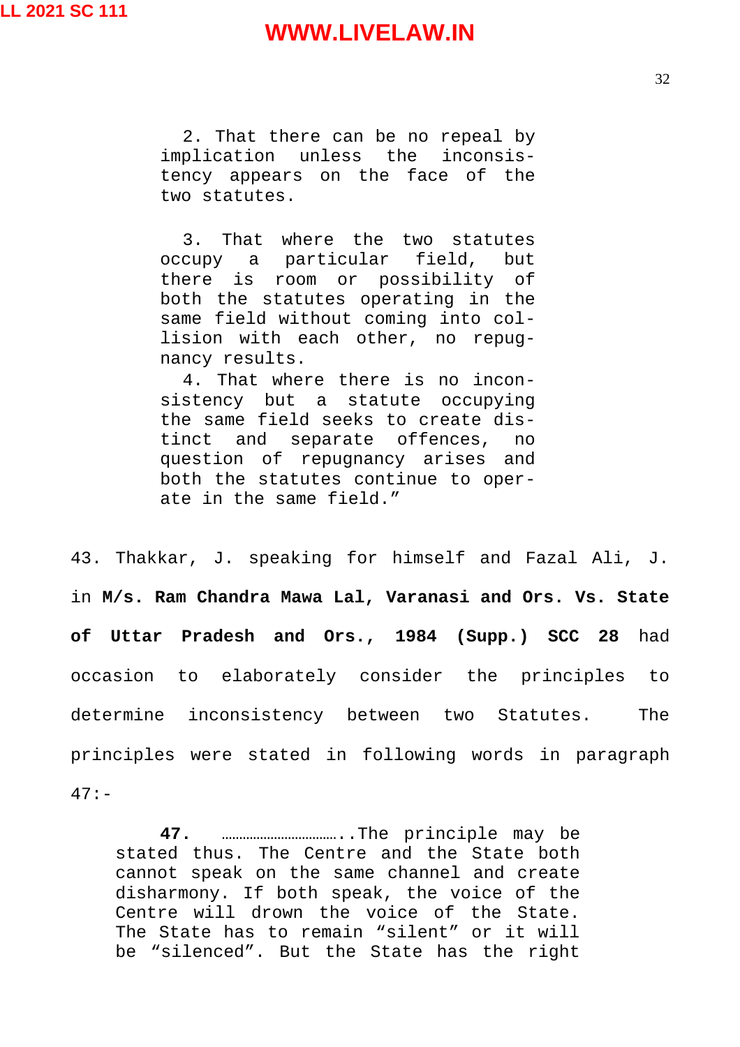> 2. That there can be no repeal by implication unless the inconsistency appears on the face of the two statutes.
>
> 3. That where the two statutes occupy a particular field, but there is room or possibility of both the statutes operating in the same field without coming into collision with each other, no repugnancy results.
>
> 4. That where there is no inconsistency but a statute occupying the same field seeks to create distinct and separate offences, no question of repugnancy arises and both the statutes continue to operate in the same field."

43. Thakkar, J. speaking for himself and Fazal Ali, J. in **M/s. Ram Chandra Mawa Lal, Varanasi and Ors. Vs. State of Uttar Pradesh and Ors., 1984 (Supp.) SCC 28** had occasion to elaborately consider the principles to determine inconsistency between two Statutes. The principles were stated in following words in paragraph 47:-

> **47.** …………………………..The principle may be stated thus. The Centre and the State both cannot speak on the same channel and create disharmony. If both speak, the voice of the Centre will drown the voice of the State. The State has to remain "silent" or it will be "silenced". But the State has the right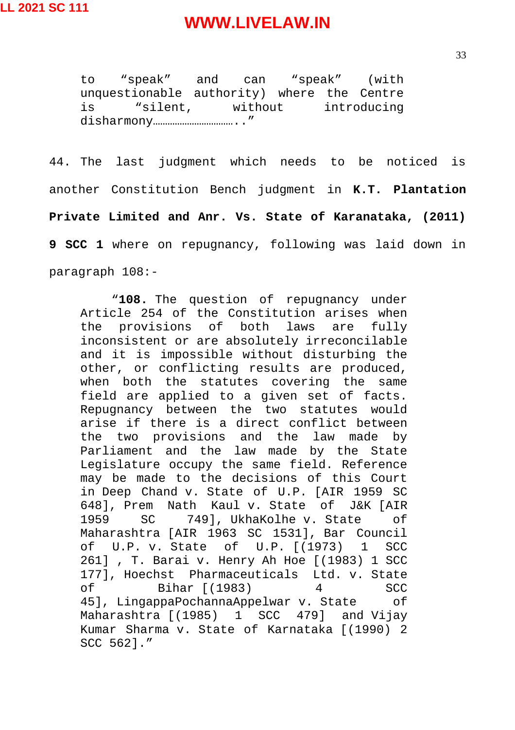> to "speak" and can "speak" (with unquestionable authority) where the Centre is "silent, without introducing disharmony……………………………..."

44. The last judgment which needs to be noticed is another Constitution Bench judgment in **K.T. Plantation Private Limited and Anr. Vs. State of Karanataka, (2011) 9 SCC 1** where on repugnancy, following was laid down in paragraph 108:-

> "**108.** The question of repugnancy under Article 254 of the Constitution arises when the provisions of both laws are fully inconsistent or are absolutely irreconcilable and it is impossible without disturbing the other, or conflicting results are produced, when both the statutes covering the same field are applied to a given set of facts. Repugnancy between the two statutes would arise if there is a direct conflict between the two provisions and the law made by Parliament and the law made by the State Legislature occupy the same field. Reference may be made to the decisions of this Court in Deep Chand v. State of U.P. [AIR 1959 SC 648], Prem Nath Kaul v. State of J&K [AIR 1959 SC 749], UkhaKolhe v. State of Maharashtra [AIR 1963 SC 1531], Bar Council of U.P. v. State of U.P. [(1973) 1 SCC 261] , T. Barai v. Henry Ah Hoe [(1983) 1 SCC 177], Hoechst Pharmaceuticals Ltd. v. State of Bihar [(1983) 4 SCC 45], LingappaPochannaAppelwar v. State of Maharashtra [(1985) 1 SCC 479] and Vijay Kumar Sharma v. State of Karnataka [(1990) 2 SCC 562]."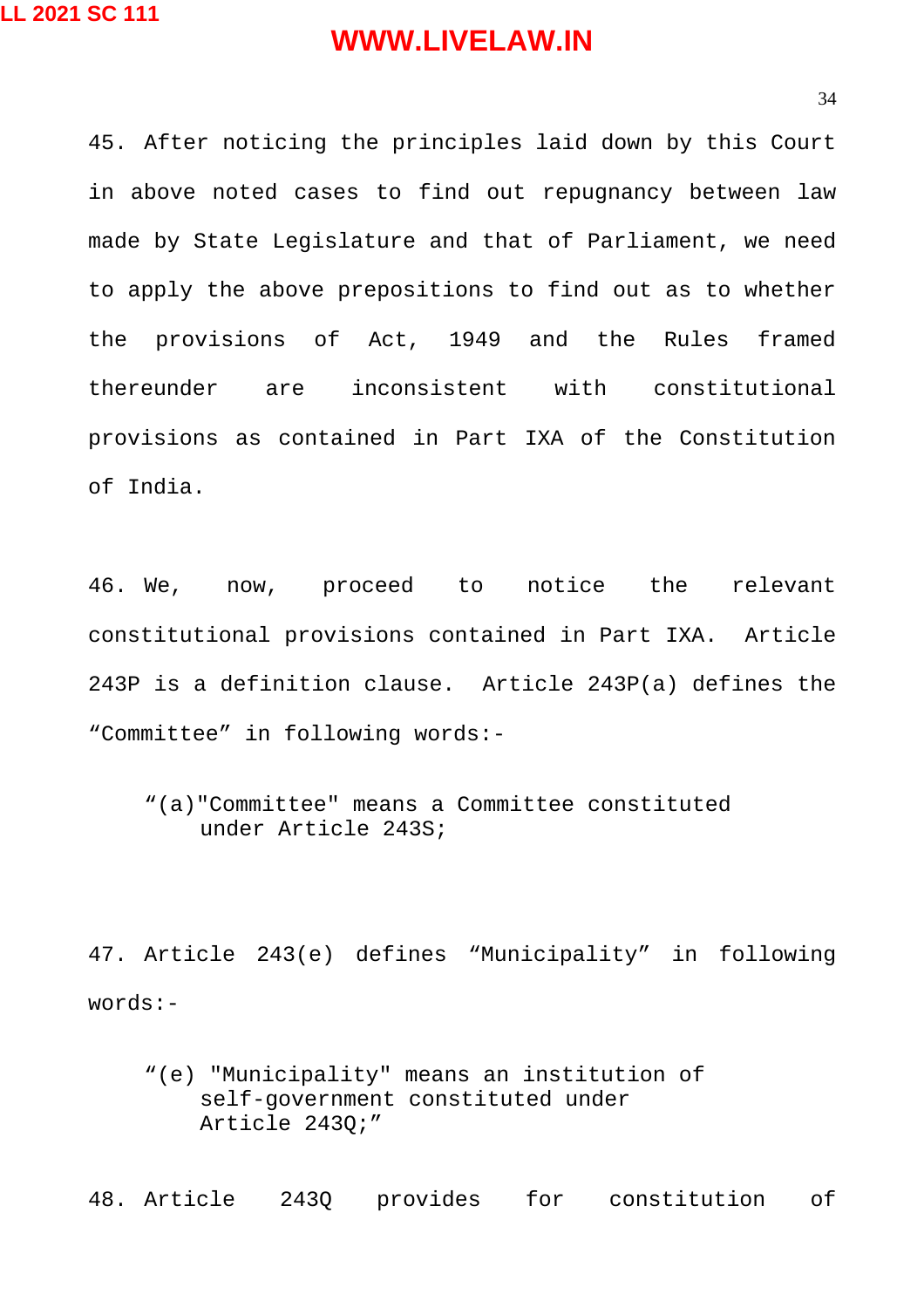45. After noticing the principles laid down by this Court in above noted cases to find out repugnancy between law made by State Legislature and that of Parliament, we need to apply the above prepositions to find out as to whether the provisions of Act, 1949 and the Rules framed thereunder are inconsistent with constitutional provisions as contained in Part IXA of the Constitution of India.

46. We, now, proceed to notice the relevant constitutional provisions contained in Part IXA. Article 243P is a definition clause. Article 243P(a) defines the "Committee" in following words:-

> "(a)"Committee" means a Committee constituted under Article 243S;

47. Article 243(e) defines "Municipality" in following words:-

> "(e) "Municipality" means an institution of self-government constituted under Article 243Q;"

48. Article 243Q provides for constitution of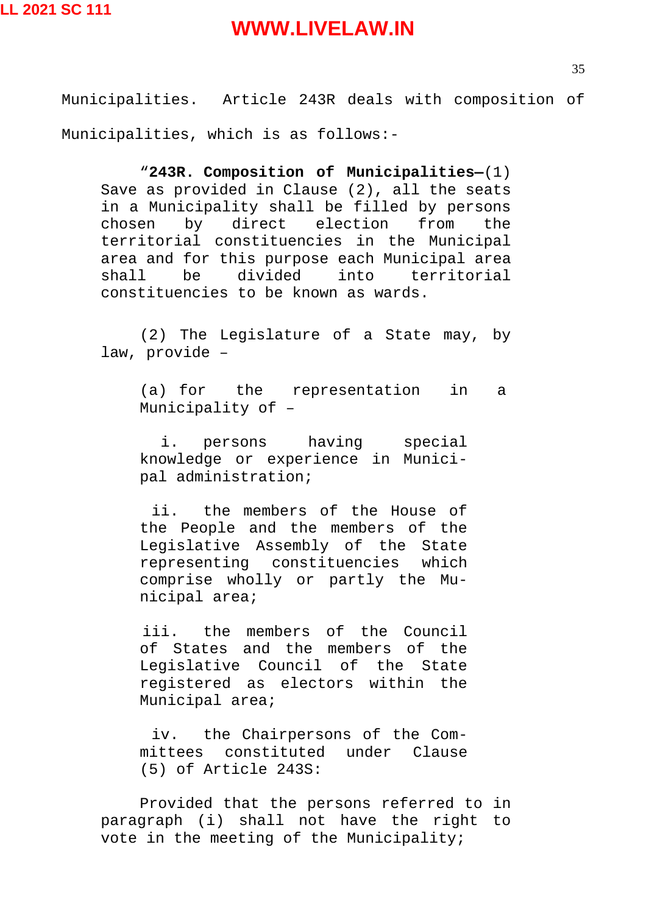Municipalities. Article 243R deals with composition of Municipalities, which is as follows:-

> "**243R. Composition of Municipalities–**(1) Save as provided in Clause (2), all the seats in a Municipality shall be filled by persons chosen by direct election from the territorial constituencies in the Municipal area and for this purpose each Municipal area shall be divided into territorial constituencies to be known as wards.
>
> (2) The Legislature of a State may, by law, provide –
>
> (a) for the representation in a Municipality of –
>
> i. persons having special knowledge or experience in Municipal administration;
>
> ii. the members of the House of the People and the members of the Legislative Assembly of the State representing constituencies which comprise wholly or partly the Municipal area;
>
> iii. the members of the Council of States and the members of the Legislative Council of the State registered as electors within the Municipal area;
>
> iv. the Chairpersons of the Committees constituted under Clause (5) of Article 243S:
>
> Provided that the persons referred to in paragraph (i) shall not have the right to vote in the meeting of the Municipality;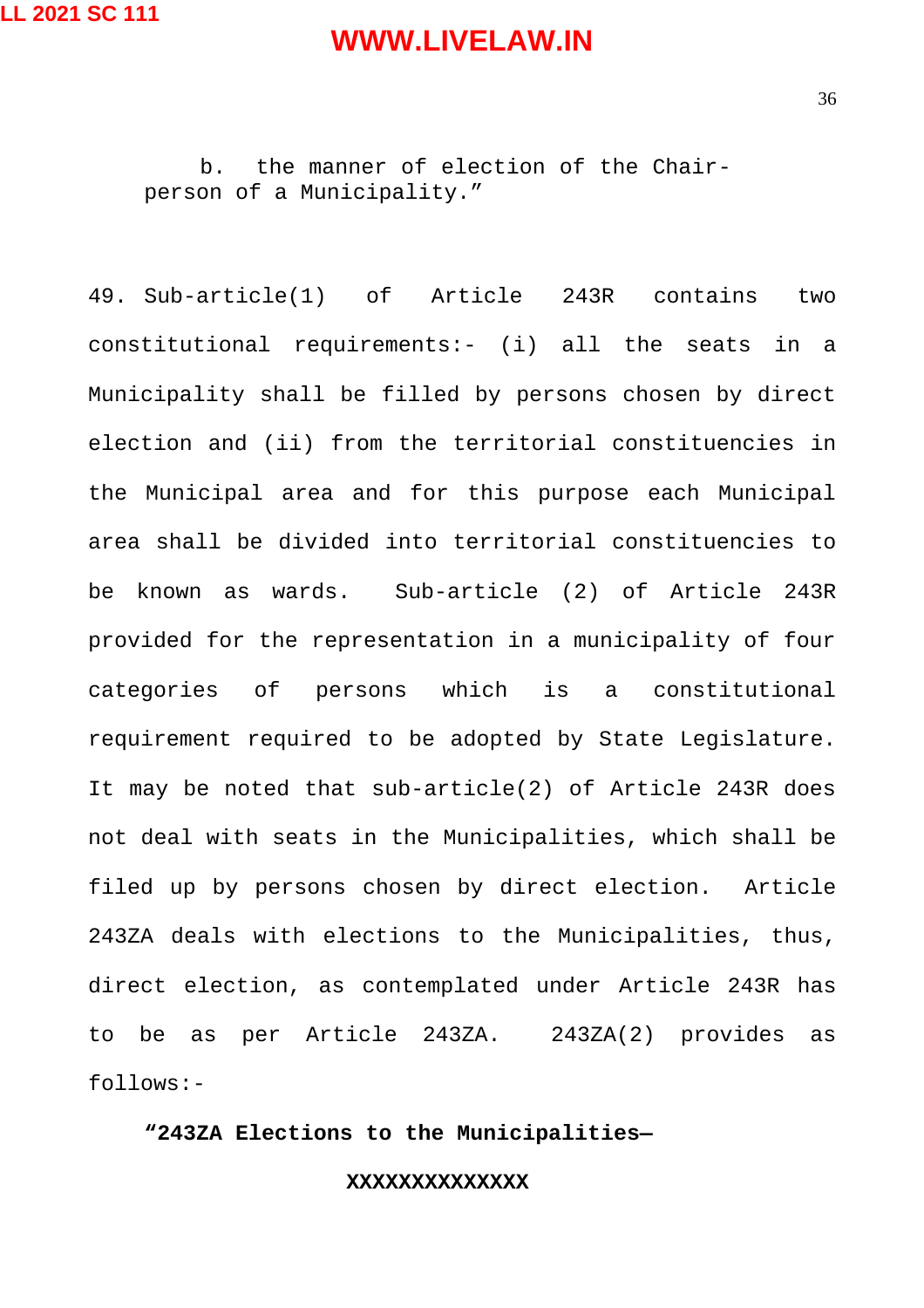b. the manner of election of the Chair-person of a Municipality."

49. Sub-article(1) of Article 243R contains two constitutional requirements:- (i) all the seats in a Municipality shall be filled by persons chosen by direct election and (ii) from the territorial constituencies in the Municipal area and for this purpose each Municipal area shall be divided into territorial constituencies to be known as wards. Sub-article (2) of Article 243R provided for the representation in a municipality of four categories of persons which is a constitutional requirement required to be adopted by State Legislature. It may be noted that sub-article(2) of Article 243R does not deal with seats in the Municipalities, which shall be filed up by persons chosen by direct election. Article 243ZA deals with elections to the Municipalities, thus, direct election, as contemplated under Article 243R has to be as per Article 243ZA. 243ZA(2) provides as follows:-

**"243ZA Elections to the Municipalities—**

**XXXXXXXXXXXXXX**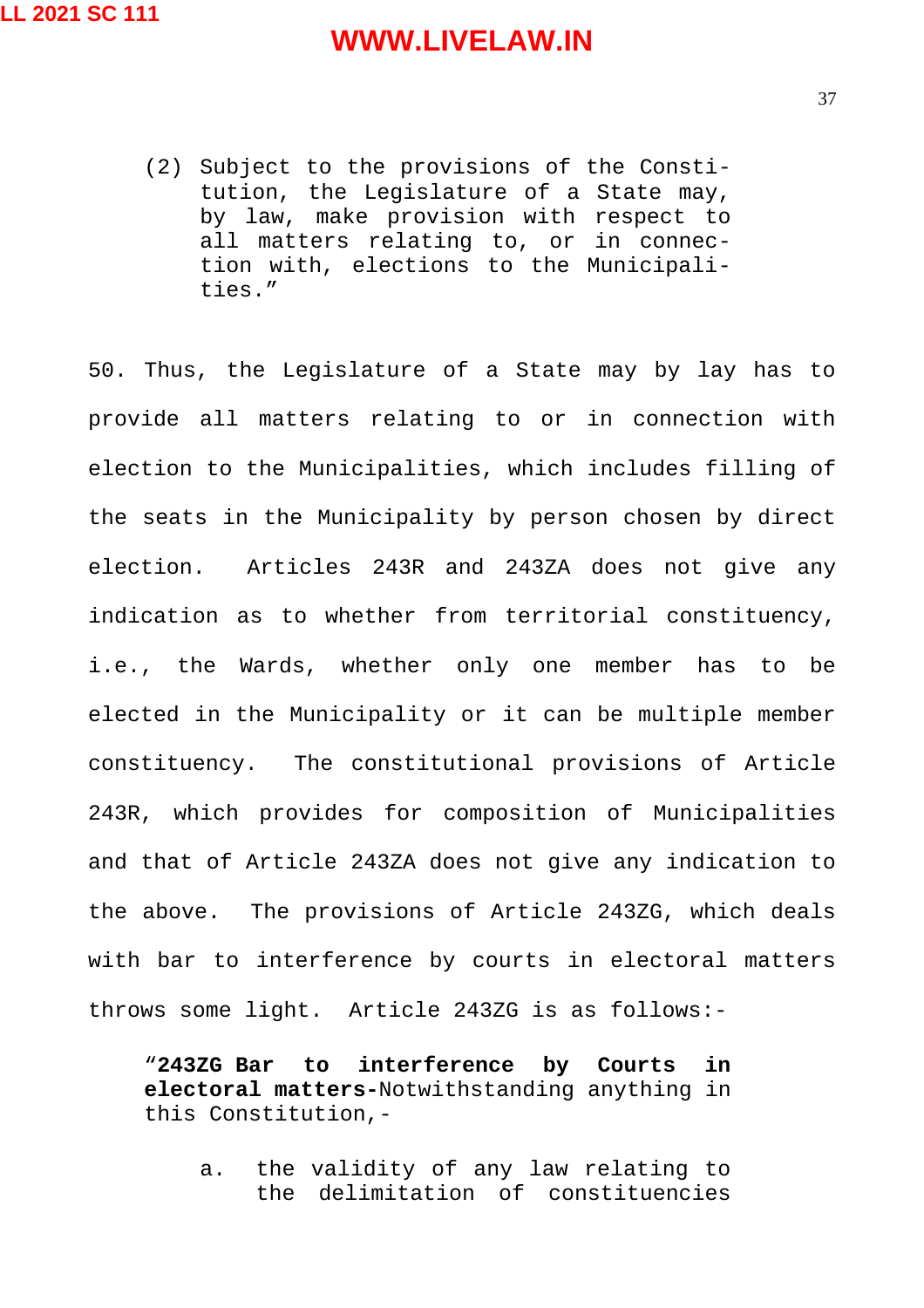> (2) Subject to the provisions of the Constitution, the Legislature of a State may, by law, make provision with respect to all matters relating to, or in connection with, elections to the Municipalities."

50. Thus, the Legislature of a State may by lay has to provide all matters relating to or in connection with election to the Municipalities, which includes filling of the seats in the Municipality by person chosen by direct election. Articles 243R and 243ZA does not give any indication as to whether from territorial constituency, i.e., the Wards, whether only one member has to be elected in the Municipality or it can be multiple member constituency. The constitutional provisions of Article 243R, which provides for composition of Municipalities and that of Article 243ZA does not give any indication to the above. The provisions of Article 243ZG, which deals with bar to interference by courts in electoral matters throws some light. Article 243ZG is as follows:-

> "**243ZG Bar to interference by Courts in electoral matters-**Notwithstanding anything in this Constitution,-
>
> a. the validity of any law relating to the delimitation of constituencies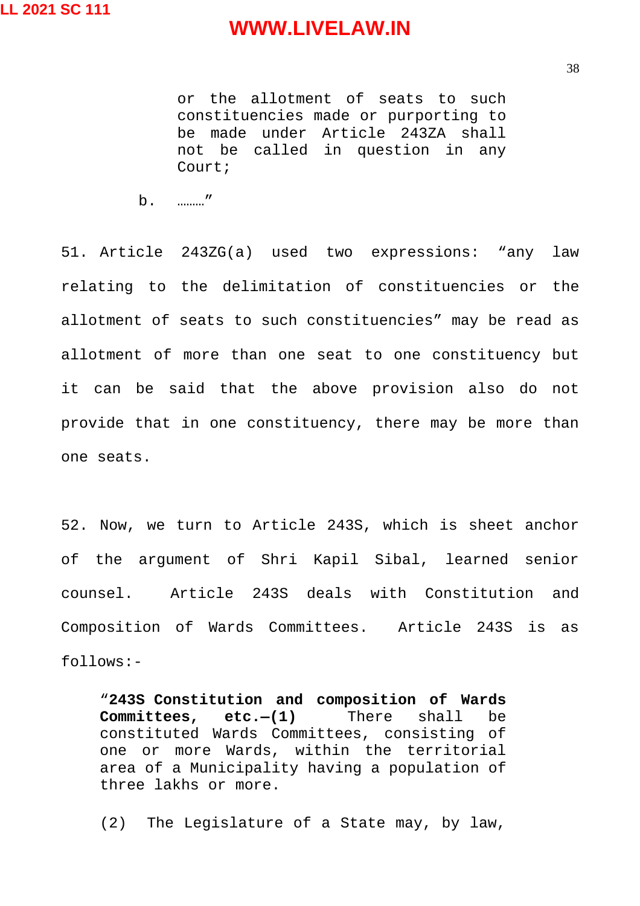> or the allotment of seats to such constituencies made or purporting to be made under Article 243ZA shall not be called in question in any Court;
>
> b. ………"

51. Article 243ZG(a) used two expressions: "any law relating to the delimitation of constituencies or the allotment of seats to such constituencies" may be read as allotment of more than one seat to one constituency but it can be said that the above provision also do not provide that in one constituency, there may be more than one seats.

52. Now, we turn to Article 243S, which is sheet anchor of the argument of Shri Kapil Sibal, learned senior counsel. Article 243S deals with Constitution and Composition of Wards Committees. Article 243S is as follows:-

> "**243S Constitution and composition of Wards Committees, etc.—(1)** There shall be constituted Wards Committees, consisting of one or more Wards, within the territorial area of a Municipality having a population of three lakhs or more.
>
> (2) The Legislature of a State may, by law,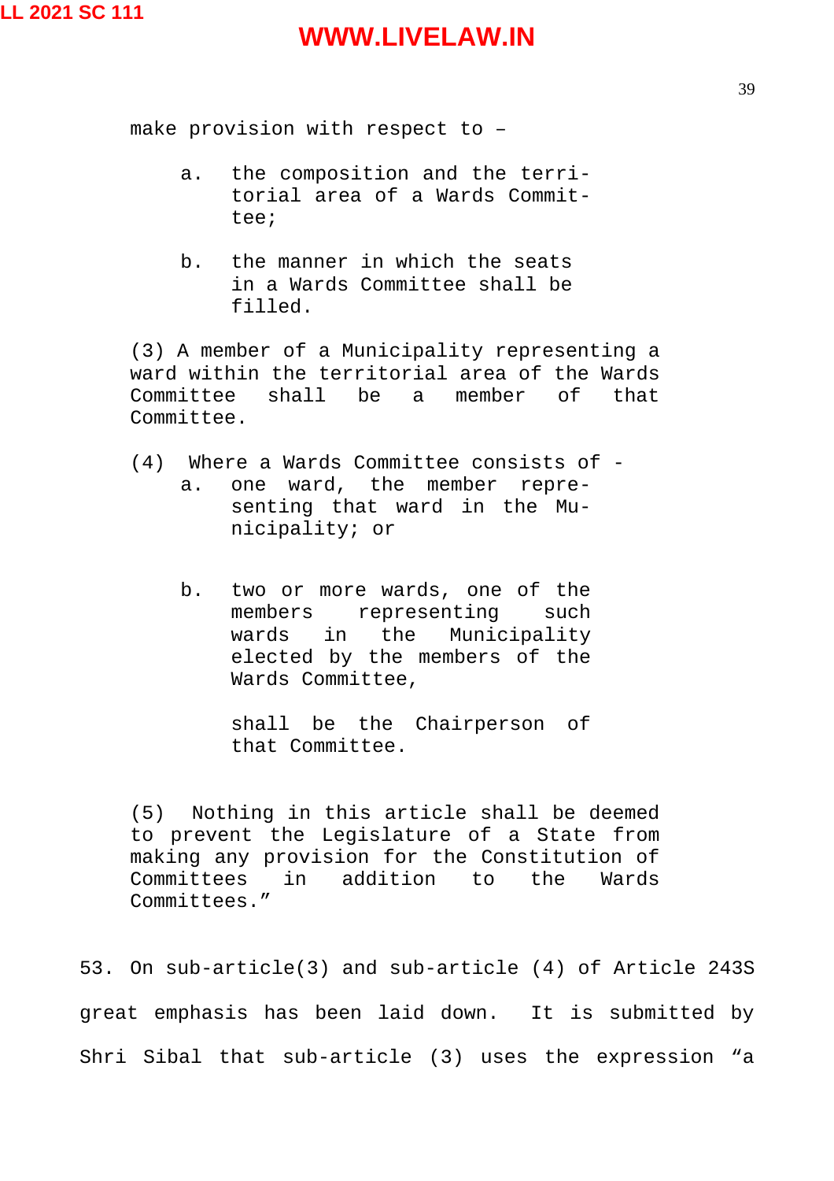make provision with respect to –

a. the composition and the territorial area of a Wards Committee;

b. the manner in which the seats in a Wards Committee shall be filled.

(3) A member of a Municipality representing a ward within the territorial area of the Wards Committee shall be a member of that Committee.

(4) Where a Wards Committee consists of -

a. one ward, the member representing that ward in the Municipality; or

b. two or more wards, one of the members representing such wards in the Municipality elected by the members of the Wards Committee,

shall be the Chairperson of that Committee.

(5) Nothing in this article shall be deemed to prevent the Legislature of a State from making any provision for the Constitution of Committees in addition to the Wards Committees."

53. On sub-article(3) and sub-article (4) of Article 243S great emphasis has been laid down. It is submitted by Shri Sibal that sub-article (3) uses the expression "a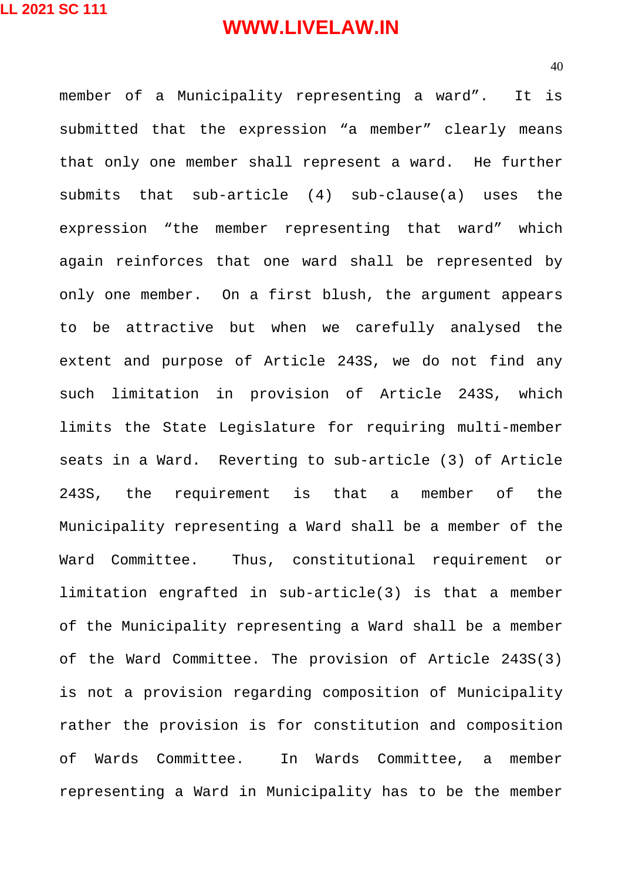member of a Municipality representing a ward”. It is submitted that the expression “a member” clearly means that only one member shall represent a ward. He further submits that sub-article (4) sub-clause(a) uses the expression “the member representing that ward” which again reinforces that one ward shall be represented by only one member. On a first blush, the argument appears to be attractive but when we carefully analysed the extent and purpose of Article 243S, we do not find any such limitation in provision of Article 243S, which limits the State Legislature for requiring multi-member seats in a Ward. Reverting to sub-article (3) of Article 243S, the requirement is that a member of the Municipality representing a Ward shall be a member of the Ward Committee. Thus, constitutional requirement or limitation engrafted in sub-article(3) is that a member of the Municipality representing a Ward shall be a member of the Ward Committee. The provision of Article 243S(3) is not a provision regarding composition of Municipality rather the provision is for constitution and composition of Wards Committee. In Wards Committee, a member representing a Ward in Municipality has to be the member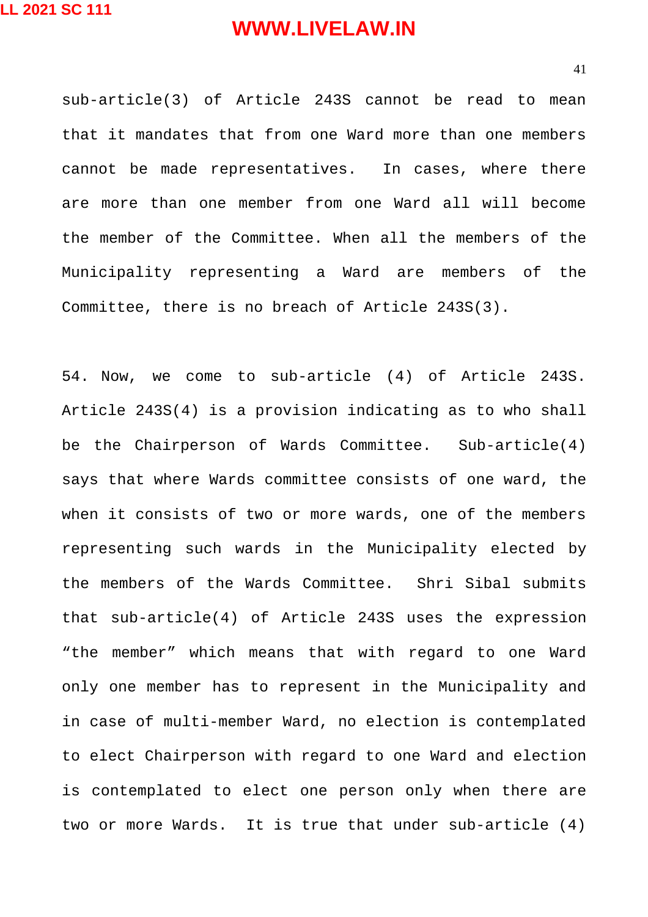sub-article(3) of Article 243S cannot be read to mean that it mandates that from one Ward more than one members cannot be made representatives. In cases, where there are more than one member from one Ward all will become the member of the Committee. When all the members of the Municipality representing a Ward are members of the Committee, there is no breach of Article 243S(3).

54. Now, we come to sub-article (4) of Article 243S. Article 243S(4) is a provision indicating as to who shall be the Chairperson of Wards Committee. Sub-article(4) says that where Wards committee consists of one ward, the when it consists of two or more wards, one of the members representing such wards in the Municipality elected by the members of the Wards Committee. Shri Sibal submits that sub-article(4) of Article 243S uses the expression "the member" which means that with regard to one Ward only one member has to represent in the Municipality and in case of multi-member Ward, no election is contemplated to elect Chairperson with regard to one Ward and election is contemplated to elect one person only when there are two or more Wards. It is true that under sub-article (4)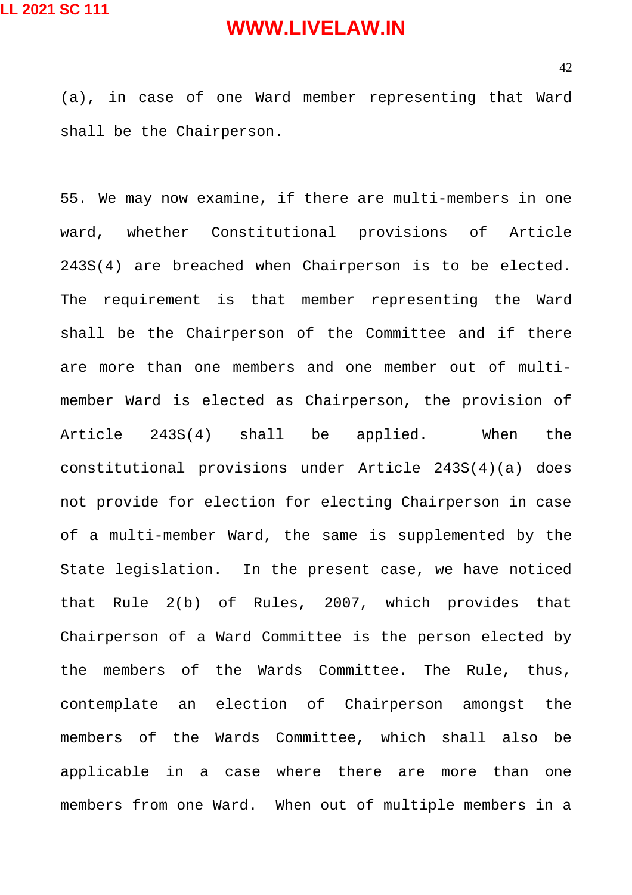(a), in case of one Ward member representing that Ward shall be the Chairperson.

55. We may now examine, if there are multi-members in one ward, whether Constitutional provisions of Article 243S(4) are breached when Chairperson is to be elected. The requirement is that member representing the Ward shall be the Chairperson of the Committee and if there are more than one members and one member out of multi-member Ward is elected as Chairperson, the provision of Article 243S(4) shall be applied. When the constitutional provisions under Article 243S(4)(a) does not provide for election for electing Chairperson in case of a multi-member Ward, the same is supplemented by the State legislation. In the present case, we have noticed that Rule 2(b) of Rules, 2007, which provides that Chairperson of a Ward Committee is the person elected by the members of the Wards Committee. The Rule, thus, contemplate an election of Chairperson amongst the members of the Wards Committee, which shall also be applicable in a case where there are more than one members from one Ward. When out of multiple members in a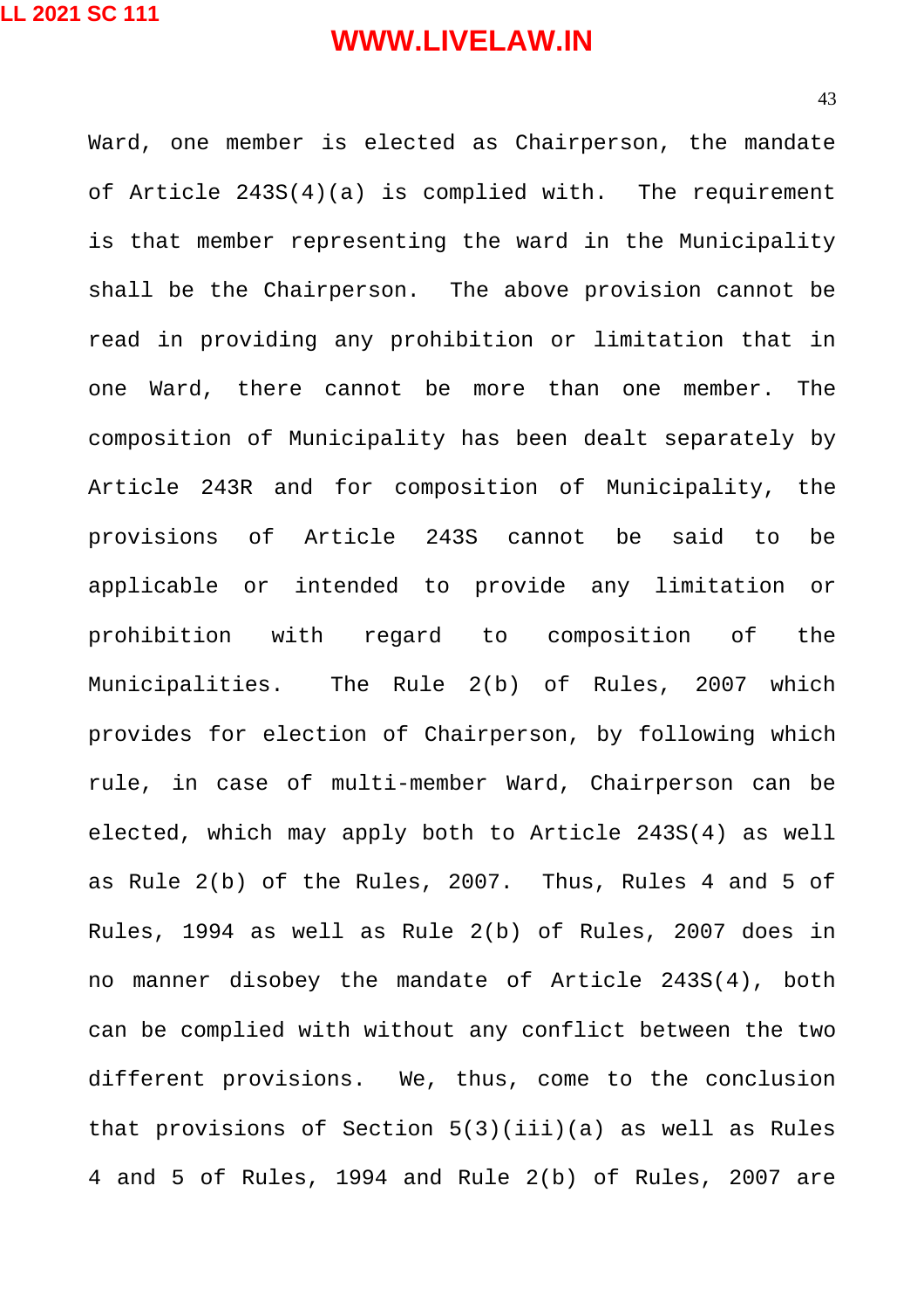Ward, one member is elected as Chairperson, the mandate of Article 243S(4)(a) is complied with. The requirement is that member representing the ward in the Municipality shall be the Chairperson. The above provision cannot be read in providing any prohibition or limitation that in one Ward, there cannot be more than one member. The composition of Municipality has been dealt separately by Article 243R and for composition of Municipality, the provisions of Article 243S cannot be said to be applicable or intended to provide any limitation or prohibition with regard to composition of the Municipalities. The Rule 2(b) of Rules, 2007 which provides for election of Chairperson, by following which rule, in case of multi-member Ward, Chairperson can be elected, which may apply both to Article 243S(4) as well as Rule 2(b) of the Rules, 2007. Thus, Rules 4 and 5 of Rules, 1994 as well as Rule 2(b) of Rules, 2007 does in no manner disobey the mandate of Article 243S(4), both can be complied with without any conflict between the two different provisions. We, thus, come to the conclusion that provisions of Section 5(3)(iii)(a) as well as Rules 4 and 5 of Rules, 1994 and Rule 2(b) of Rules, 2007 are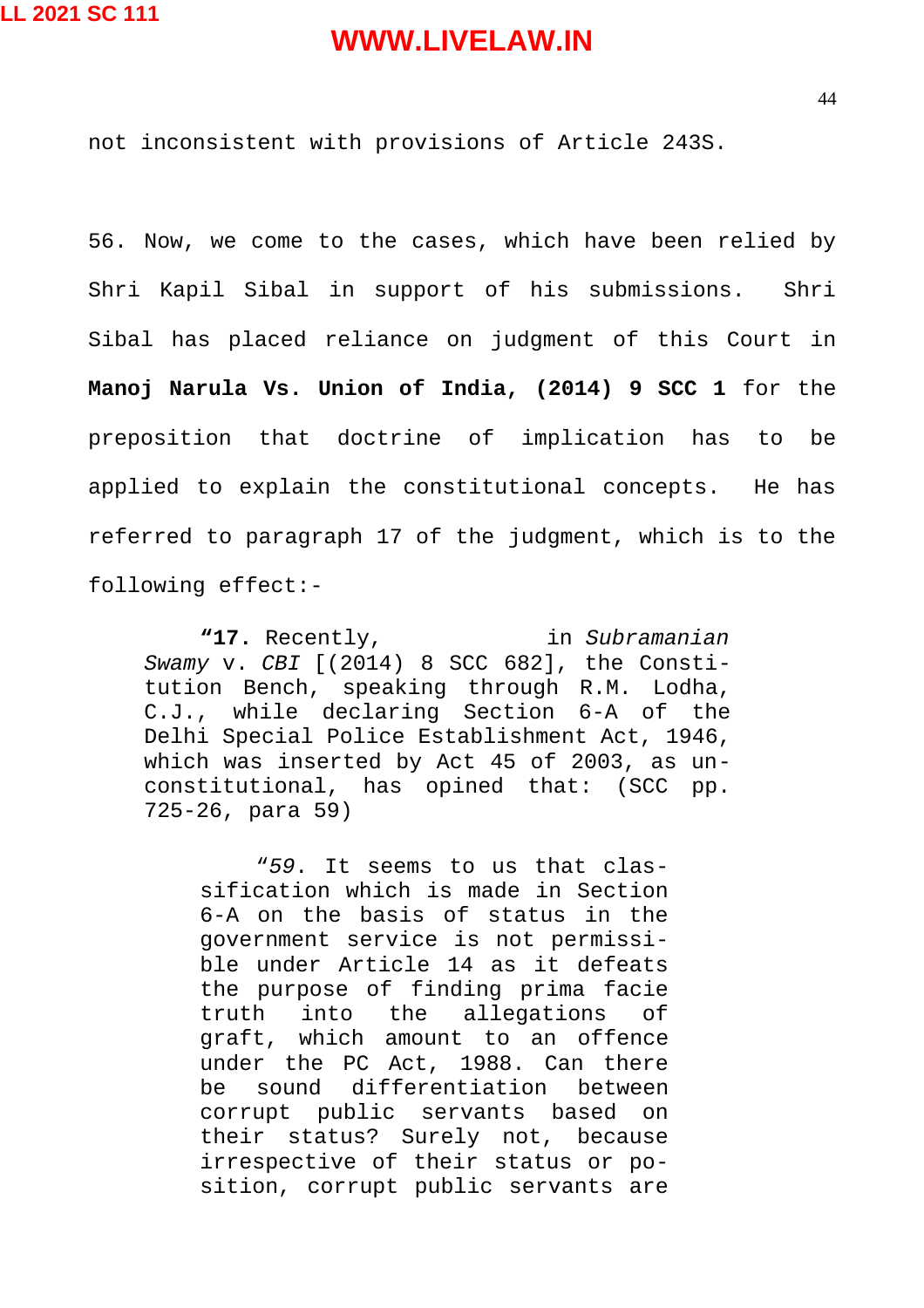not inconsistent with provisions of Article 243S.

56. Now, we come to the cases, which have been relied by Shri Kapil Sibal in support of his submissions. Shri Sibal has placed reliance on judgment of this Court in **Manoj Narula Vs. Union of India, (2014) 9 SCC 1** for the preposition that doctrine of implication has to be applied to explain the constitutional concepts. He has referred to paragraph 17 of the judgment, which is to the following effect:-

> **"17.** Recently, in *Subramanian Swamy* v. *CBI* [(2014) 8 SCC 682], the Constitution Bench, speaking through R.M. Lodha, C.J., while declaring Section 6-A of the Delhi Special Police Establishment Act, 1946, which was inserted by Act 45 of 2003, as unconstitutional, has opined that: (SCC pp. 725-26, para 59)
>
> > "*59*. It seems to us that classification which is made in Section 6-A on the basis of status in the government service is not permissible under Article 14 as it defeats the purpose of finding prima facie truth into the allegations of graft, which amount to an offence under the PC Act, 1988. Can there be sound differentiation between corrupt public servants based on their status? Surely not, because irrespective of their status or position, corrupt public servants are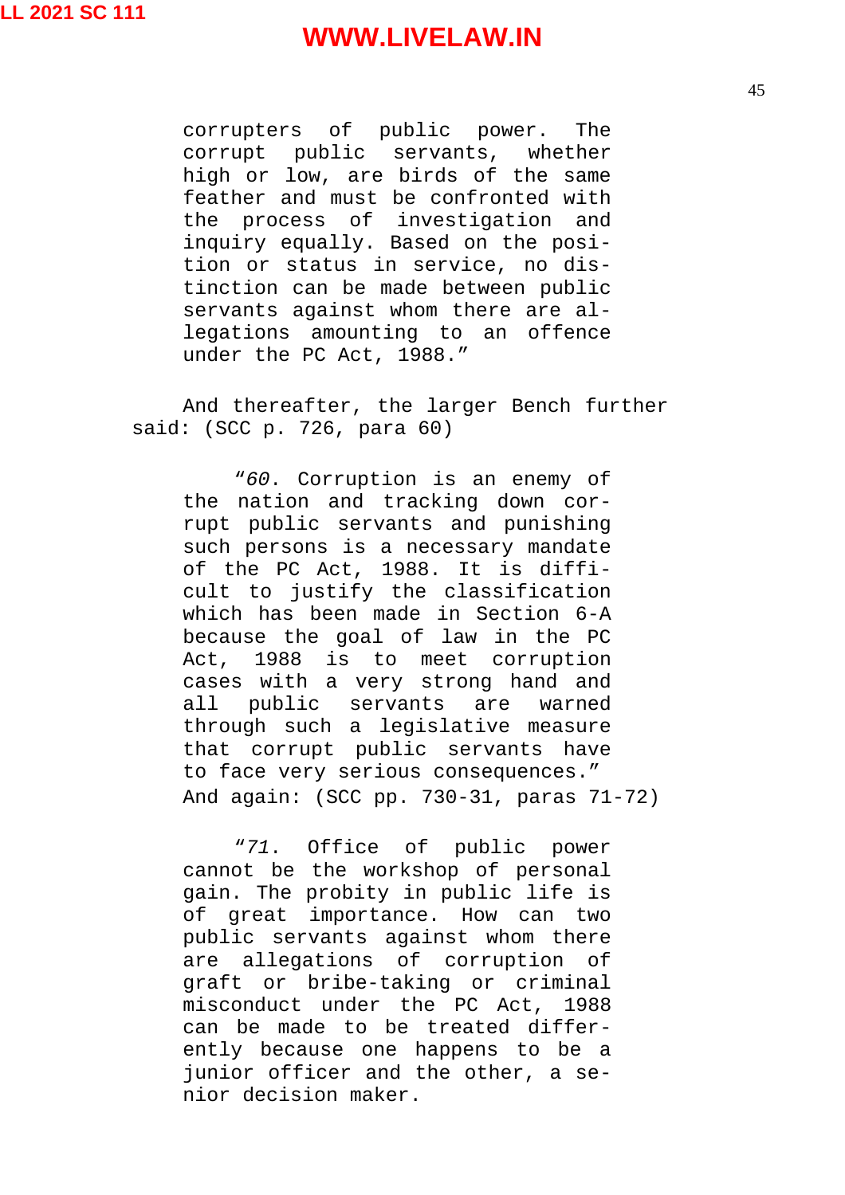> corrupters of public power. The corrupt public servants, whether high or low, are birds of the same feather and must be confronted with the process of investigation and inquiry equally. Based on the position or status in service, no distinction can be made between public servants against whom there are allegations amounting to an offence under the PC Act, 1988."

And thereafter, the larger Bench further said: (SCC p. 726, para 60)

> "*60*. Corruption is an enemy of the nation and tracking down corrupt public servants and punishing such persons is a necessary mandate of the PC Act, 1988. It is difficult to justify the classification which has been made in Section 6-A because the goal of law in the PC Act, 1988 is to meet corruption cases with a very strong hand and all public servants are warned through such a legislative measure that corrupt public servants have to face very serious consequences."

And again: (SCC pp. 730-31, paras 71-72)

> "*71*. Office of public power cannot be the workshop of personal gain. The probity in public life is of great importance. How can two public servants against whom there are allegations of corruption of graft or bribe-taking or criminal misconduct under the PC Act, 1988 can be made to be treated differently because one happens to be a junior officer and the other, a senior decision maker.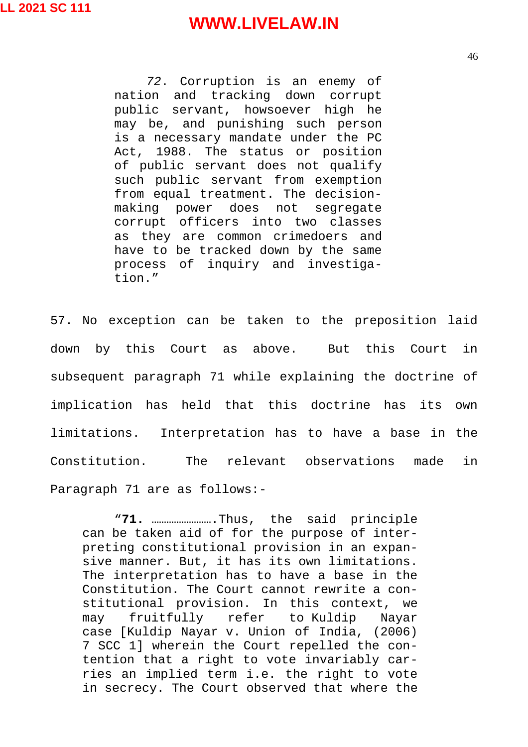> *72*. Corruption is an enemy of nation and tracking down corrupt public servant, howsoever high he may be, and punishing such person is a necessary mandate under the PC Act, 1988. The status or position of public servant does not qualify such public servant from exemption from equal treatment. The decision-making power does not segregate corrupt officers into two classes as they are common crimedoers and have to be tracked down by the same process of inquiry and investigation."

57. No exception can be taken to the preposition laid down by this Court as above. But this Court in subsequent paragraph 71 while explaining the doctrine of implication has held that this doctrine has its own limitations. Interpretation has to have a base in the Constitution. The relevant observations made in Paragraph 71 are as follows:-

> "**71.** …………………….Thus, the said principle can be taken aid of for the purpose of interpreting constitutional provision in an expansive manner. But, it has its own limitations. The interpretation has to have a base in the Constitution. The Court cannot rewrite a constitutional provision. In this context, we may fruitfully refer to Kuldip Nayar case [Kuldip Nayar v. Union of India, (2006) 7 SCC 1] wherein the Court repelled the contention that a right to vote invariably carries an implied term i.e. the right to vote in secrecy. The Court observed that where the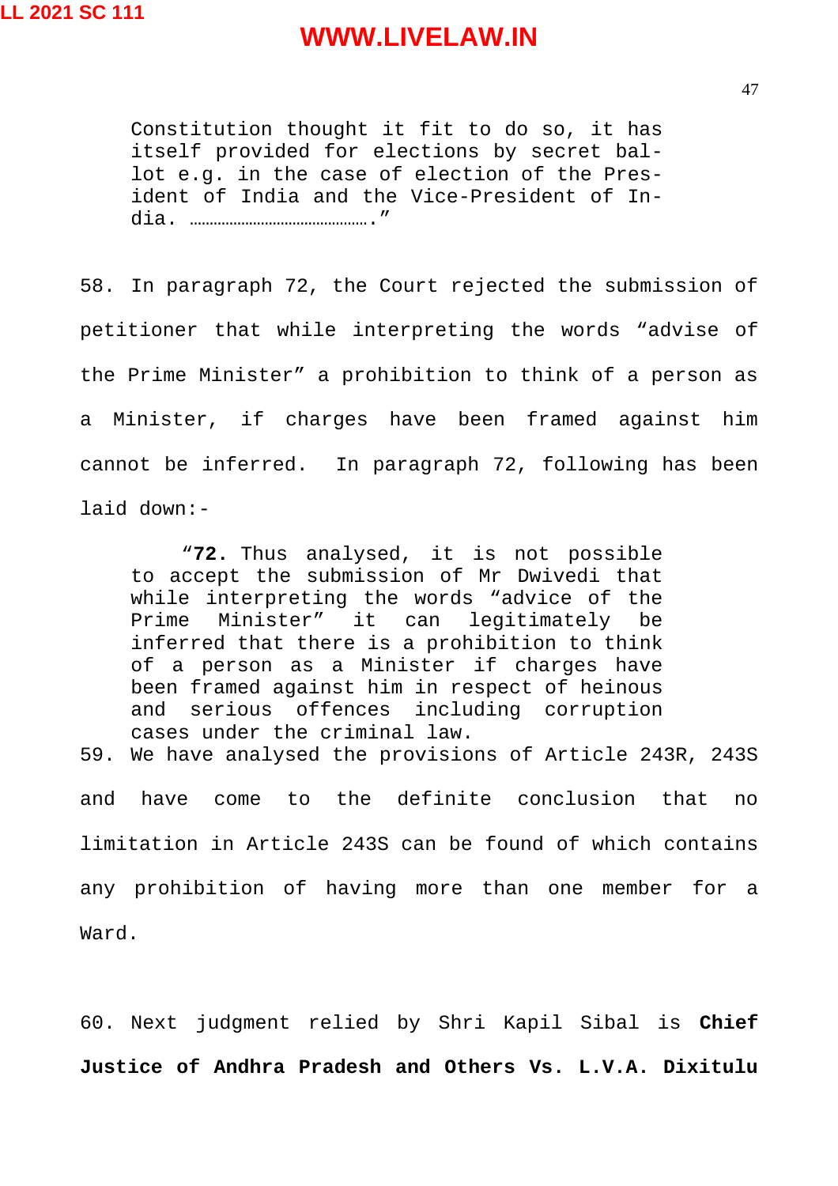> Constitution thought it fit to do so, it has itself provided for elections by secret ballot e.g. in the case of election of the President of India and the Vice-President of India. …………………………………….”

58. In paragraph 72, the Court rejected the submission of petitioner that while interpreting the words “advise of the Prime Minister” a prohibition to think of a person as a Minister, if charges have been framed against him cannot be inferred. In paragraph 72, following has been laid down:-

> “**72.** Thus analysed, it is not possible to accept the submission of Mr Dwivedi that while interpreting the words “advice of the Prime Minister” it can legitimately be inferred that there is a prohibition to think of a person as a Minister if charges have been framed against him in respect of heinous and serious offences including corruption cases under the criminal law.

59. We have analysed the provisions of Article 243R, 243S and have come to the definite conclusion that no limitation in Article 243S can be found of which contains any prohibition of having more than one member for a Ward.

60. Next judgment relied by Shri Kapil Sibal is **Chief Justice of Andhra Pradesh and Others Vs. L.V.A. Dixitulu**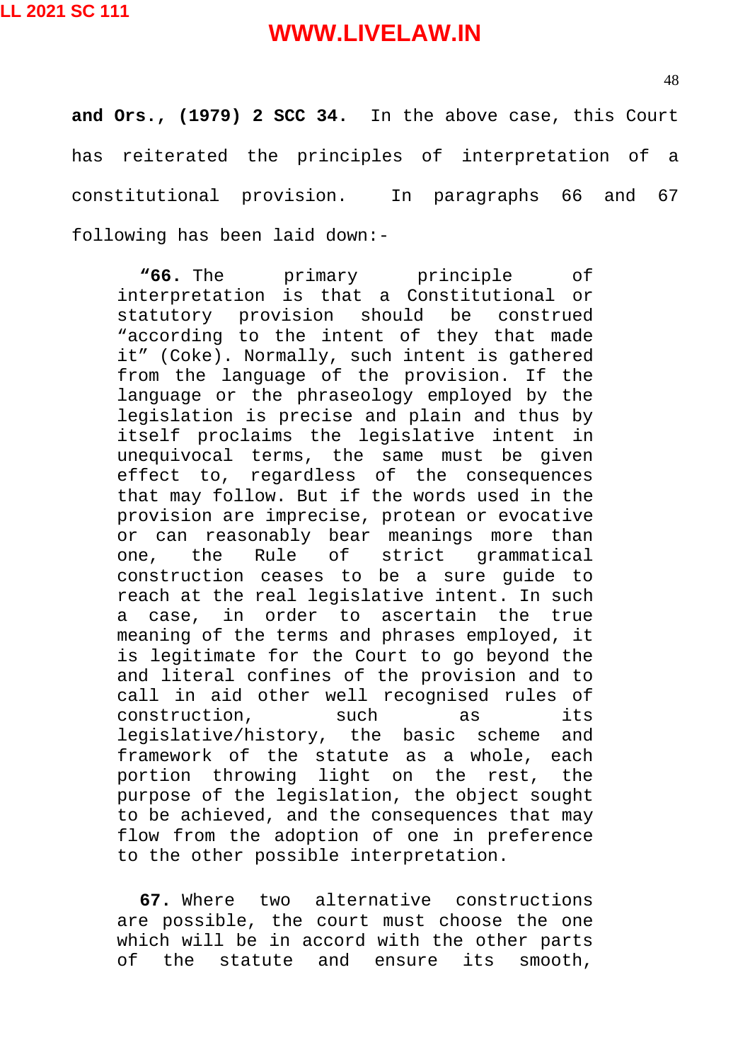**and Ors., (1979) 2 SCC 34.** In the above case, this Court has reiterated the principles of interpretation of a constitutional provision. In paragraphs 66 and 67 following has been laid down:-

> "**66.** The primary principle of interpretation is that a Constitutional or statutory provision should be construed "according to the intent of they that made it" (Coke). Normally, such intent is gathered from the language of the provision. If the language or the phraseology employed by the legislation is precise and plain and thus by itself proclaims the legislative intent in unequivocal terms, the same must be given effect to, regardless of the consequences that may follow. But if the words used in the provision are imprecise, protean or evocative or can reasonably bear meanings more than one, the Rule of strict grammatical construction ceases to be a sure guide to reach at the real legislative intent. In such a case, in order to ascertain the true meaning of the terms and phrases employed, it is legitimate for the Court to go beyond the and literal confines of the provision and to call in aid other well recognised rules of construction, such as its legislative/history, the basic scheme and framework of the statute as a whole, each portion throwing light on the rest, the purpose of the legislation, the object sought to be achieved, and the consequences that may flow from the adoption of one in preference to the other possible interpretation.
>
> **67.** Where two alternative constructions are possible, the court must choose the one which will be in accord with the other parts of the statute and ensure its smooth,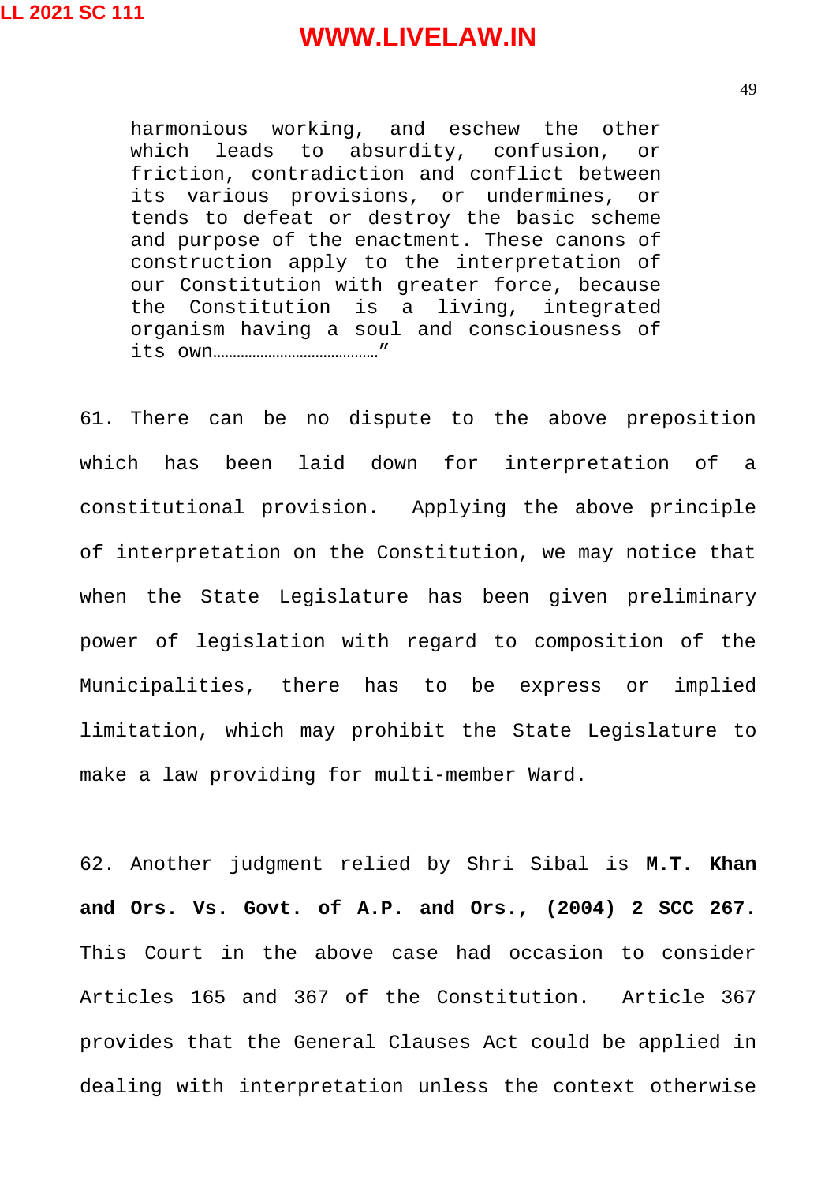> harmonious working, and eschew the other which leads to absurdity, confusion, or friction, contradiction and conflict between its various provisions, or undermines, or tends to defeat or destroy the basic scheme and purpose of the enactment. These canons of construction apply to the interpretation of our Constitution with greater force, because the Constitution is a living, integrated organism having a soul and consciousness of its own……………………………………”

61. There can be no dispute to the above preposition which has been laid down for interpretation of a constitutional provision. Applying the above principle of interpretation on the Constitution, we may notice that when the State Legislature has been given preliminary power of legislation with regard to composition of the Municipalities, there has to be express or implied limitation, which may prohibit the State Legislature to make a law providing for multi-member Ward.

62. Another judgment relied by Shri Sibal is **M.T. Khan and Ors. Vs. Govt. of A.P. and Ors., (2004) 2 SCC 267.** This Court in the above case had occasion to consider Articles 165 and 367 of the Constitution. Article 367 provides that the General Clauses Act could be applied in dealing with interpretation unless the context otherwise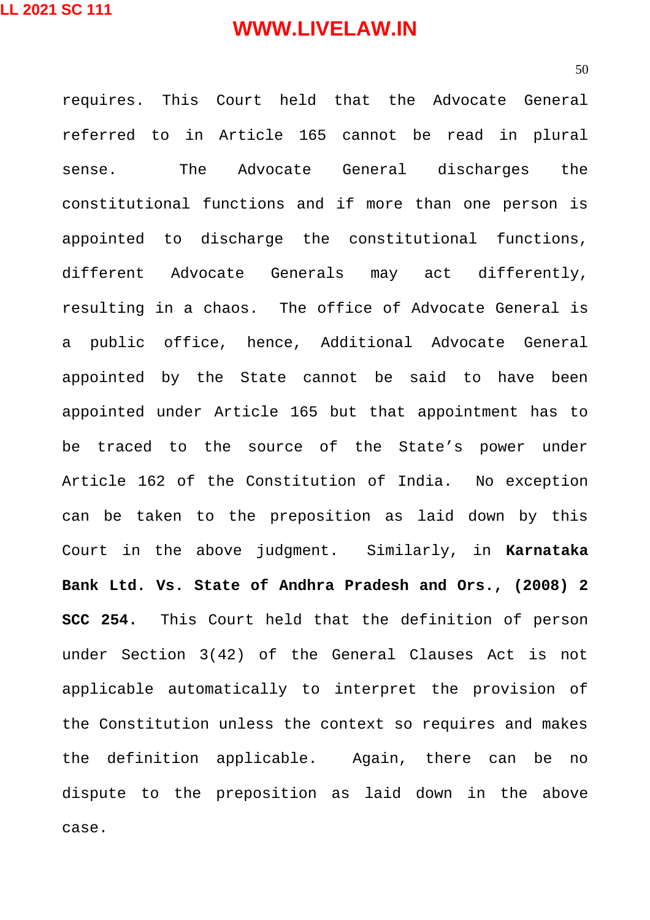requires. This Court held that the Advocate General referred to in Article 165 cannot be read in plural sense. The Advocate General discharges the constitutional functions and if more than one person is appointed to discharge the constitutional functions, different Advocate Generals may act differently, resulting in a chaos. The office of Advocate General is a public office, hence, Additional Advocate General appointed by the State cannot be said to have been appointed under Article 165 but that appointment has to be traced to the source of the State's power under Article 162 of the Constitution of India. No exception can be taken to the preposition as laid down by this Court in the above judgment. Similarly, in **Karnataka Bank Ltd. Vs. State of Andhra Pradesh and Ors., (2008) 2 SCC 254.** This Court held that the definition of person under Section 3(42) of the General Clauses Act is not applicable automatically to interpret the provision of the Constitution unless the context so requires and makes the definition applicable. Again, there can be no dispute to the preposition as laid down in the above case.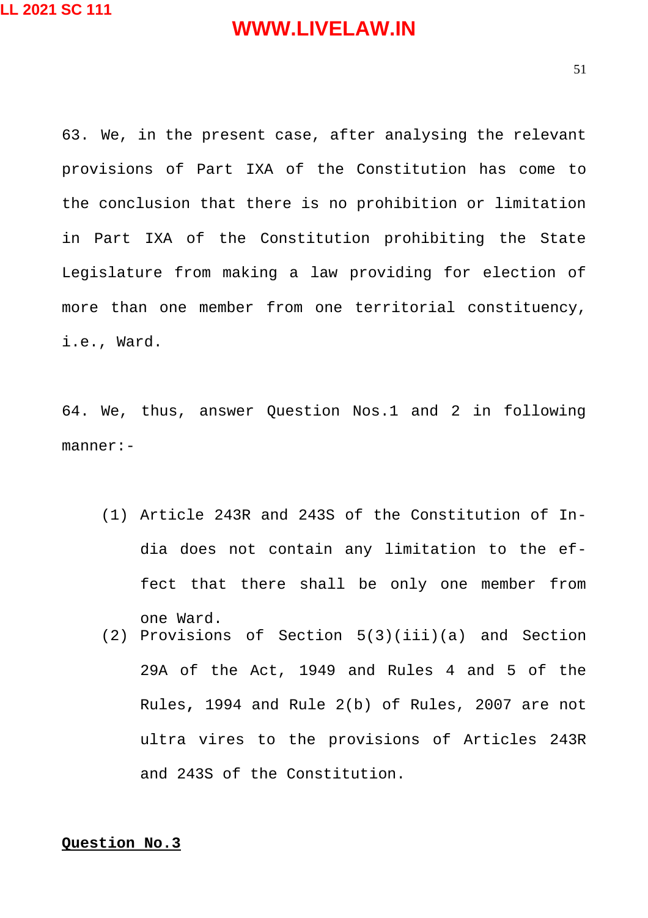63. We, in the present case, after analysing the relevant provisions of Part IXA of the Constitution has come to the conclusion that there is no prohibition or limitation in Part IXA of the Constitution prohibiting the State Legislature from making a law providing for election of more than one member from one territorial constituency, i.e., Ward.

64. We, thus, answer Question Nos.1 and 2 in following manner:-

(1) Article 243R and 243S of the Constitution of India does not contain any limitation to the effect that there shall be only one member from one Ward.

(2) Provisions of Section 5(3)(iii)(a) and Section 29A of the Act, 1949 and Rules 4 and 5 of the Rules, 1994 and Rule 2(b) of Rules, 2007 are not ultra vires to the provisions of Articles 243R and 243S of the Constitution.

**Question No.3**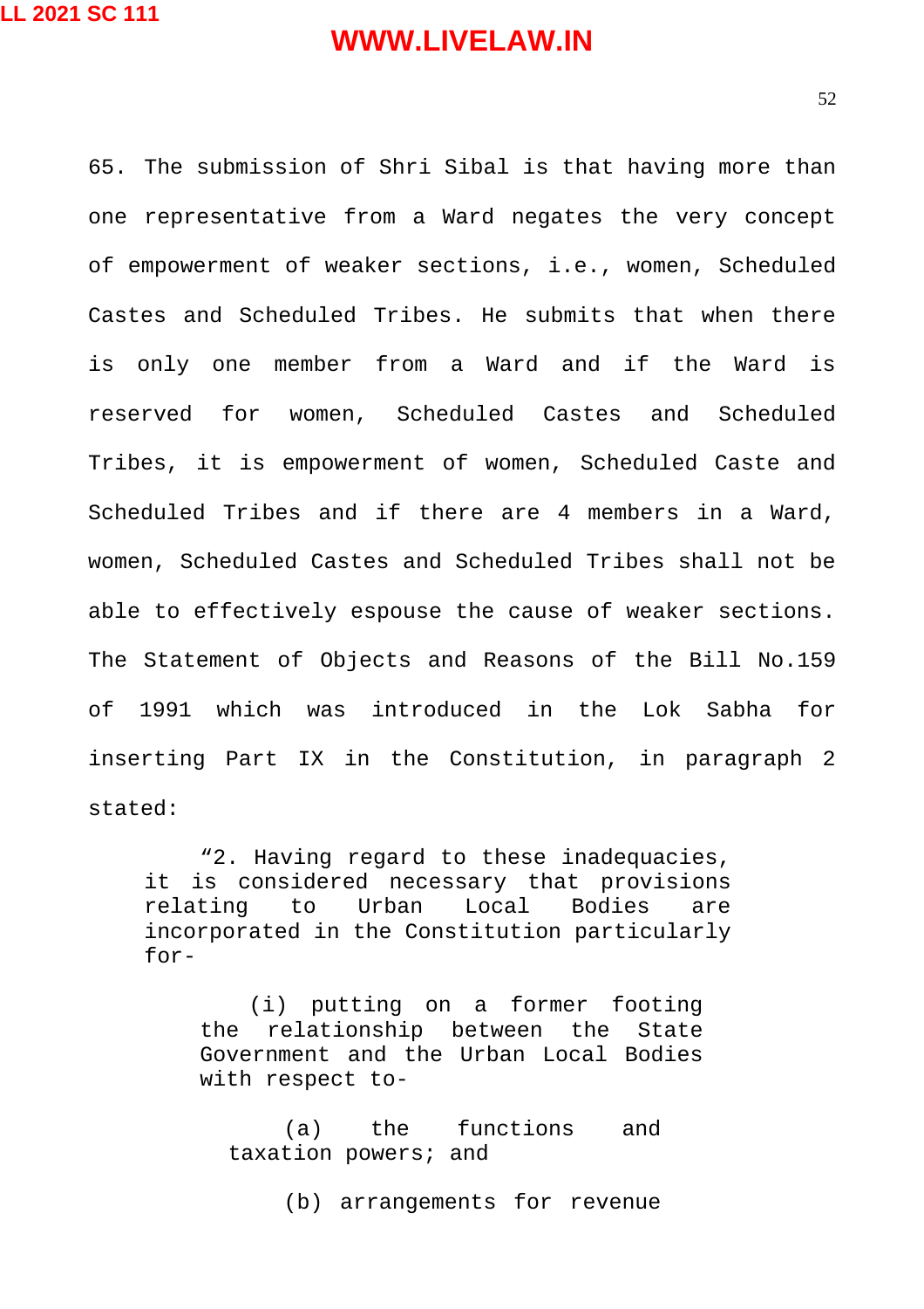65. The submission of Shri Sibal is that having more than one representative from a Ward negates the very concept of empowerment of weaker sections, i.e., women, Scheduled Castes and Scheduled Tribes. He submits that when there is only one member from a Ward and if the Ward is reserved for women, Scheduled Castes and Scheduled Tribes, it is empowerment of women, Scheduled Caste and Scheduled Tribes and if there are 4 members in a Ward, women, Scheduled Castes and Scheduled Tribes shall not be able to effectively espouse the cause of weaker sections. The Statement of Objects and Reasons of the Bill No.159 of 1991 which was introduced in the Lok Sabha for inserting Part IX in the Constitution, in paragraph 2 stated:

> "2. Having regard to these inadequacies, it is considered necessary that provisions relating to Urban Local Bodies are incorporated in the Constitution particularly for-
>
> > (i) putting on a former footing the relationship between the State Government and the Urban Local Bodies with respect to-
> >
> > > (a) the functions and taxation powers; and
> > >
> > > (b) arrangements for revenue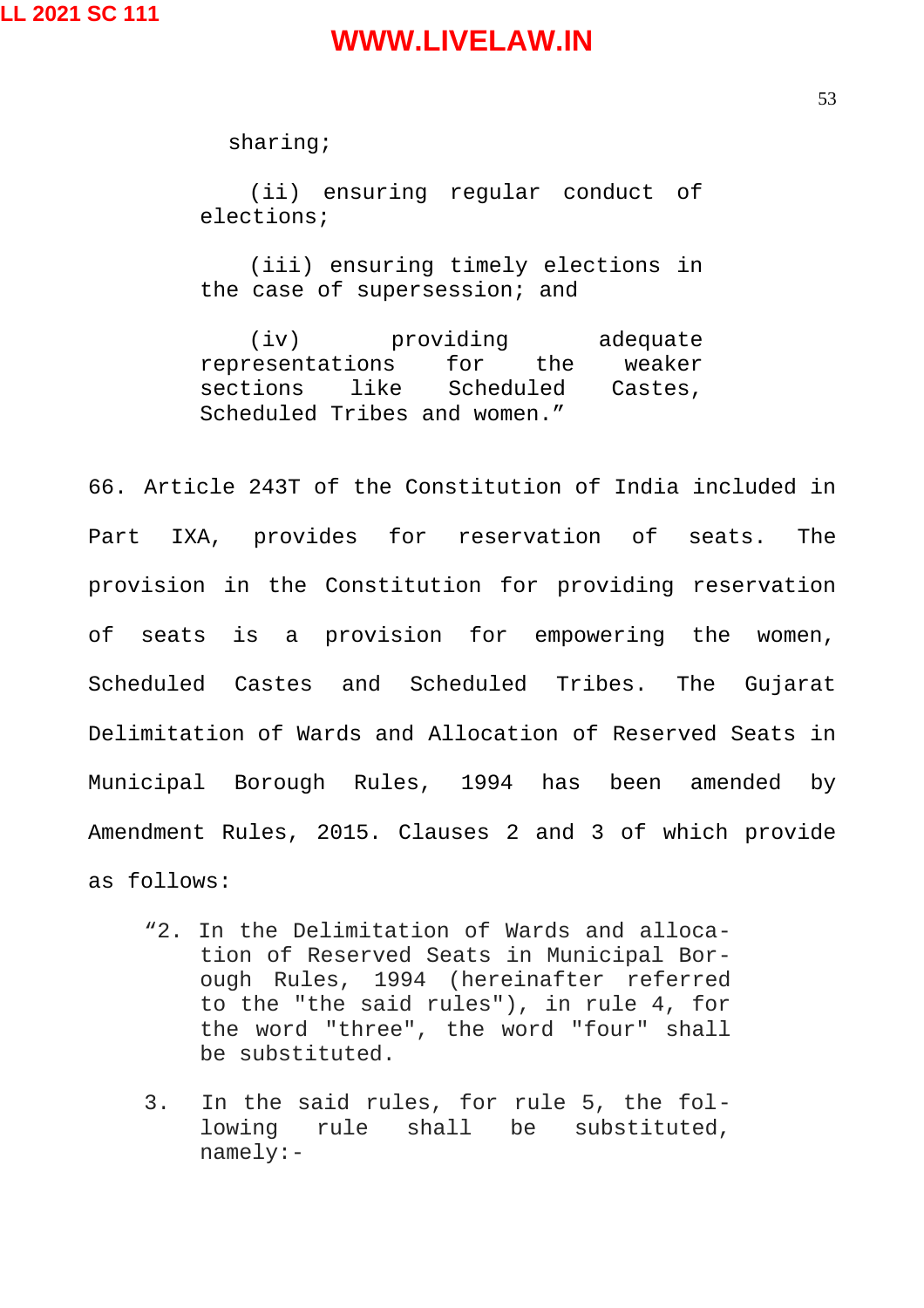> sharing;
>
> (ii) ensuring regular conduct of elections;
>
> (iii) ensuring timely elections in the case of supersession; and
>
> (iv) providing adequate representations for the weaker sections like Scheduled Castes, Scheduled Tribes and women."

66. Article 243T of the Constitution of India included in Part IXA, provides for reservation of seats. The provision in the Constitution for providing reservation of seats is a provision for empowering the women, Scheduled Castes and Scheduled Tribes. The Gujarat Delimitation of Wards and Allocation of Reserved Seats in Municipal Borough Rules, 1994 has been amended by Amendment Rules, 2015. Clauses 2 and 3 of which provide as follows:

> "2. In the Delimitation of Wards and allocation of Reserved Seats in Municipal Borough Rules, 1994 (hereinafter referred to the "the said rules"), in rule 4, for the word "three", the word "four" shall be substituted.
>
> 3. In the said rules, for rule 5, the following rule shall be substituted, namely:-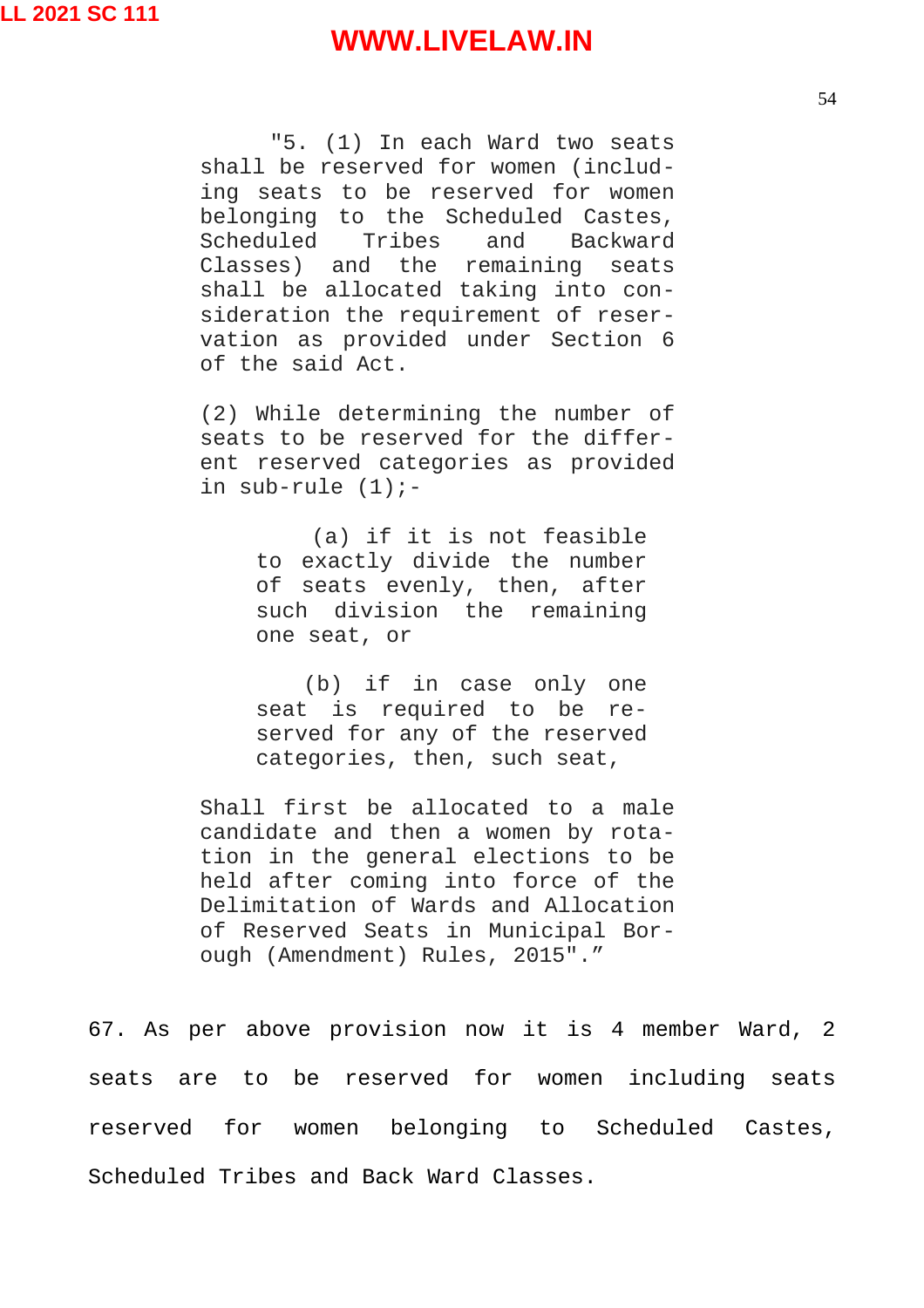> "5. (1) In each Ward two seats shall be reserved for women (including seats to be reserved for women belonging to the Scheduled Castes, Scheduled Tribes and Backward Classes) and the remaining seats shall be allocated taking into consideration the requirement of reservation as provided under Section 6 of the said Act.
>
> (2) While determining the number of seats to be reserved for the different reserved categories as provided in sub-rule (1);-
>
> > (a) if it is not feasible to exactly divide the number of seats evenly, then, after such division the remaining one seat, or
> >
> > (b) if in case only one seat is required to be reserved for any of the reserved categories, then, such seat,
>
> Shall first be allocated to a male candidate and then a women by rotation in the general elections to be held after coming into force of the Delimitation of Wards and Allocation of Reserved Seats in Municipal Borough (Amendment) Rules, 2015"."

67. As per above provision now it is 4 member Ward, 2 seats are to be reserved for women including seats reserved for women belonging to Scheduled Castes, Scheduled Tribes and Back Ward Classes.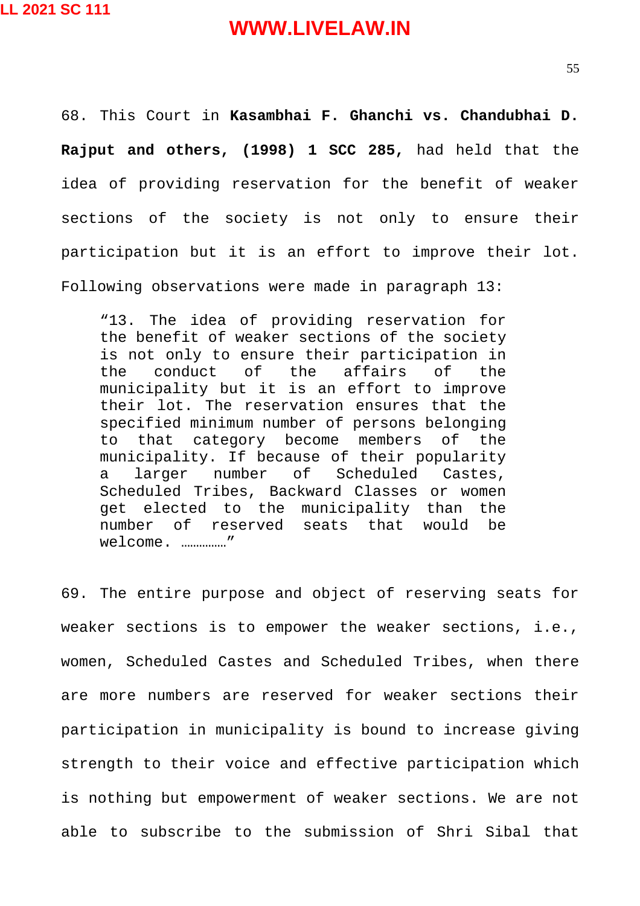68. This Court in **Kasambhai F. Ghanchi vs. Chandubhai D. Rajput and others, (1998) 1 SCC 285,** had held that the idea of providing reservation for the benefit of weaker sections of the society is not only to ensure their participation but it is an effort to improve their lot. Following observations were made in paragraph 13:

> "13. The idea of providing reservation for the benefit of weaker sections of the society is not only to ensure their participation in the conduct of the affairs of the municipality but it is an effort to improve their lot. The reservation ensures that the specified minimum number of persons belonging to that category become members of the municipality. If because of their popularity a larger number of Scheduled Castes, Scheduled Tribes, Backward Classes or women get elected to the municipality than the number of reserved seats that would be welcome. ……………"

69. The entire purpose and object of reserving seats for weaker sections is to empower the weaker sections, i.e., women, Scheduled Castes and Scheduled Tribes, when there are more numbers are reserved for weaker sections their participation in municipality is bound to increase giving strength to their voice and effective participation which is nothing but empowerment of weaker sections. We are not able to subscribe to the submission of Shri Sibal that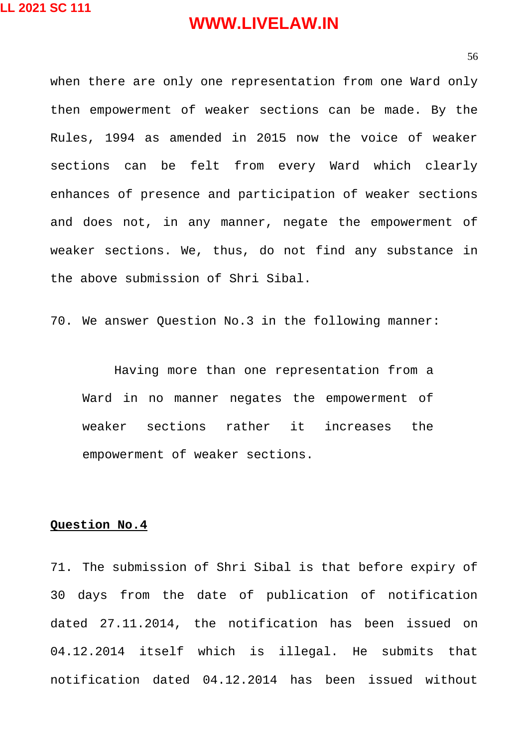when there are only one representation from one Ward only then empowerment of weaker sections can be made. By the Rules, 1994 as amended in 2015 now the voice of weaker sections can be felt from every Ward which clearly enhances of presence and participation of weaker sections and does not, in any manner, negate the empowerment of weaker sections. We, thus, do not find any substance in the above submission of Shri Sibal.

70. We answer Question No.3 in the following manner:

> Having more than one representation from a Ward in no manner negates the empowerment of weaker sections rather it increases the empowerment of weaker sections.

**Question No.4**

71. The submission of Shri Sibal is that before expiry of 30 days from the date of publication of notification dated 27.11.2014, the notification has been issued on 04.12.2014 itself which is illegal. He submits that notification dated 04.12.2014 has been issued without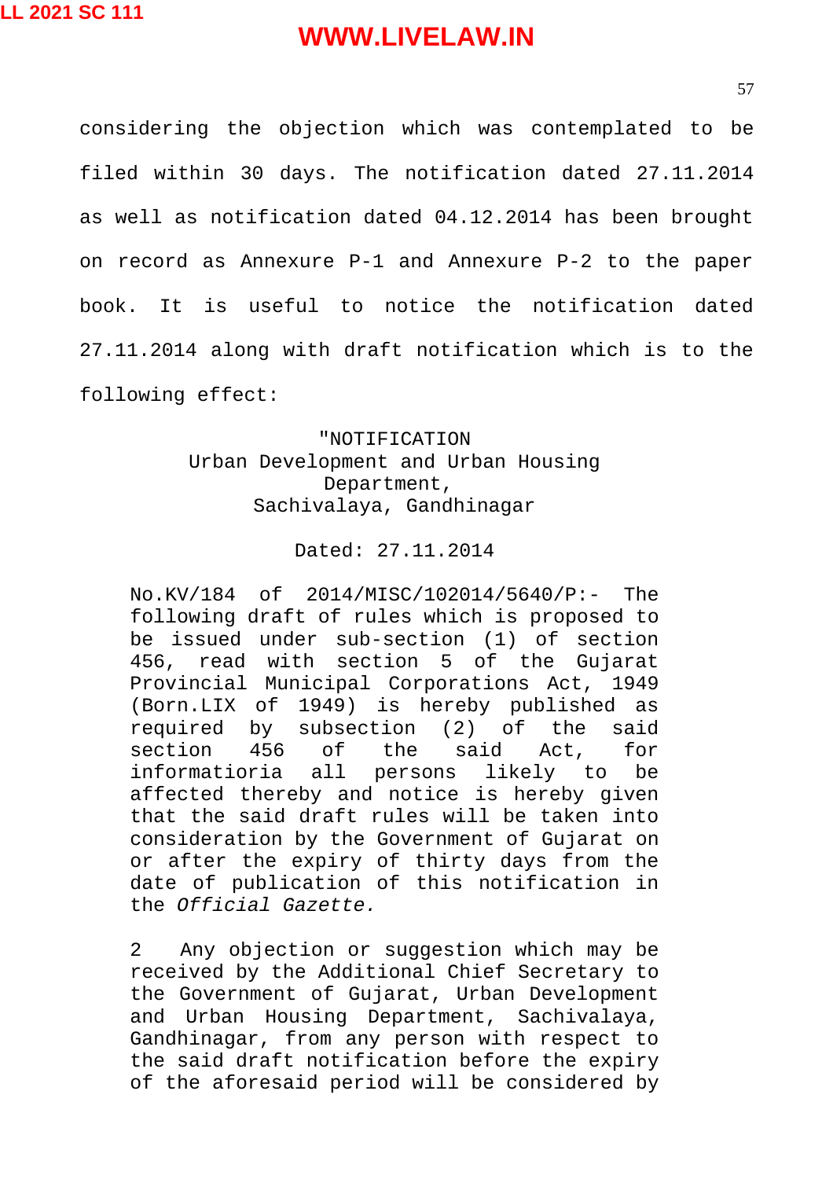considering the objection which was contemplated to be filed within 30 days. The notification dated 27.11.2014 as well as notification dated 04.12.2014 has been brought on record as Annexure P-1 and Annexure P-2 to the paper book. It is useful to notice the notification dated 27.11.2014 along with draft notification which is to the following effect:

> "NOTIFICATION
> Urban Development and Urban Housing Department,
> Sachivalaya, Gandhinagar
>
> Dated: 27.11.2014
>
> No.KV/184 of 2014/MISC/102014/5640/P:- The following draft of rules which is proposed to be issued under sub-section (1) of section 456, read with section 5 of the Gujarat Provincial Municipal Corporations Act, 1949 (Born.LIX of 1949) is hereby published as required by subsection (2) of the said section 456 of the said Act, for informatioria all persons likely to be affected thereby and notice is hereby given that the said draft rules will be taken into consideration by the Government of Gujarat on or after the expiry of thirty days from the date of publication of this notification in the *Official Gazette.*
>
> 2 Any objection or suggestion which may be received by the Additional Chief Secretary to the Government of Gujarat, Urban Development and Urban Housing Department, Sachivalaya, Gandhinagar, from any person with respect to the said draft notification before the expiry of the aforesaid period will be considered by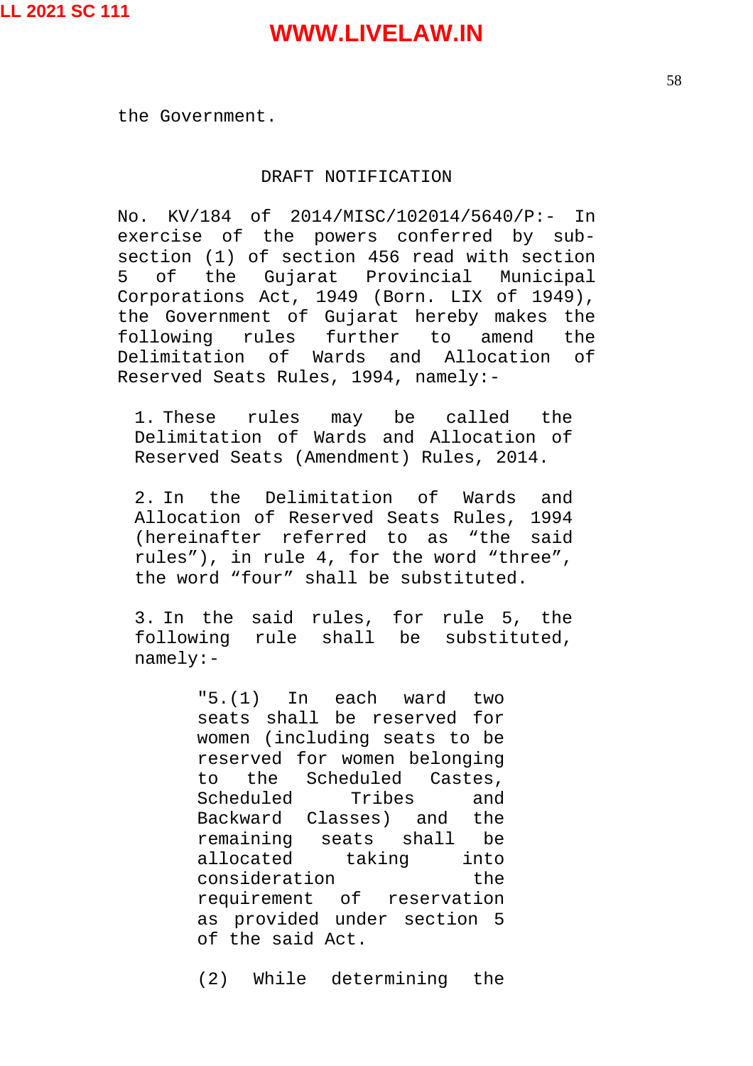the Government.

DRAFT NOTIFICATION

No. KV/184 of 2014/MISC/102014/5640/P:- In exercise of the powers conferred by sub-section (1) of section 456 read with section 5 of the Gujarat Provincial Municipal Corporations Act, 1949 (Born. LIX of 1949), the Government of Gujarat hereby makes the following rules further to amend the Delimitation of Wards and Allocation of Reserved Seats Rules, 1994, namely:-

1. These rules may be called the Delimitation of Wards and Allocation of Reserved Seats (Amendment) Rules, 2014.

2. In the Delimitation of Wards and Allocation of Reserved Seats Rules, 1994 (hereinafter referred to as "the said rules"), in rule 4, for the word "three", the word "four" shall be substituted.

3. In the said rules, for rule 5, the following rule shall be substituted, namely:-

> "5.(1) In each ward two seats shall be reserved for women (including seats to be reserved for women belonging to the Scheduled Castes, Scheduled Tribes and Backward Classes) and the remaining seats shall be allocated taking into consideration the requirement of reservation as provided under section 5 of the said Act.
>
> (2) While determining the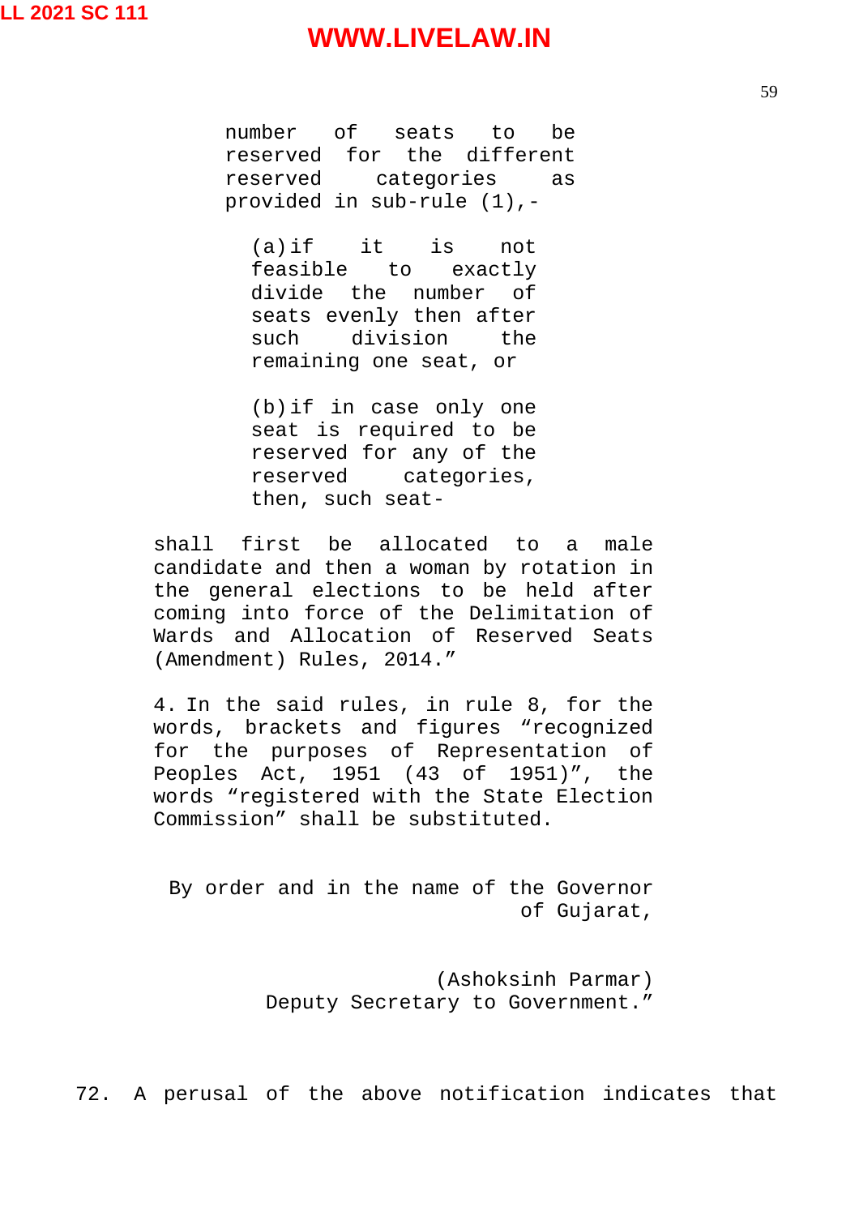number of seats to be reserved for the different reserved categories as provided in sub-rule (1),-

> (a) if it is not feasible to exactly divide the number of seats evenly then after such division the remaining one seat, or
>
> (b) if in case only one seat is required to be reserved for any of the reserved categories, then, such seat-

shall first be allocated to a male candidate and then a woman by rotation in the general elections to be held after coming into force of the Delimitation of Wards and Allocation of Reserved Seats (Amendment) Rules, 2014."

4. In the said rules, in rule 8, for the words, brackets and figures "recognized for the purposes of Representation of Peoples Act, 1951 (43 of 1951)", the words "registered with the State Election Commission" shall be substituted.

By order and in the name of the Governor of Gujarat,

(Ashoksinh Parmar)
Deputy Secretary to Government."

72. A perusal of the above notification indicates that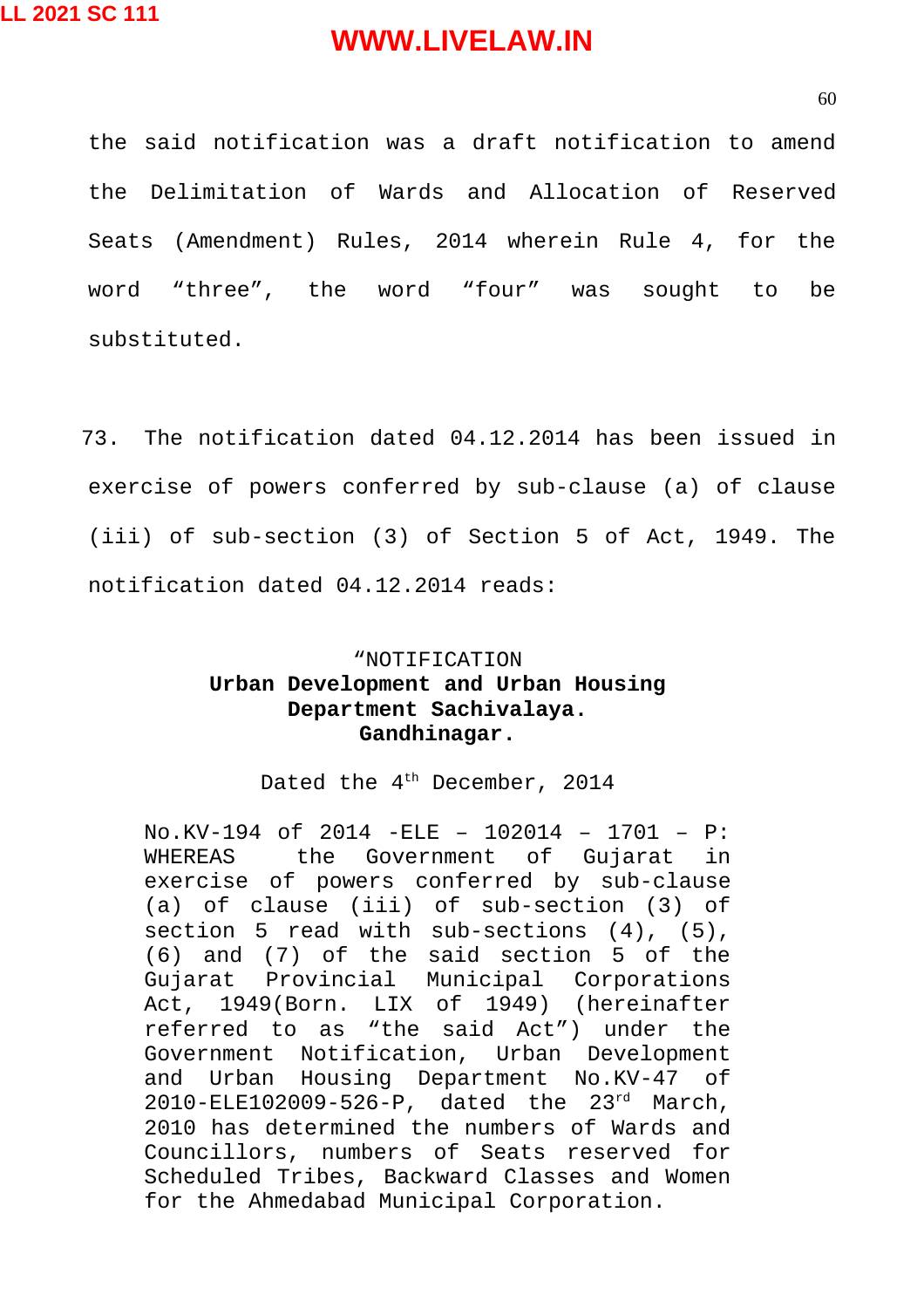the said notification was a draft notification to amend the Delimitation of Wards and Allocation of Reserved Seats (Amendment) Rules, 2014 wherein Rule 4, for the word "three", the word "four" was sought to be substituted.

73. The notification dated 04.12.2014 has been issued in exercise of powers conferred by sub-clause (a) of clause (iii) of sub-section (3) of Section 5 of Act, 1949. The notification dated 04.12.2014 reads:

> "NOTIFICATION
> **Urban Development and Urban Housing Department Sachivalaya. Gandhinagar.**
>
> Dated the 4th December, 2014
>
> No.KV-194 of 2014 -ELE – 102014 – 1701 – P: WHEREAS the Government of Gujarat in exercise of powers conferred by sub-clause (a) of clause (iii) of sub-section (3) of section 5 read with sub-sections (4), (5), (6) and (7) of the said section 5 of the Gujarat Provincial Municipal Corporations Act, 1949(Born. LIX of 1949) (hereinafter referred to as "the said Act") under the Government Notification, Urban Development and Urban Housing Department No.KV-47 of 2010-ELE102009-526-P, dated the 23rd March, 2010 has determined the numbers of Wards and Councillors, numbers of Seats reserved for Scheduled Tribes, Backward Classes and Women for the Ahmedabad Municipal Corporation.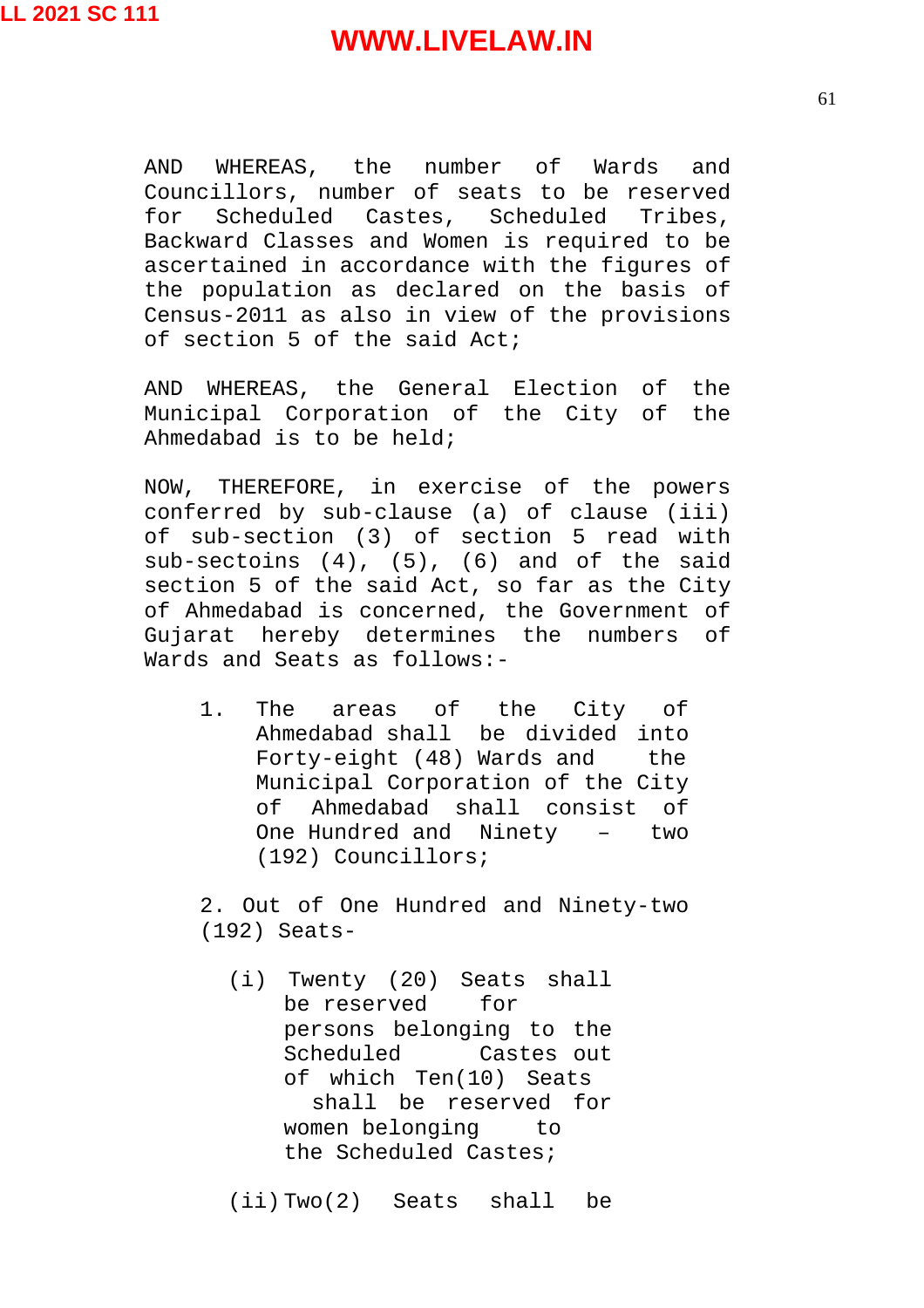AND WHEREAS, the number of Wards and Councillors, number of seats to be reserved for Scheduled Castes, Scheduled Tribes, Backward Classes and Women is required to be ascertained in accordance with the figures of the population as declared on the basis of Census-2011 as also in view of the provisions of section 5 of the said Act;

AND WHEREAS, the General Election of the Municipal Corporation of the City of the Ahmedabad is to be held;

NOW, THEREFORE, in exercise of the powers conferred by sub-clause (a) of clause (iii) of sub-section (3) of section 5 read with sub-sectoins (4), (5), (6) and of the said section 5 of the said Act, so far as the City of Ahmedabad is concerned, the Government of Gujarat hereby determines the numbers of Wards and Seats as follows:-

1. The areas of the City of Ahmedabad shall be divided into Forty-eight (48) Wards and the Municipal Corporation of the City of Ahmedabad shall consist of One Hundred and Ninety – two (192) Councillors;

2. Out of One Hundred and Ninety-two (192) Seats-

   (i) Twenty (20) Seats shall be reserved for persons belonging to the Scheduled Castes out of which Ten(10) Seats shall be reserved for women belonging to the Scheduled Castes;

   (ii) Two(2) Seats shall be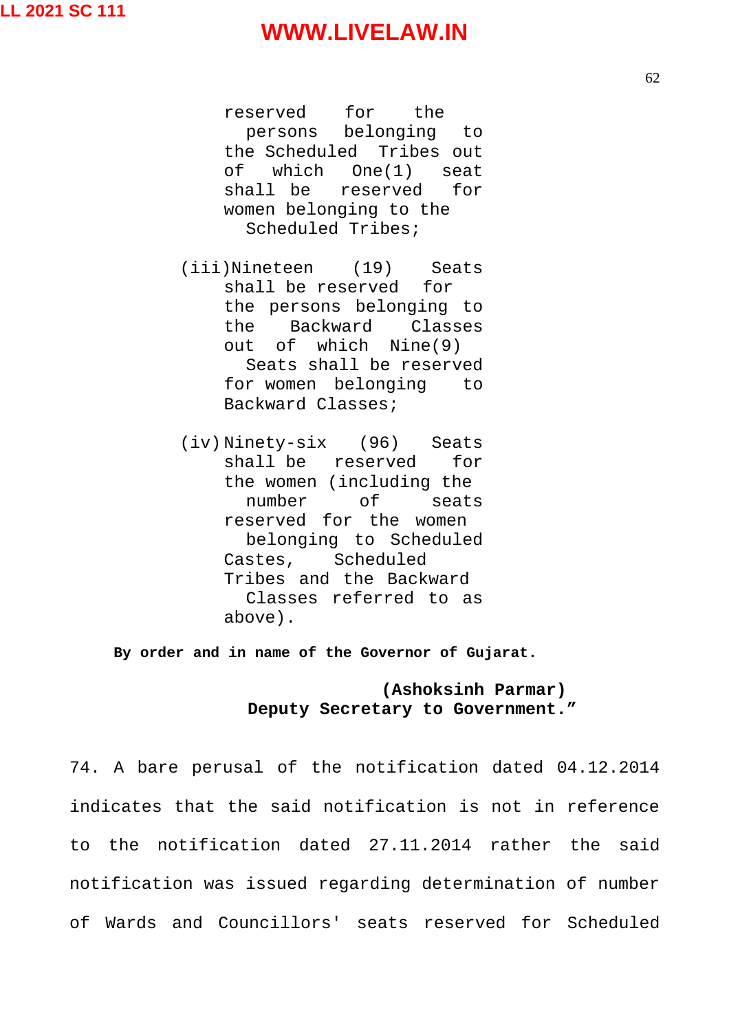reserved for the persons belonging to the Scheduled Tribes out of which One(1) seat shall be reserved for women belonging to the Scheduled Tribes;

(iii) Nineteen (19) Seats shall be reserved for the persons belonging to the Backward Classes out of which Nine(9) Seats shall be reserved for women belonging to Backward Classes;

(iv) Ninety-six (96) Seats shall be reserved for the women (including the number of seats reserved for the women belonging to Scheduled Castes, Scheduled Tribes and the Backward Classes referred to as above).

**By order and in name of the Governor of Gujarat.**

**(Ashoksinh Parmar)**
**Deputy Secretary to Government."**

74. A bare perusal of the notification dated 04.12.2014 indicates that the said notification is not in reference to the notification dated 27.11.2014 rather the said notification was issued regarding determination of number of Wards and Councillors' seats reserved for Scheduled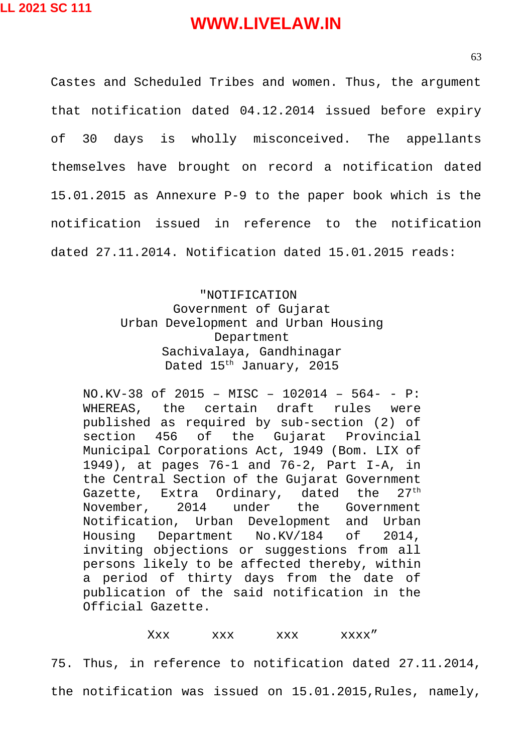Castes and Scheduled Tribes and women. Thus, the argument that notification dated 04.12.2014 issued before expiry of 30 days is wholly misconceived. The appellants themselves have brought on record a notification dated 15.01.2015 as Annexure P-9 to the paper book which is the notification issued in reference to the notification dated 27.11.2014. Notification dated 15.01.2015 reads:

> "NOTIFICATION
> Government of Gujarat
> Urban Development and Urban Housing Department
> Sachivalaya, Gandhinagar
> Dated 15th January, 2015
>
> NO.KV-38 of 2015 – MISC – 102014 – 564- - P: WHEREAS, the certain draft rules were published as required by sub-section (2) of section 456 of the Gujarat Provincial Municipal Corporations Act, 1949 (Bom. LIX of 1949), at pages 76-1 and 76-2, Part I-A, in the Central Section of the Gujarat Government Gazette, Extra Ordinary, dated the 27th November, 2014 under the Government Notification, Urban Development and Urban Housing Department No.KV/184 of 2014, inviting objections or suggestions from all persons likely to be affected thereby, within a period of thirty days from the date of publication of the said notification in the Official Gazette.
>
> Xxx xxx xxx xxxx"

75. Thus, in reference to notification dated 27.11.2014, the notification was issued on 15.01.2015,Rules, namely,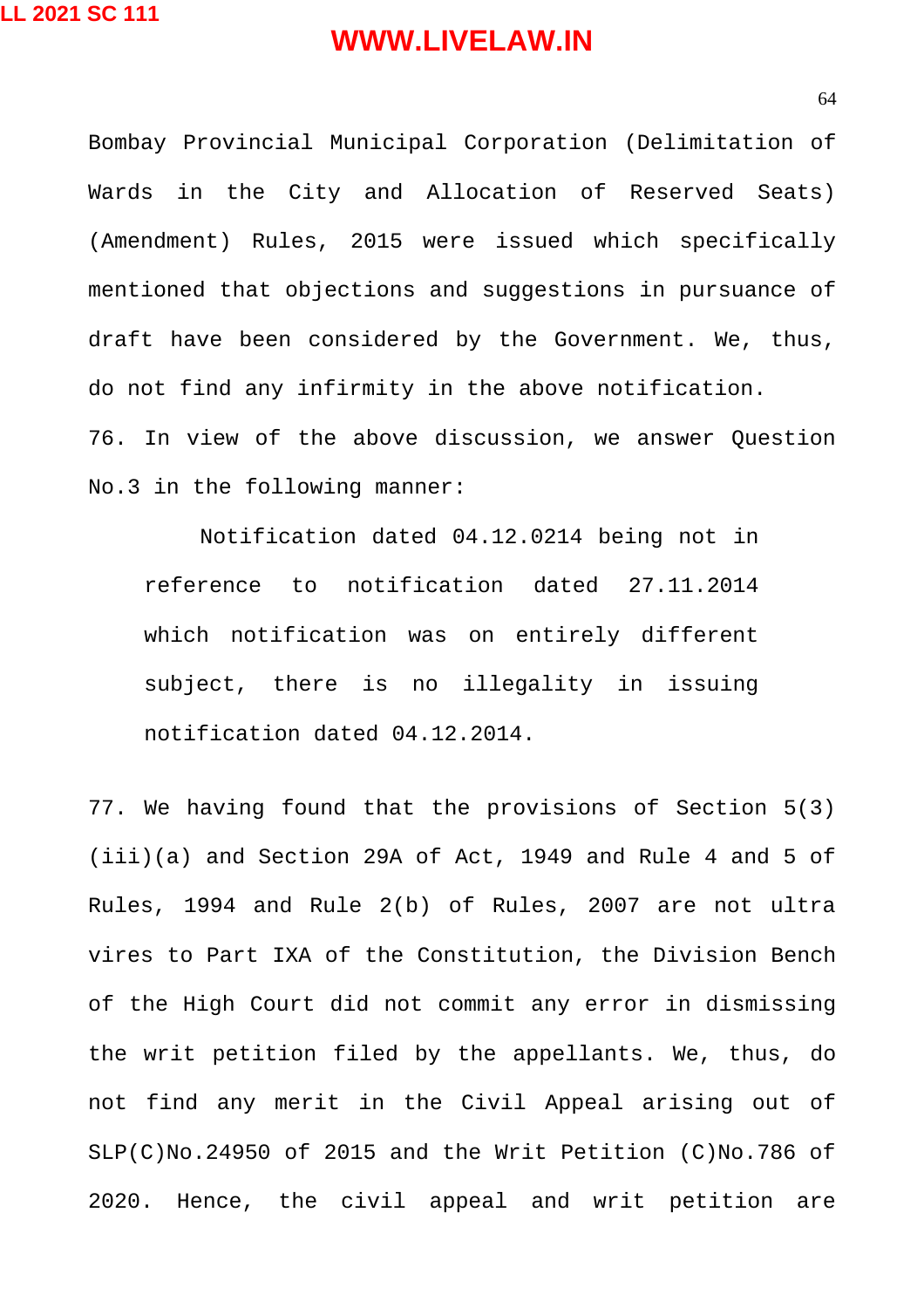Bombay Provincial Municipal Corporation (Delimitation of Wards in the City and Allocation of Reserved Seats) (Amendment) Rules, 2015 were issued which specifically mentioned that objections and suggestions in pursuance of draft have been considered by the Government. We, thus, do not find any infirmity in the above notification.

76. In view of the above discussion, we answer Question No.3 in the following manner:

> Notification dated 04.12.0214 being not in reference to notification dated 27.11.2014 which notification was on entirely different subject, there is no illegality in issuing notification dated 04.12.2014.

77. We having found that the provisions of Section 5(3)(iii)(a) and Section 29A of Act, 1949 and Rule 4 and 5 of Rules, 1994 and Rule 2(b) of Rules, 2007 are not ultra vires to Part IXA of the Constitution, the Division Bench of the High Court did not commit any error in dismissing the writ petition filed by the appellants. We, thus, do not find any merit in the Civil Appeal arising out of SLP(C)No.24950 of 2015 and the Writ Petition (C)No.786 of 2020. Hence, the civil appeal and writ petition are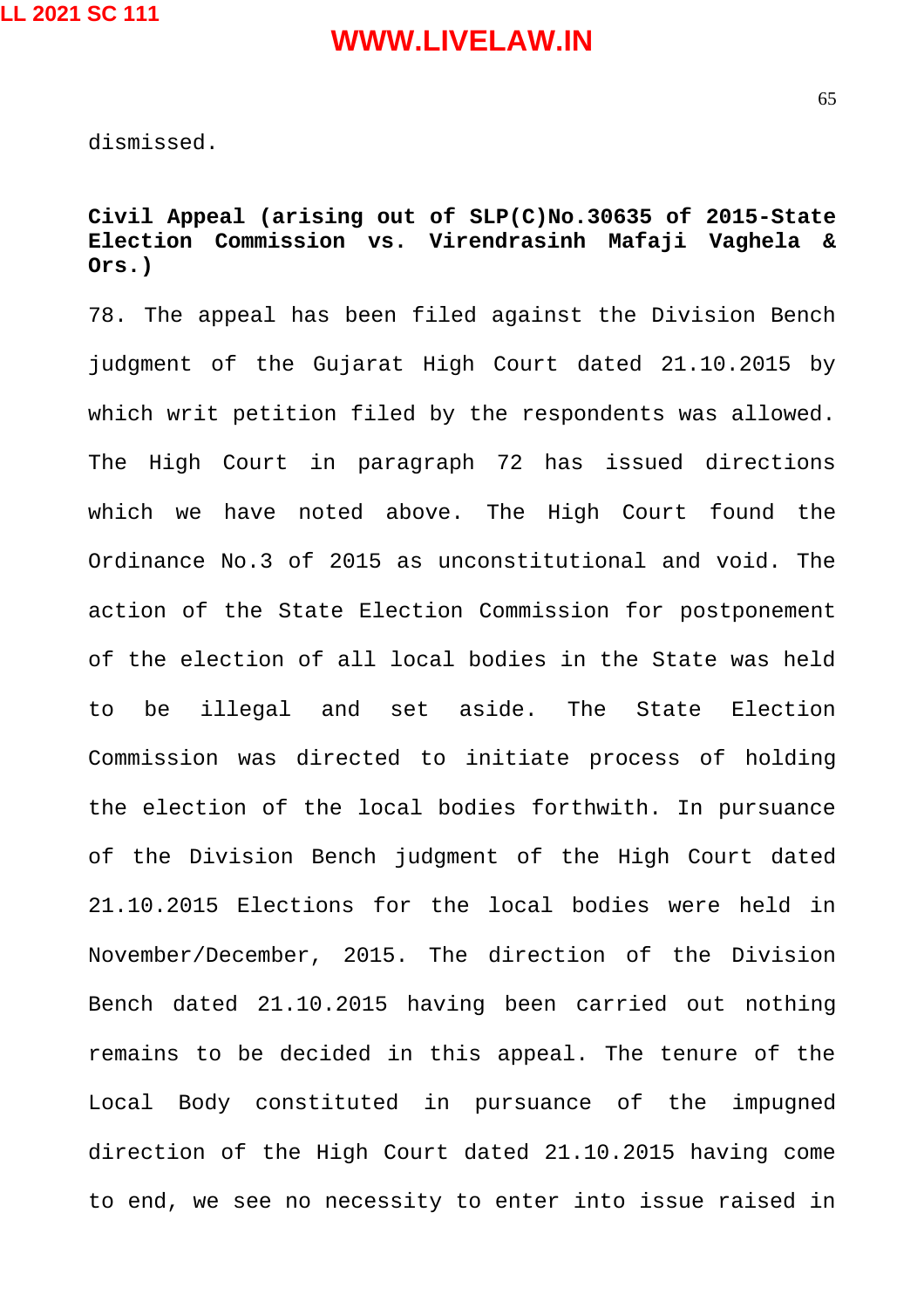dismissed.

**Civil Appeal (arising out of SLP(C)No.30635 of 2015-State Election Commission vs. Virendrasinh Mafaji Vaghela & Ors.)**

78. The appeal has been filed against the Division Bench judgment of the Gujarat High Court dated 21.10.2015 by which writ petition filed by the respondents was allowed. The High Court in paragraph 72 has issued directions which we have noted above. The High Court found the Ordinance No.3 of 2015 as unconstitutional and void. The action of the State Election Commission for postponement of the election of all local bodies in the State was held to be illegal and set aside. The State Election Commission was directed to initiate process of holding the election of the local bodies forthwith. In pursuance of the Division Bench judgment of the High Court dated 21.10.2015 Elections for the local bodies were held in November/December, 2015. The direction of the Division Bench dated 21.10.2015 having been carried out nothing remains to be decided in this appeal. The tenure of the Local Body constituted in pursuance of the impugned direction of the High Court dated 21.10.2015 having come to end, we see no necessity to enter into issue raised in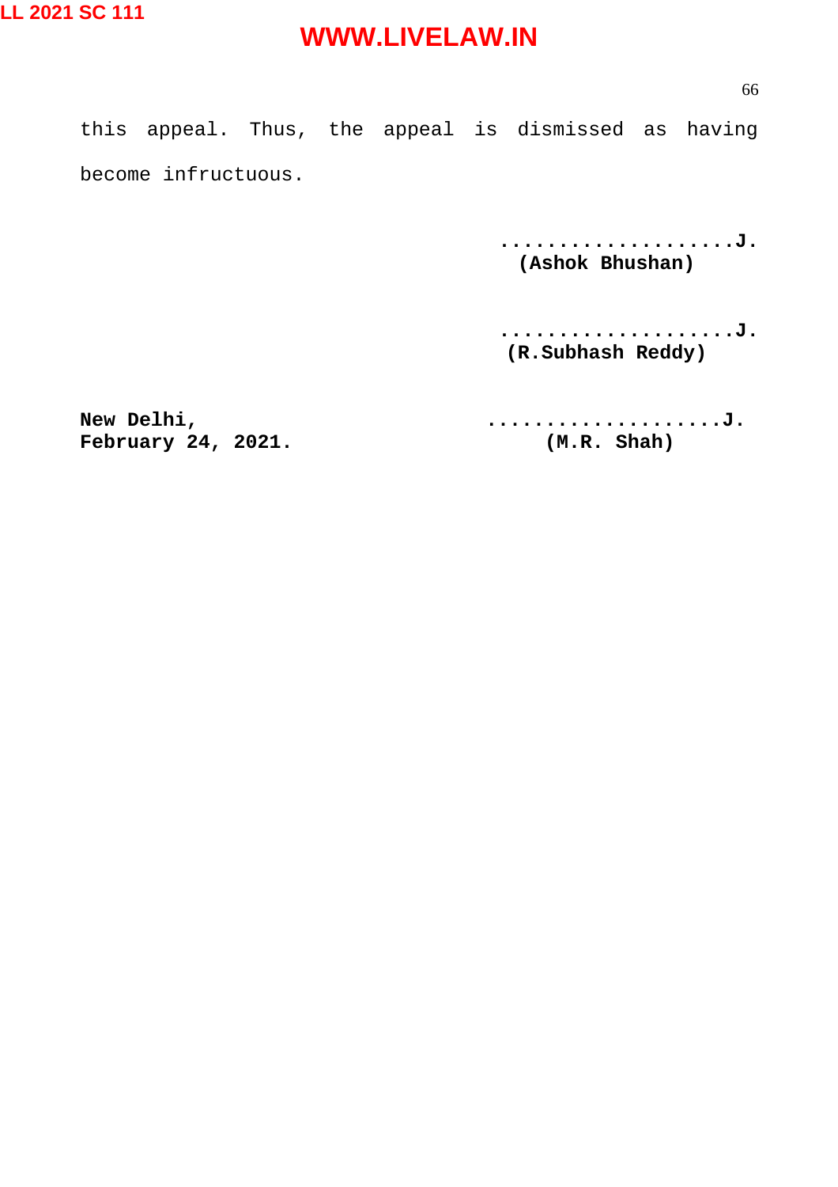this appeal. Thus, the appeal is dismissed as having become infructuous.

**....................J.**
**(Ashok Bhushan)**

**....................J.**
**(R.Subhash Reddy)**

**New Delhi,**
**February 24, 2021.**

**....................J.**
**(M.R. Shah)**